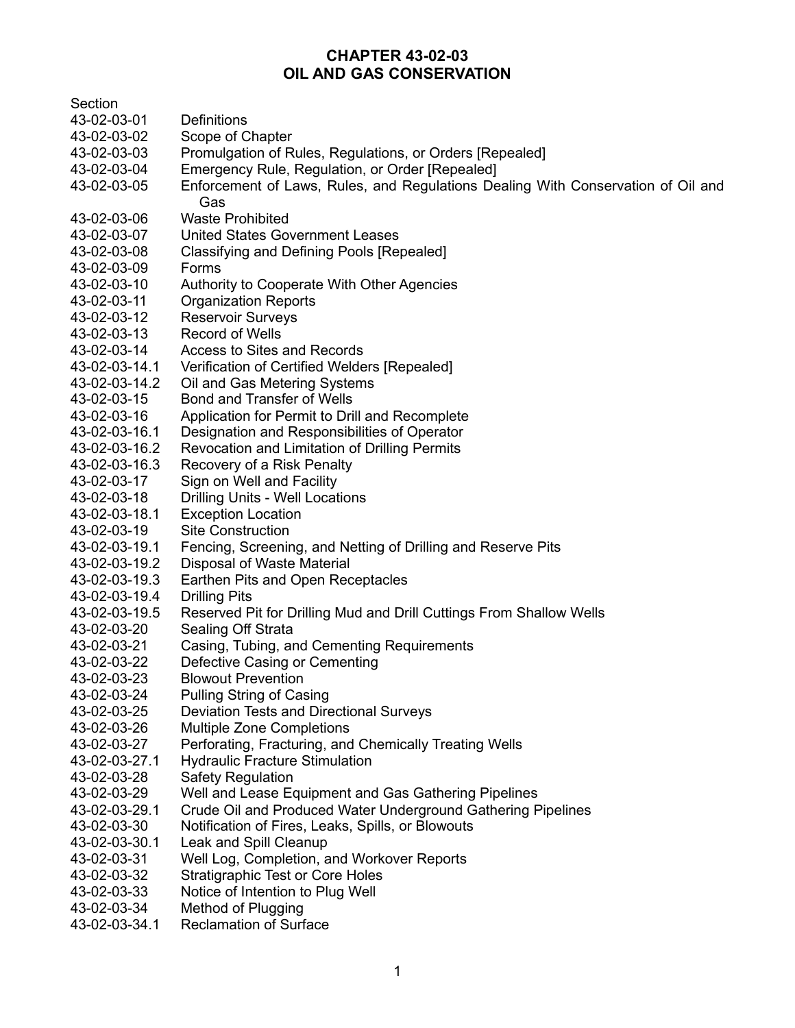# CHAPTER 43-02-03
# OIL AND GAS CONSERVATION

| Section | |
|---|---|
| 43-02-03-01 | Definitions |
| 43-02-03-02 | Scope of Chapter |
| 43-02-03-03 | Promulgation of Rules, Regulations, or Orders [Repealed] |
| 43-02-03-04 | Emergency Rule, Regulation, or Order [Repealed] |
| 43-02-03-05 | Enforcement of Laws, Rules, and Regulations Dealing With Conservation of Oil and Gas |
| 43-02-03-06 | Waste Prohibited |
| 43-02-03-07 | United States Government Leases |
| 43-02-03-08 | Classifying and Defining Pools [Repealed] |
| 43-02-03-09 | Forms |
| 43-02-03-10 | Authority to Cooperate With Other Agencies |
| 43-02-03-11 | Organization Reports |
| 43-02-03-12 | Reservoir Surveys |
| 43-02-03-13 | Record of Wells |
| 43-02-03-14 | Access to Sites and Records |
| 43-02-03-14.1 | Verification of Certified Welders [Repealed] |
| 43-02-03-14.2 | Oil and Gas Metering Systems |
| 43-02-03-15 | Bond and Transfer of Wells |
| 43-02-03-16 | Application for Permit to Drill and Recomplete |
| 43-02-03-16.1 | Designation and Responsibilities of Operator |
| 43-02-03-16.2 | Revocation and Limitation of Drilling Permits |
| 43-02-03-16.3 | Recovery of a Risk Penalty |
| 43-02-03-17 | Sign on Well and Facility |
| 43-02-03-18 | Drilling Units - Well Locations |
| 43-02-03-18.1 | Exception Location |
| 43-02-03-19 | Site Construction |
| 43-02-03-19.1 | Fencing, Screening, and Netting of Drilling and Reserve Pits |
| 43-02-03-19.2 | Disposal of Waste Material |
| 43-02-03-19.3 | Earthen Pits and Open Receptacles |
| 43-02-03-19.4 | Drilling Pits |
| 43-02-03-19.5 | Reserved Pit for Drilling Mud and Drill Cuttings From Shallow Wells |
| 43-02-03-20 | Sealing Off Strata |
| 43-02-03-21 | Casing, Tubing, and Cementing Requirements |
| 43-02-03-22 | Defective Casing or Cementing |
| 43-02-03-23 | Blowout Prevention |
| 43-02-03-24 | Pulling String of Casing |
| 43-02-03-25 | Deviation Tests and Directional Surveys |
| 43-02-03-26 | Multiple Zone Completions |
| 43-02-03-27 | Perforating, Fracturing, and Chemically Treating Wells |
| 43-02-03-27.1 | Hydraulic Fracture Stimulation |
| 43-02-03-28 | Safety Regulation |
| 43-02-03-29 | Well and Lease Equipment and Gas Gathering Pipelines |
| 43-02-03-29.1 | Crude Oil and Produced Water Underground Gathering Pipelines |
| 43-02-03-30 | Notification of Fires, Leaks, Spills, or Blowouts |
| 43-02-03-30.1 | Leak and Spill Cleanup |
| 43-02-03-31 | Well Log, Completion, and Workover Reports |
| 43-02-03-32 | Stratigraphic Test or Core Holes |
| 43-02-03-33 | Notice of Intention to Plug Well |
| 43-02-03-34 | Method of Plugging |
| 43-02-03-34.1 | Reclamation of Surface |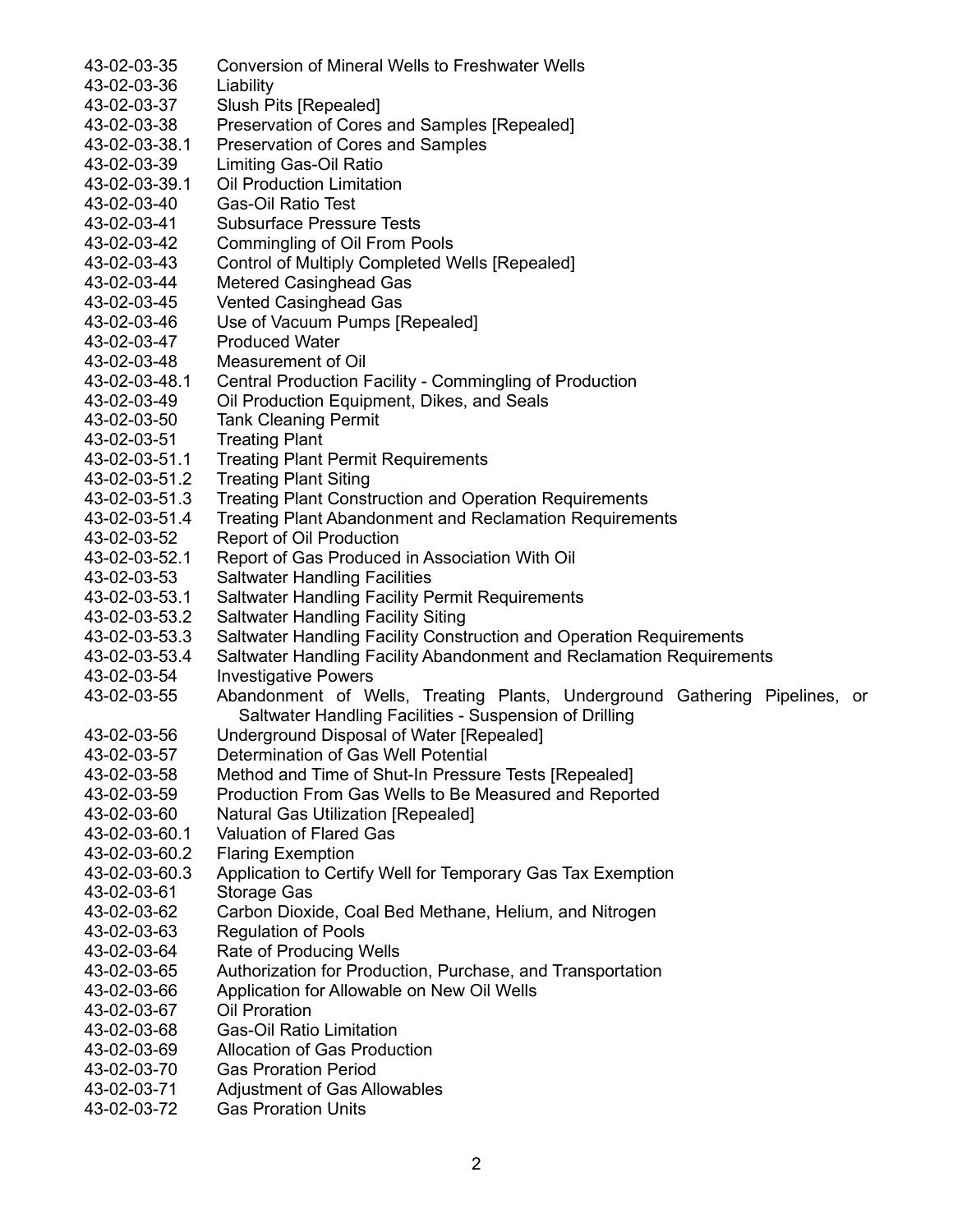| | |
|---|---|
| 43-02-03-35 | Conversion of Mineral Wells to Freshwater Wells |
| 43-02-03-36 | Liability |
| 43-02-03-37 | Slush Pits [Repealed] |
| 43-02-03-38 | Preservation of Cores and Samples [Repealed] |
| 43-02-03-38.1 | Preservation of Cores and Samples |
| 43-02-03-39 | Limiting Gas-Oil Ratio |
| 43-02-03-39.1 | Oil Production Limitation |
| 43-02-03-40 | Gas-Oil Ratio Test |
| 43-02-03-41 | Subsurface Pressure Tests |
| 43-02-03-42 | Commingling of Oil From Pools |
| 43-02-03-43 | Control of Multiply Completed Wells [Repealed] |
| 43-02-03-44 | Metered Casinghead Gas |
| 43-02-03-45 | Vented Casinghead Gas |
| 43-02-03-46 | Use of Vacuum Pumps [Repealed] |
| 43-02-03-47 | Produced Water |
| 43-02-03-48 | Measurement of Oil |
| 43-02-03-48.1 | Central Production Facility - Commingling of Production |
| 43-02-03-49 | Oil Production Equipment, Dikes, and Seals |
| 43-02-03-50 | Tank Cleaning Permit |
| 43-02-03-51 | Treating Plant |
| 43-02-03-51.1 | Treating Plant Permit Requirements |
| 43-02-03-51.2 | Treating Plant Siting |
| 43-02-03-51.3 | Treating Plant Construction and Operation Requirements |
| 43-02-03-51.4 | Treating Plant Abandonment and Reclamation Requirements |
| 43-02-03-52 | Report of Oil Production |
| 43-02-03-52.1 | Report of Gas Produced in Association With Oil |
| 43-02-03-53 | Saltwater Handling Facilities |
| 43-02-03-53.1 | Saltwater Handling Facility Permit Requirements |
| 43-02-03-53.2 | Saltwater Handling Facility Siting |
| 43-02-03-53.3 | Saltwater Handling Facility Construction and Operation Requirements |
| 43-02-03-53.4 | Saltwater Handling Facility Abandonment and Reclamation Requirements |
| 43-02-03-54 | Investigative Powers |
| 43-02-03-55 | Abandonment of Wells, Treating Plants, Underground Gathering Pipelines, or Saltwater Handling Facilities - Suspension of Drilling |
| 43-02-03-56 | Underground Disposal of Water [Repealed] |
| 43-02-03-57 | Determination of Gas Well Potential |
| 43-02-03-58 | Method and Time of Shut-In Pressure Tests [Repealed] |
| 43-02-03-59 | Production From Gas Wells to Be Measured and Reported |
| 43-02-03-60 | Natural Gas Utilization [Repealed] |
| 43-02-03-60.1 | Valuation of Flared Gas |
| 43-02-03-60.2 | Flaring Exemption |
| 43-02-03-60.3 | Application to Certify Well for Temporary Gas Tax Exemption |
| 43-02-03-61 | Storage Gas |
| 43-02-03-62 | Carbon Dioxide, Coal Bed Methane, Helium, and Nitrogen |
| 43-02-03-63 | Regulation of Pools |
| 43-02-03-64 | Rate of Producing Wells |
| 43-02-03-65 | Authorization for Production, Purchase, and Transportation |
| 43-02-03-66 | Application for Allowable on New Oil Wells |
| 43-02-03-67 | Oil Proration |
| 43-02-03-68 | Gas-Oil Ratio Limitation |
| 43-02-03-69 | Allocation of Gas Production |
| 43-02-03-70 | Gas Proration Period |
| 43-02-03-71 | Adjustment of Gas Allowables |
| 43-02-03-72 | Gas Proration Units |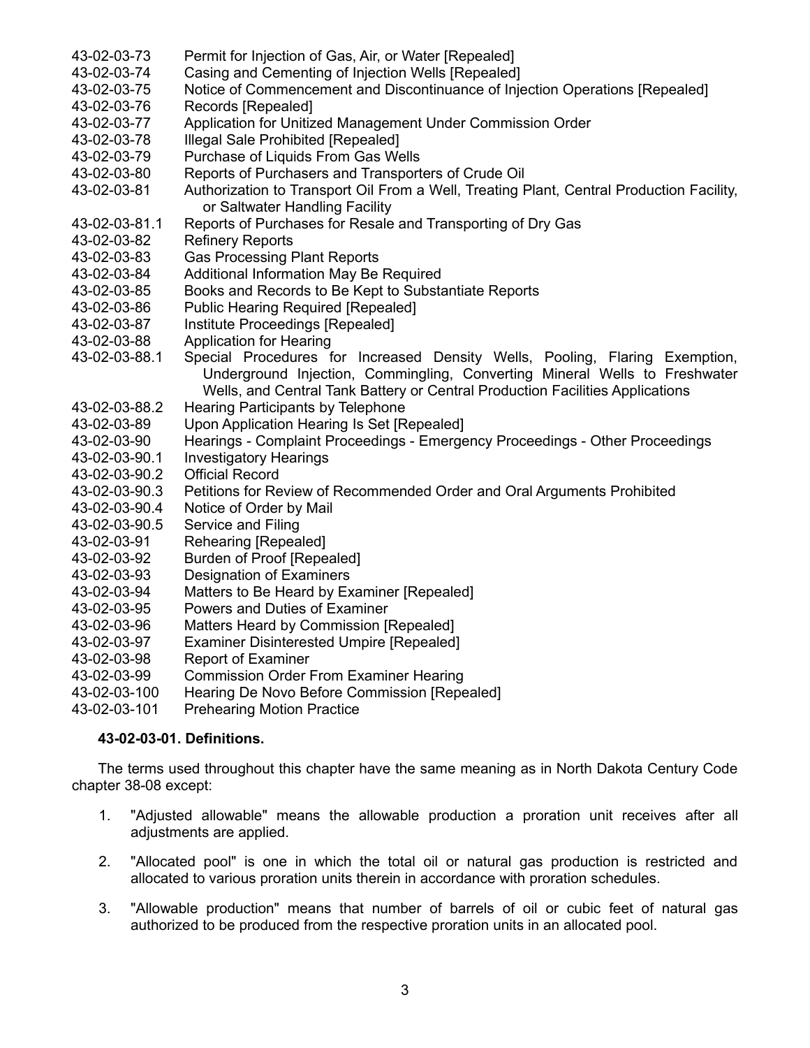43-02-03-73 Permit for Injection of Gas, Air, or Water [Repealed]
43-02-03-74 Casing and Cementing of Injection Wells [Repealed]
43-02-03-75 Notice of Commencement and Discontinuance of Injection Operations [Repealed]
43-02-03-76 Records [Repealed]
43-02-03-77 Application for Unitized Management Under Commission Order
43-02-03-78 Illegal Sale Prohibited [Repealed]
43-02-03-79 Purchase of Liquids From Gas Wells
43-02-03-80 Reports of Purchasers and Transporters of Crude Oil
43-02-03-81 Authorization to Transport Oil From a Well, Treating Plant, Central Production Facility, or Saltwater Handling Facility
43-02-03-81.1 Reports of Purchases for Resale and Transporting of Dry Gas
43-02-03-82 Refinery Reports
43-02-03-83 Gas Processing Plant Reports
43-02-03-84 Additional Information May Be Required
43-02-03-85 Books and Records to Be Kept to Substantiate Reports
43-02-03-86 Public Hearing Required [Repealed]
43-02-03-87 Institute Proceedings [Repealed]
43-02-03-88 Application for Hearing
43-02-03-88.1 Special Procedures for Increased Density Wells, Pooling, Flaring Exemption, Underground Injection, Commingling, Converting Mineral Wells to Freshwater Wells, and Central Tank Battery or Central Production Facilities Applications
43-02-03-88.2 Hearing Participants by Telephone
43-02-03-89 Upon Application Hearing Is Set [Repealed]
43-02-03-90 Hearings - Complaint Proceedings - Emergency Proceedings - Other Proceedings
43-02-03-90.1 Investigatory Hearings
43-02-03-90.2 Official Record
43-02-03-90.3 Petitions for Review of Recommended Order and Oral Arguments Prohibited
43-02-03-90.4 Notice of Order by Mail
43-02-03-90.5 Service and Filing
43-02-03-91 Rehearing [Repealed]
43-02-03-92 Burden of Proof [Repealed]
43-02-03-93 Designation of Examiners
43-02-03-94 Matters to Be Heard by Examiner [Repealed]
43-02-03-95 Powers and Duties of Examiner
43-02-03-96 Matters Heard by Commission [Repealed]
43-02-03-97 Examiner Disinterested Umpire [Repealed]
43-02-03-98 Report of Examiner
43-02-03-99 Commission Order From Examiner Hearing
43-02-03-100 Hearing De Novo Before Commission [Repealed]
43-02-03-101 Prehearing Motion Practice

**43-02-03-01. Definitions.**

The terms used throughout this chapter have the same meaning as in North Dakota Century Code chapter 38-08 except:

1. "Adjusted allowable" means the allowable production a proration unit receives after all adjustments are applied.

2. "Allocated pool" is one in which the total oil or natural gas production is restricted and allocated to various proration units therein in accordance with proration schedules.

3. "Allowable production" means that number of barrels of oil or cubic feet of natural gas authorized to be produced from the respective proration units in an allocated pool.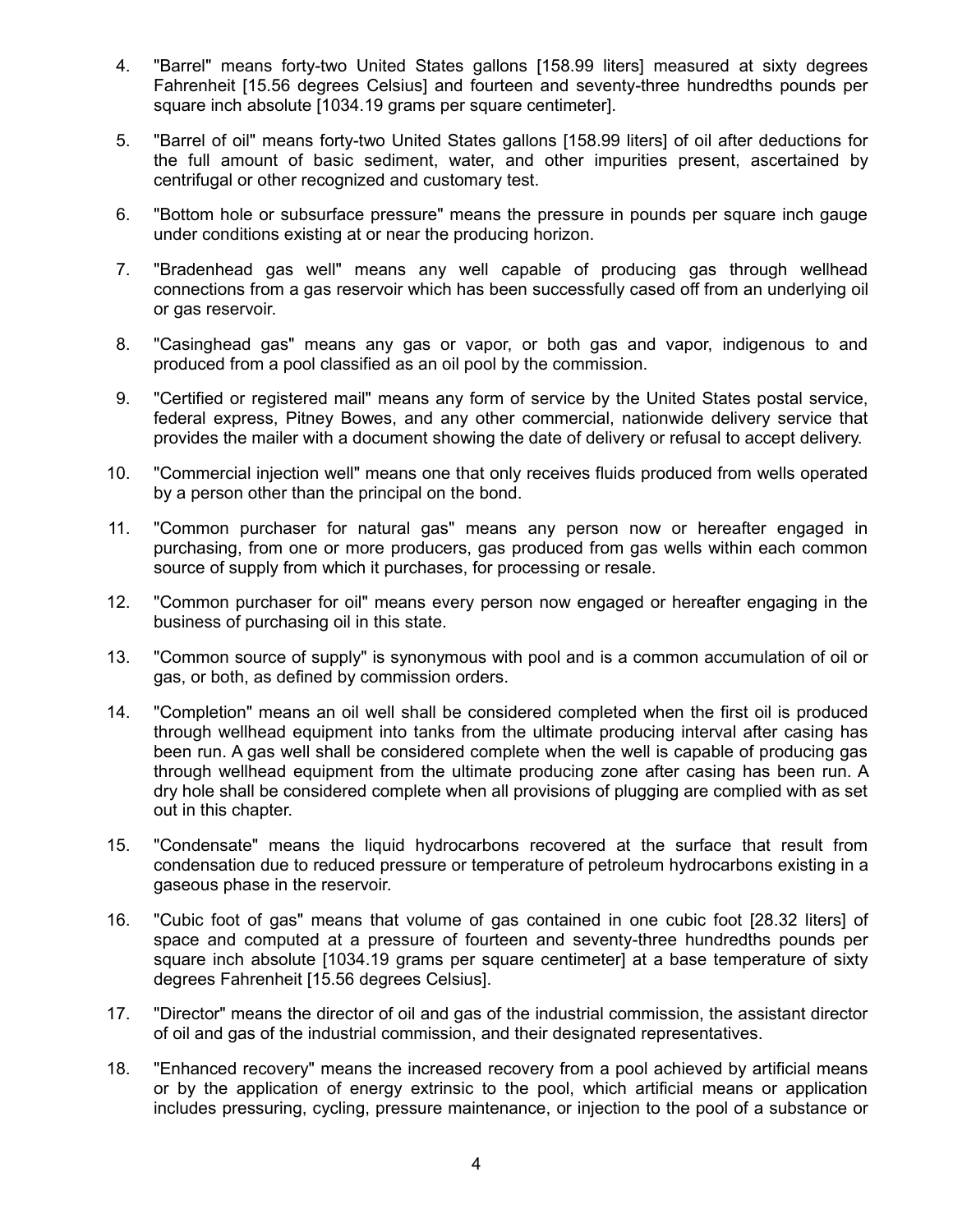4. "Barrel" means forty-two United States gallons [158.99 liters] measured at sixty degrees Fahrenheit [15.56 degrees Celsius] and fourteen and seventy-three hundredths pounds per square inch absolute [1034.19 grams per square centimeter].

5. "Barrel of oil" means forty-two United States gallons [158.99 liters] of oil after deductions for the full amount of basic sediment, water, and other impurities present, ascertained by centrifugal or other recognized and customary test.

6. "Bottom hole or subsurface pressure" means the pressure in pounds per square inch gauge under conditions existing at or near the producing horizon.

7. "Bradenhead gas well" means any well capable of producing gas through wellhead connections from a gas reservoir which has been successfully cased off from an underlying oil or gas reservoir.

8. "Casinghead gas" means any gas or vapor, or both gas and vapor, indigenous to and produced from a pool classified as an oil pool by the commission.

9. "Certified or registered mail" means any form of service by the United States postal service, federal express, Pitney Bowes, and any other commercial, nationwide delivery service that provides the mailer with a document showing the date of delivery or refusal to accept delivery.

10. "Commercial injection well" means one that only receives fluids produced from wells operated by a person other than the principal on the bond.

11. "Common purchaser for natural gas" means any person now or hereafter engaged in purchasing, from one or more producers, gas produced from gas wells within each common source of supply from which it purchases, for processing or resale.

12. "Common purchaser for oil" means every person now engaged or hereafter engaging in the business of purchasing oil in this state.

13. "Common source of supply" is synonymous with pool and is a common accumulation of oil or gas, or both, as defined by commission orders.

14. "Completion" means an oil well shall be considered completed when the first oil is produced through wellhead equipment into tanks from the ultimate producing interval after casing has been run. A gas well shall be considered complete when the well is capable of producing gas through wellhead equipment from the ultimate producing zone after casing has been run. A dry hole shall be considered complete when all provisions of plugging are complied with as set out in this chapter.

15. "Condensate" means the liquid hydrocarbons recovered at the surface that result from condensation due to reduced pressure or temperature of petroleum hydrocarbons existing in a gaseous phase in the reservoir.

16. "Cubic foot of gas" means that volume of gas contained in one cubic foot [28.32 liters] of space and computed at a pressure of fourteen and seventy-three hundredths pounds per square inch absolute [1034.19 grams per square centimeter] at a base temperature of sixty degrees Fahrenheit [15.56 degrees Celsius].

17. "Director" means the director of oil and gas of the industrial commission, the assistant director of oil and gas of the industrial commission, and their designated representatives.

18. "Enhanced recovery" means the increased recovery from a pool achieved by artificial means or by the application of energy extrinsic to the pool, which artificial means or application includes pressuring, cycling, pressure maintenance, or injection to the pool of a substance or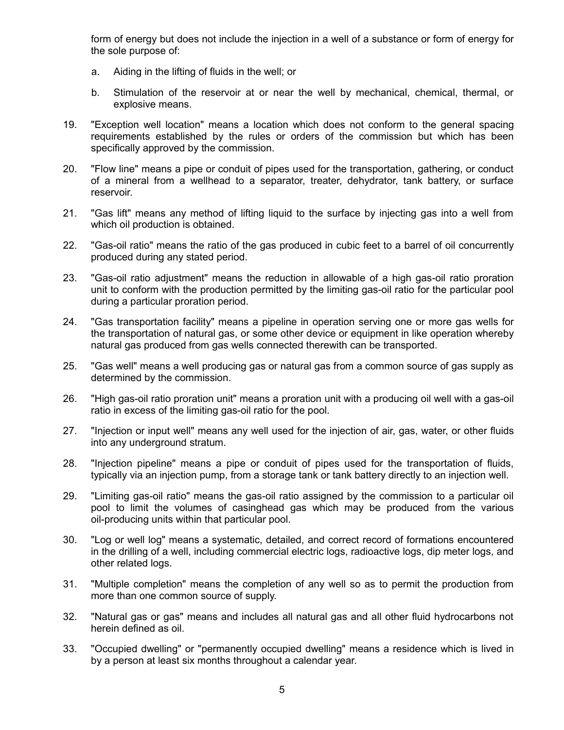form of energy but does not include the injection in a well of a substance or form of energy for the sole purpose of:

a. Aiding in the lifting of fluids in the well; or

b. Stimulation of the reservoir at or near the well by mechanical, chemical, thermal, or explosive means.

19. "Exception well location" means a location which does not conform to the general spacing requirements established by the rules or orders of the commission but which has been specifically approved by the commission.

20. "Flow line" means a pipe or conduit of pipes used for the transportation, gathering, or conduct of a mineral from a wellhead to a separator, treater, dehydrator, tank battery, or surface reservoir.

21. "Gas lift" means any method of lifting liquid to the surface by injecting gas into a well from which oil production is obtained.

22. "Gas-oil ratio" means the ratio of the gas produced in cubic feet to a barrel of oil concurrently produced during any stated period.

23. "Gas-oil ratio adjustment" means the reduction in allowable of a high gas-oil ratio proration unit to conform with the production permitted by the limiting gas-oil ratio for the particular pool during a particular proration period.

24. "Gas transportation facility" means a pipeline in operation serving one or more gas wells for the transportation of natural gas, or some other device or equipment in like operation whereby natural gas produced from gas wells connected therewith can be transported.

25. "Gas well" means a well producing gas or natural gas from a common source of gas supply as determined by the commission.

26. "High gas-oil ratio proration unit" means a proration unit with a producing oil well with a gas-oil ratio in excess of the limiting gas-oil ratio for the pool.

27. "Injection or input well" means any well used for the injection of air, gas, water, or other fluids into any underground stratum.

28. "Injection pipeline" means a pipe or conduit of pipes used for the transportation of fluids, typically via an injection pump, from a storage tank or tank battery directly to an injection well.

29. "Limiting gas-oil ratio" means the gas-oil ratio assigned by the commission to a particular oil pool to limit the volumes of casinghead gas which may be produced from the various oil-producing units within that particular pool.

30. "Log or well log" means a systematic, detailed, and correct record of formations encountered in the drilling of a well, including commercial electric logs, radioactive logs, dip meter logs, and other related logs.

31. "Multiple completion" means the completion of any well so as to permit the production from more than one common source of supply.

32. "Natural gas or gas" means and includes all natural gas and all other fluid hydrocarbons not herein defined as oil.

33. "Occupied dwelling" or "permanently occupied dwelling" means a residence which is lived in by a person at least six months throughout a calendar year.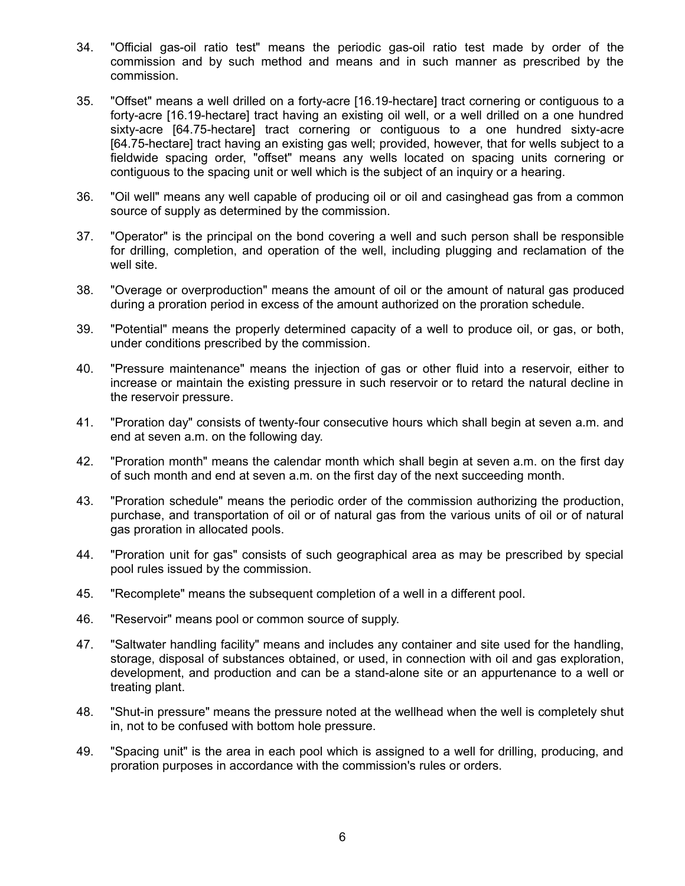34. "Official gas-oil ratio test" means the periodic gas-oil ratio test made by order of the commission and by such method and means and in such manner as prescribed by the commission.

35. "Offset" means a well drilled on a forty-acre [16.19-hectare] tract cornering or contiguous to a forty-acre [16.19-hectare] tract having an existing oil well, or a well drilled on a one hundred sixty-acre [64.75-hectare] tract cornering or contiguous to a one hundred sixty-acre [64.75-hectare] tract having an existing gas well; provided, however, that for wells subject to a fieldwide spacing order, "offset" means any wells located on spacing units cornering or contiguous to the spacing unit or well which is the subject of an inquiry or a hearing.

36. "Oil well" means any well capable of producing oil or oil and casinghead gas from a common source of supply as determined by the commission.

37. "Operator" is the principal on the bond covering a well and such person shall be responsible for drilling, completion, and operation of the well, including plugging and reclamation of the well site.

38. "Overage or overproduction" means the amount of oil or the amount of natural gas produced during a proration period in excess of the amount authorized on the proration schedule.

39. "Potential" means the properly determined capacity of a well to produce oil, or gas, or both, under conditions prescribed by the commission.

40. "Pressure maintenance" means the injection of gas or other fluid into a reservoir, either to increase or maintain the existing pressure in such reservoir or to retard the natural decline in the reservoir pressure.

41. "Proration day" consists of twenty-four consecutive hours which shall begin at seven a.m. and end at seven a.m. on the following day.

42. "Proration month" means the calendar month which shall begin at seven a.m. on the first day of such month and end at seven a.m. on the first day of the next succeeding month.

43. "Proration schedule" means the periodic order of the commission authorizing the production, purchase, and transportation of oil or of natural gas from the various units of oil or of natural gas proration in allocated pools.

44. "Proration unit for gas" consists of such geographical area as may be prescribed by special pool rules issued by the commission.

45. "Recomplete" means the subsequent completion of a well in a different pool.

46. "Reservoir" means pool or common source of supply.

47. "Saltwater handling facility" means and includes any container and site used for the handling, storage, disposal of substances obtained, or used, in connection with oil and gas exploration, development, and production and can be a stand-alone site or an appurtenance to a well or treating plant.

48. "Shut-in pressure" means the pressure noted at the wellhead when the well is completely shut in, not to be confused with bottom hole pressure.

49. "Spacing unit" is the area in each pool which is assigned to a well for drilling, producing, and proration purposes in accordance with the commission's rules or orders.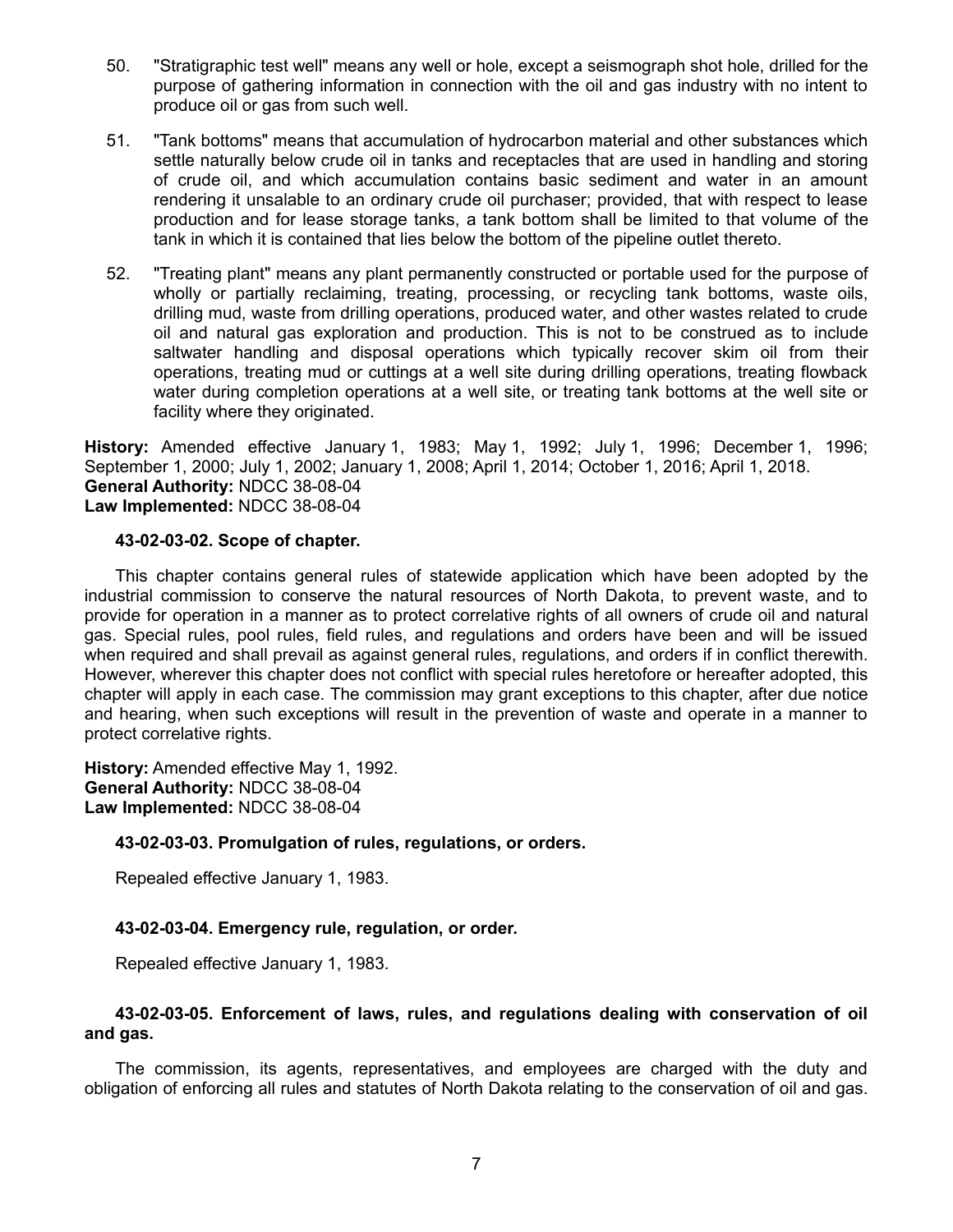50. "Stratigraphic test well" means any well or hole, except a seismograph shot hole, drilled for the purpose of gathering information in connection with the oil and gas industry with no intent to produce oil or gas from such well.

51. "Tank bottoms" means that accumulation of hydrocarbon material and other substances which settle naturally below crude oil in tanks and receptacles that are used in handling and storing of crude oil, and which accumulation contains basic sediment and water in an amount rendering it unsalable to an ordinary crude oil purchaser; provided, that with respect to lease production and for lease storage tanks, a tank bottom shall be limited to that volume of the tank in which it is contained that lies below the bottom of the pipeline outlet thereto.

52. "Treating plant" means any plant permanently constructed or portable used for the purpose of wholly or partially reclaiming, treating, processing, or recycling tank bottoms, waste oils, drilling mud, waste from drilling operations, produced water, and other wastes related to crude oil and natural gas exploration and production. This is not to be construed as to include saltwater handling and disposal operations which typically recover skim oil from their operations, treating mud or cuttings at a well site during drilling operations, treating flowback water during completion operations at a well site, or treating tank bottoms at the well site or facility where they originated.

**History:** Amended effective January 1, 1983; May 1, 1992; July 1, 1996; December 1, 1996; September 1, 2000; July 1, 2002; January 1, 2008; April 1, 2014; October 1, 2016; April 1, 2018.
**General Authority:** NDCC 38-08-04
**Law Implemented:** NDCC 38-08-04

**43-02-03-02. Scope of chapter.**

This chapter contains general rules of statewide application which have been adopted by the industrial commission to conserve the natural resources of North Dakota, to prevent waste, and to provide for operation in a manner as to protect correlative rights of all owners of crude oil and natural gas. Special rules, pool rules, field rules, and regulations and orders have been and will be issued when required and shall prevail as against general rules, regulations, and orders if in conflict therewith. However, wherever this chapter does not conflict with special rules heretofore or hereafter adopted, this chapter will apply in each case. The commission may grant exceptions to this chapter, after due notice and hearing, when such exceptions will result in the prevention of waste and operate in a manner to protect correlative rights.

**History:** Amended effective May 1, 1992.
**General Authority:** NDCC 38-08-04
**Law Implemented:** NDCC 38-08-04

**43-02-03-03. Promulgation of rules, regulations, or orders.**

Repealed effective January 1, 1983.

**43-02-03-04. Emergency rule, regulation, or order.**

Repealed effective January 1, 1983.

**43-02-03-05. Enforcement of laws, rules, and regulations dealing with conservation of oil and gas.**

The commission, its agents, representatives, and employees are charged with the duty and obligation of enforcing all rules and statutes of North Dakota relating to the conservation of oil and gas.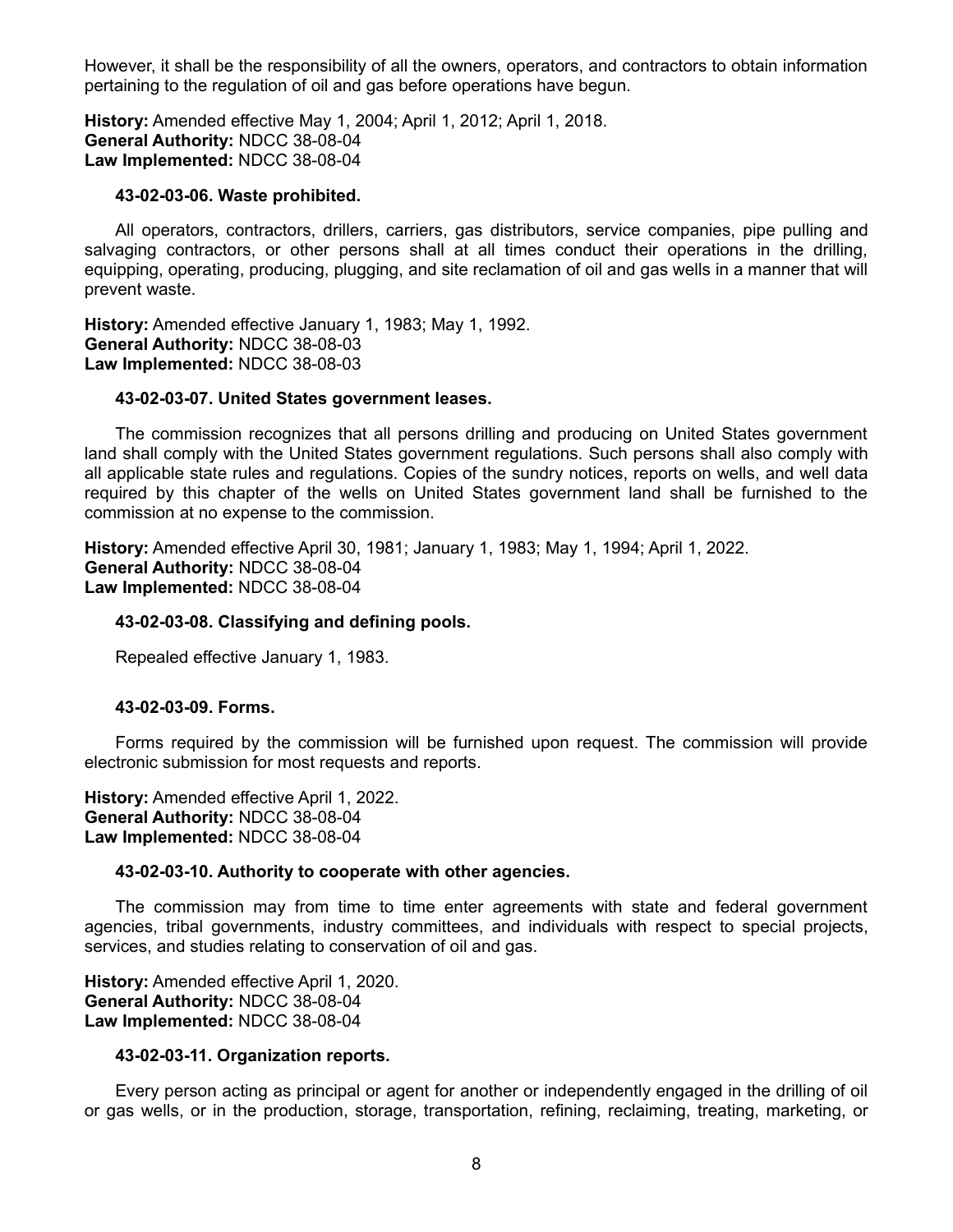However, it shall be the responsibility of all the owners, operators, and contractors to obtain information pertaining to the regulation of oil and gas before operations have begun.

**History:** Amended effective May 1, 2004; April 1, 2012; April 1, 2018.
**General Authority:** NDCC 38-08-04
**Law Implemented:** NDCC 38-08-04

**43-02-03-06. Waste prohibited.**

All operators, contractors, drillers, carriers, gas distributors, service companies, pipe pulling and salvaging contractors, or other persons shall at all times conduct their operations in the drilling, equipping, operating, producing, plugging, and site reclamation of oil and gas wells in a manner that will prevent waste.

**History:** Amended effective January 1, 1983; May 1, 1992.
**General Authority:** NDCC 38-08-03
**Law Implemented:** NDCC 38-08-03

**43-02-03-07. United States government leases.**

The commission recognizes that all persons drilling and producing on United States government land shall comply with the United States government regulations. Such persons shall also comply with all applicable state rules and regulations. Copies of the sundry notices, reports on wells, and well data required by this chapter of the wells on United States government land shall be furnished to the commission at no expense to the commission.

**History:** Amended effective April 30, 1981; January 1, 1983; May 1, 1994; April 1, 2022.
**General Authority:** NDCC 38-08-04
**Law Implemented:** NDCC 38-08-04

**43-02-03-08. Classifying and defining pools.**

Repealed effective January 1, 1983.

**43-02-03-09. Forms.**

Forms required by the commission will be furnished upon request. The commission will provide electronic submission for most requests and reports.

**History:** Amended effective April 1, 2022.
**General Authority:** NDCC 38-08-04
**Law Implemented:** NDCC 38-08-04

**43-02-03-10. Authority to cooperate with other agencies.**

The commission may from time to time enter agreements with state and federal government agencies, tribal governments, industry committees, and individuals with respect to special projects, services, and studies relating to conservation of oil and gas.

**History:** Amended effective April 1, 2020.
**General Authority:** NDCC 38-08-04
**Law Implemented:** NDCC 38-08-04

**43-02-03-11. Organization reports.**

Every person acting as principal or agent for another or independently engaged in the drilling of oil or gas wells, or in the production, storage, transportation, refining, reclaiming, treating, marketing, or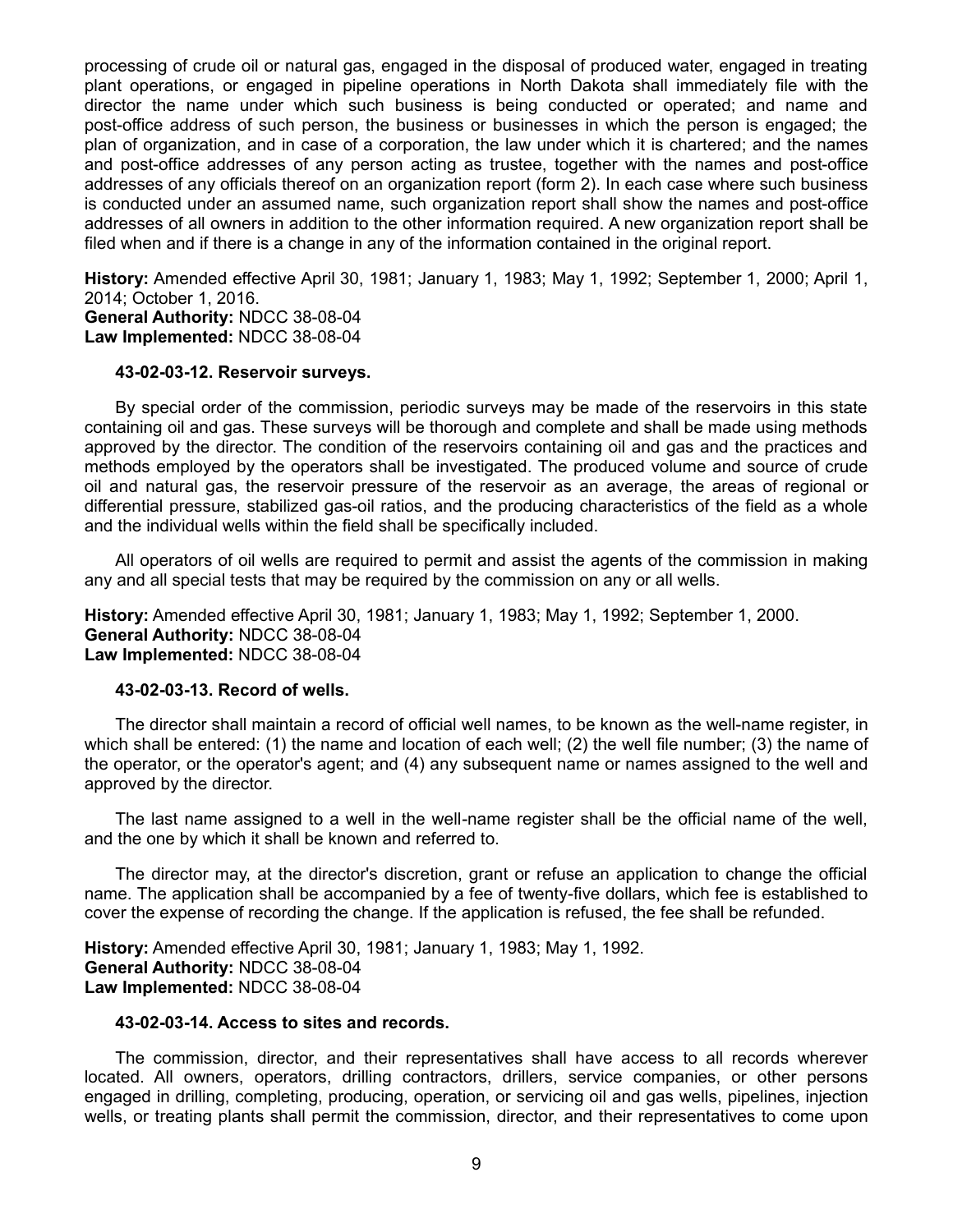processing of crude oil or natural gas, engaged in the disposal of produced water, engaged in treating plant operations, or engaged in pipeline operations in North Dakota shall immediately file with the director the name under which such business is being conducted or operated; and name and post-office address of such person, the business or businesses in which the person is engaged; the plan of organization, and in case of a corporation, the law under which it is chartered; and the names and post-office addresses of any person acting as trustee, together with the names and post-office addresses of any officials thereof on an organization report (form 2). In each case where such business is conducted under an assumed name, such organization report shall show the names and post-office addresses of all owners in addition to the other information required. A new organization report shall be filed when and if there is a change in any of the information contained in the original report.

**History:** Amended effective April 30, 1981; January 1, 1983; May 1, 1992; September 1, 2000; April 1, 2014; October 1, 2016.
**General Authority:** NDCC 38-08-04
**Law Implemented:** NDCC 38-08-04

**43-02-03-12. Reservoir surveys.**

By special order of the commission, periodic surveys may be made of the reservoirs in this state containing oil and gas. These surveys will be thorough and complete and shall be made using methods approved by the director. The condition of the reservoirs containing oil and gas and the practices and methods employed by the operators shall be investigated. The produced volume and source of crude oil and natural gas, the reservoir pressure of the reservoir as an average, the areas of regional or differential pressure, stabilized gas-oil ratios, and the producing characteristics of the field as a whole and the individual wells within the field shall be specifically included.

All operators of oil wells are required to permit and assist the agents of the commission in making any and all special tests that may be required by the commission on any or all wells.

**History:** Amended effective April 30, 1981; January 1, 1983; May 1, 1992; September 1, 2000.
**General Authority:** NDCC 38-08-04
**Law Implemented:** NDCC 38-08-04

**43-02-03-13. Record of wells.**

The director shall maintain a record of official well names, to be known as the well-name register, in which shall be entered: (1) the name and location of each well; (2) the well file number; (3) the name of the operator, or the operator's agent; and (4) any subsequent name or names assigned to the well and approved by the director.

The last name assigned to a well in the well-name register shall be the official name of the well, and the one by which it shall be known and referred to.

The director may, at the director's discretion, grant or refuse an application to change the official name. The application shall be accompanied by a fee of twenty-five dollars, which fee is established to cover the expense of recording the change. If the application is refused, the fee shall be refunded.

**History:** Amended effective April 30, 1981; January 1, 1983; May 1, 1992.
**General Authority:** NDCC 38-08-04
**Law Implemented:** NDCC 38-08-04

**43-02-03-14. Access to sites and records.**

The commission, director, and their representatives shall have access to all records wherever located. All owners, operators, drilling contractors, drillers, service companies, or other persons engaged in drilling, completing, producing, operation, or servicing oil and gas wells, pipelines, injection wells, or treating plants shall permit the commission, director, and their representatives to come upon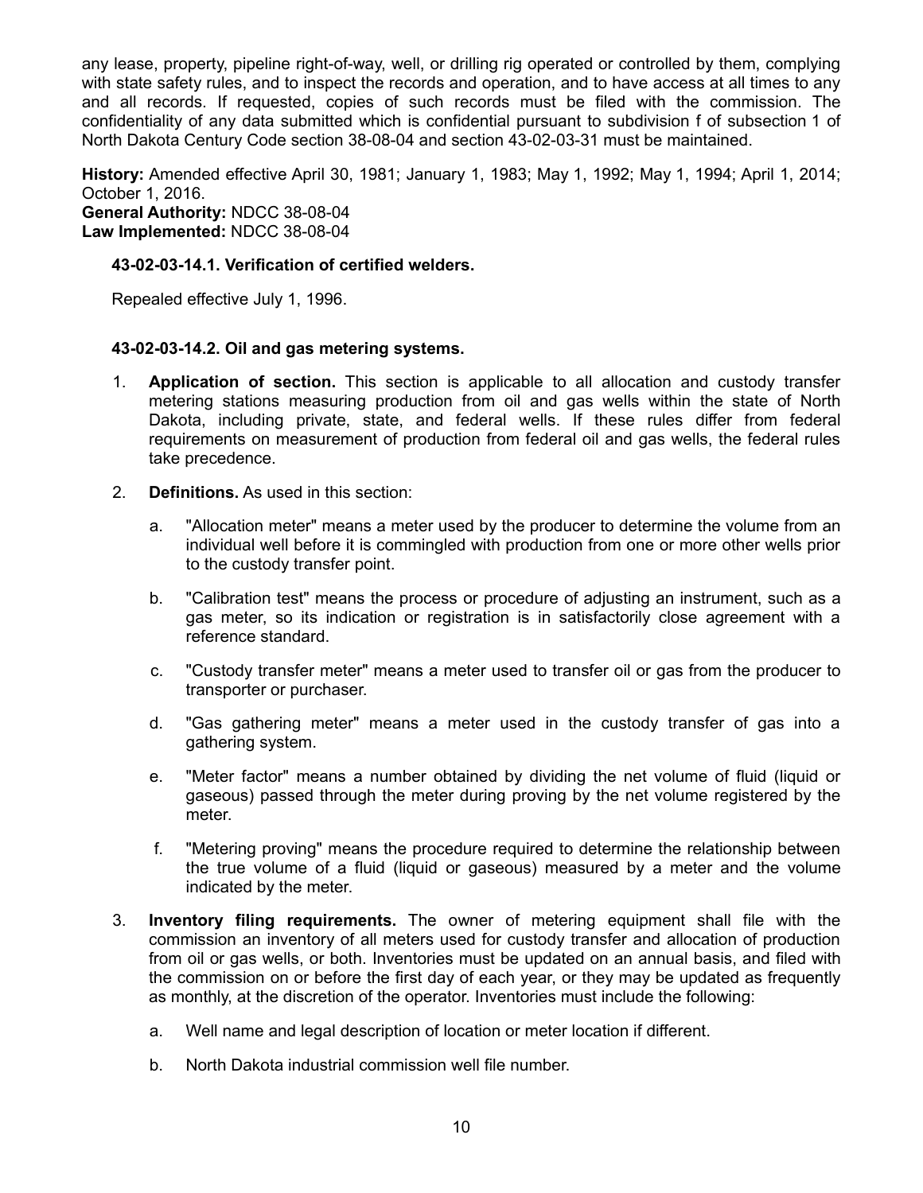any lease, property, pipeline right-of-way, well, or drilling rig operated or controlled by them, complying with state safety rules, and to inspect the records and operation, and to have access at all times to any and all records. If requested, copies of such records must be filed with the commission. The confidentiality of any data submitted which is confidential pursuant to subdivision f of subsection 1 of North Dakota Century Code section 38-08-04 and section 43-02-03-31 must be maintained.

**History:** Amended effective April 30, 1981; January 1, 1983; May 1, 1992; May 1, 1994; April 1, 2014; October 1, 2016.
**General Authority:** NDCC 38-08-04
**Law Implemented:** NDCC 38-08-04

**43-02-03-14.1. Verification of certified welders.**

Repealed effective July 1, 1996.

**43-02-03-14.2. Oil and gas metering systems.**

1. **Application of section.** This section is applicable to all allocation and custody transfer metering stations measuring production from oil and gas wells within the state of North Dakota, including private, state, and federal wells. If these rules differ from federal requirements on measurement of production from federal oil and gas wells, the federal rules take precedence.

2. **Definitions.** As used in this section:

   a. "Allocation meter" means a meter used by the producer to determine the volume from an individual well before it is commingled with production from one or more other wells prior to the custody transfer point.

   b. "Calibration test" means the process or procedure of adjusting an instrument, such as a gas meter, so its indication or registration is in satisfactorily close agreement with a reference standard.

   c. "Custody transfer meter" means a meter used to transfer oil or gas from the producer to transporter or purchaser.

   d. "Gas gathering meter" means a meter used in the custody transfer of gas into a gathering system.

   e. "Meter factor" means a number obtained by dividing the net volume of fluid (liquid or gaseous) passed through the meter during proving by the net volume registered by the meter.

   f. "Metering proving" means the procedure required to determine the relationship between the true volume of a fluid (liquid or gaseous) measured by a meter and the volume indicated by the meter.

3. **Inventory filing requirements.** The owner of metering equipment shall file with the commission an inventory of all meters used for custody transfer and allocation of production from oil or gas wells, or both. Inventories must be updated on an annual basis, and filed with the commission on or before the first day of each year, or they may be updated as frequently as monthly, at the discretion of the operator. Inventories must include the following:

   a. Well name and legal description of location or meter location if different.

   b. North Dakota industrial commission well file number.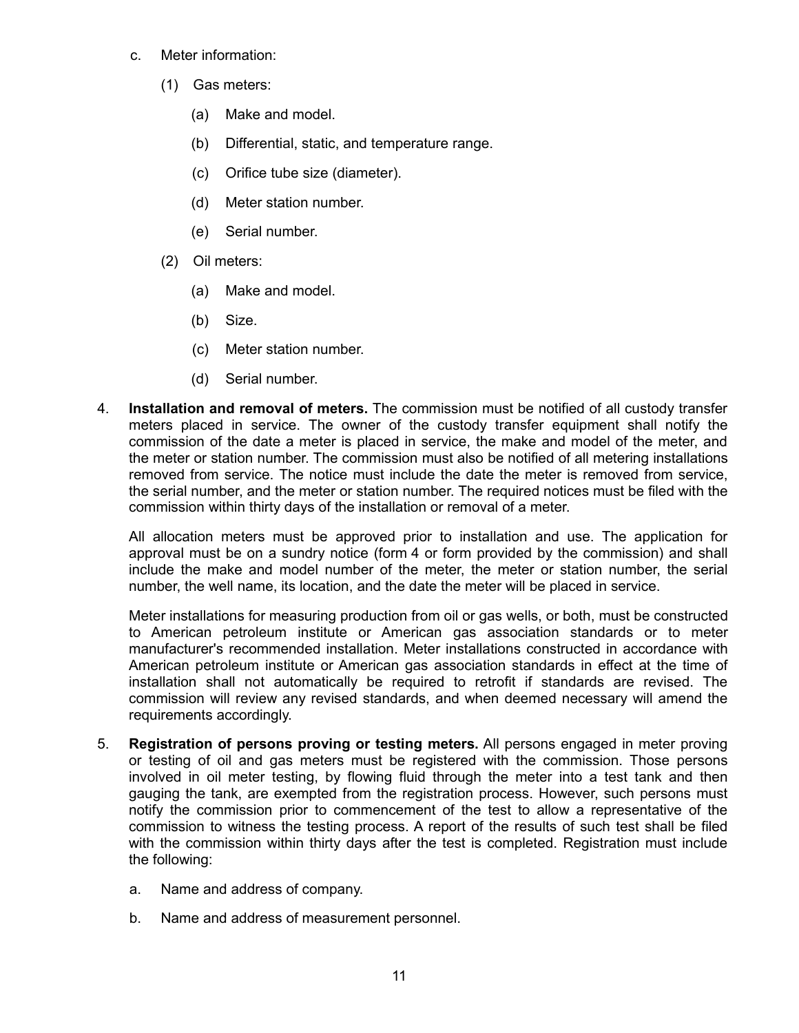c. Meter information:

   (1) Gas meters:

      (a) Make and model.

      (b) Differential, static, and temperature range.

      (c) Orifice tube size (diameter).

      (d) Meter station number.

      (e) Serial number.

   (2) Oil meters:

      (a) Make and model.

      (b) Size.

      (c) Meter station number.

      (d) Serial number.

4. **Installation and removal of meters.** The commission must be notified of all custody transfer meters placed in service. The owner of the custody transfer equipment shall notify the commission of the date a meter is placed in service, the make and model of the meter, and the meter or station number. The commission must also be notified of all metering installations removed from service. The notice must include the date the meter is removed from service, the serial number, and the meter or station number. The required notices must be filed with the commission within thirty days of the installation or removal of a meter.

   All allocation meters must be approved prior to installation and use. The application for approval must be on a sundry notice (form 4 or form provided by the commission) and shall include the make and model number of the meter, the meter or station number, the serial number, the well name, its location, and the date the meter will be placed in service.

   Meter installations for measuring production from oil or gas wells, or both, must be constructed to American petroleum institute or American gas association standards or to meter manufacturer's recommended installation. Meter installations constructed in accordance with American petroleum institute or American gas association standards in effect at the time of installation shall not automatically be required to retrofit if standards are revised. The commission will review any revised standards, and when deemed necessary will amend the requirements accordingly.

5. **Registration of persons proving or testing meters.** All persons engaged in meter proving or testing of oil and gas meters must be registered with the commission. Those persons involved in oil meter testing, by flowing fluid through the meter into a test tank and then gauging the tank, are exempted from the registration process. However, such persons must notify the commission prior to commencement of the test to allow a representative of the commission to witness the testing process. A report of the results of such test shall be filed with the commission within thirty days after the test is completed. Registration must include the following:

   a. Name and address of company.

   b. Name and address of measurement personnel.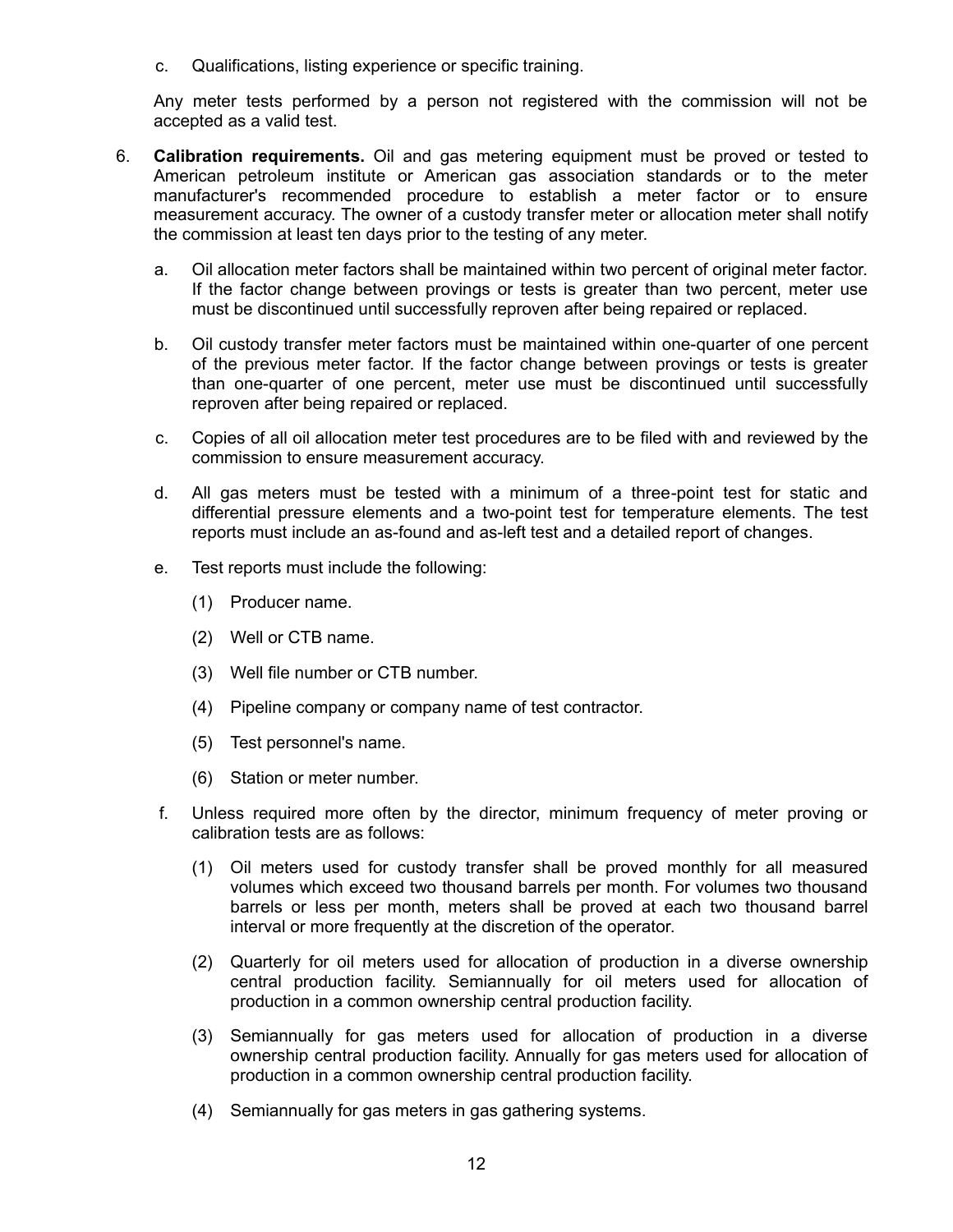c. Qualifications, listing experience or specific training.

Any meter tests performed by a person not registered with the commission will not be accepted as a valid test.

6. **Calibration requirements.** Oil and gas metering equipment must be proved or tested to American petroleum institute or American gas association standards or to the meter manufacturer's recommended procedure to establish a meter factor or to ensure measurement accuracy. The owner of a custody transfer meter or allocation meter shall notify the commission at least ten days prior to the testing of any meter.

   a. Oil allocation meter factors shall be maintained within two percent of original meter factor. If the factor change between provings or tests is greater than two percent, meter use must be discontinued until successfully reproven after being repaired or replaced.

   b. Oil custody transfer meter factors must be maintained within one-quarter of one percent of the previous meter factor. If the factor change between provings or tests is greater than one-quarter of one percent, meter use must be discontinued until successfully reproven after being repaired or replaced.

   c. Copies of all oil allocation meter test procedures are to be filed with and reviewed by the commission to ensure measurement accuracy.

   d. All gas meters must be tested with a minimum of a three-point test for static and differential pressure elements and a two-point test for temperature elements. The test reports must include an as-found and as-left test and a detailed report of changes.

   e. Test reports must include the following:

      (1) Producer name.

      (2) Well or CTB name.

      (3) Well file number or CTB number.

      (4) Pipeline company or company name of test contractor.

      (5) Test personnel's name.

      (6) Station or meter number.

   f. Unless required more often by the director, minimum frequency of meter proving or calibration tests are as follows:

      (1) Oil meters used for custody transfer shall be proved monthly for all measured volumes which exceed two thousand barrels per month. For volumes two thousand barrels or less per month, meters shall be proved at each two thousand barrel interval or more frequently at the discretion of the operator.

      (2) Quarterly for oil meters used for allocation of production in a diverse ownership central production facility. Semiannually for oil meters used for allocation of production in a common ownership central production facility.

      (3) Semiannually for gas meters used for allocation of production in a diverse ownership central production facility. Annually for gas meters used for allocation of production in a common ownership central production facility.

      (4) Semiannually for gas meters in gas gathering systems.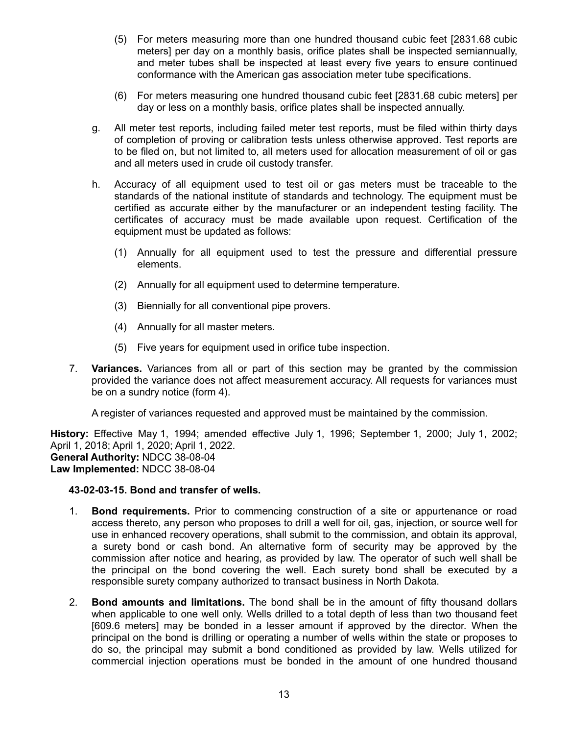(5) For meters measuring more than one hundred thousand cubic feet [2831.68 cubic meters] per day on a monthly basis, orifice plates shall be inspected semiannually, and meter tubes shall be inspected at least every five years to ensure continued conformance with the American gas association meter tube specifications.

(6) For meters measuring one hundred thousand cubic feet [2831.68 cubic meters] per day or less on a monthly basis, orifice plates shall be inspected annually.

g. All meter test reports, including failed meter test reports, must be filed within thirty days of completion of proving or calibration tests unless otherwise approved. Test reports are to be filed on, but not limited to, all meters used for allocation measurement of oil or gas and all meters used in crude oil custody transfer.

h. Accuracy of all equipment used to test oil or gas meters must be traceable to the standards of the national institute of standards and technology. The equipment must be certified as accurate either by the manufacturer or an independent testing facility. The certificates of accuracy must be made available upon request. Certification of the equipment must be updated as follows:

(1) Annually for all equipment used to test the pressure and differential pressure elements.

(2) Annually for all equipment used to determine temperature.

(3) Biennially for all conventional pipe provers.

(4) Annually for all master meters.

(5) Five years for equipment used in orifice tube inspection.

7. **Variances.** Variances from all or part of this section may be granted by the commission provided the variance does not affect measurement accuracy. All requests for variances must be on a sundry notice (form 4).

A register of variances requested and approved must be maintained by the commission.

**History:** Effective May 1, 1994; amended effective July 1, 1996; September 1, 2000; July 1, 2002; April 1, 2018; April 1, 2020; April 1, 2022.
**General Authority:** NDCC 38-08-04
**Law Implemented:** NDCC 38-08-04

**43-02-03-15. Bond and transfer of wells.**

1. **Bond requirements.** Prior to commencing construction of a site or appurtenance or road access thereto, any person who proposes to drill a well for oil, gas, injection, or source well for use in enhanced recovery operations, shall submit to the commission, and obtain its approval, a surety bond or cash bond. An alternative form of security may be approved by the commission after notice and hearing, as provided by law. The operator of such well shall be the principal on the bond covering the well. Each surety bond shall be executed by a responsible surety company authorized to transact business in North Dakota.

2. **Bond amounts and limitations.** The bond shall be in the amount of fifty thousand dollars when applicable to one well only. Wells drilled to a total depth of less than two thousand feet [609.6 meters] may be bonded in a lesser amount if approved by the director. When the principal on the bond is drilling or operating a number of wells within the state or proposes to do so, the principal may submit a bond conditioned as provided by law. Wells utilized for commercial injection operations must be bonded in the amount of one hundred thousand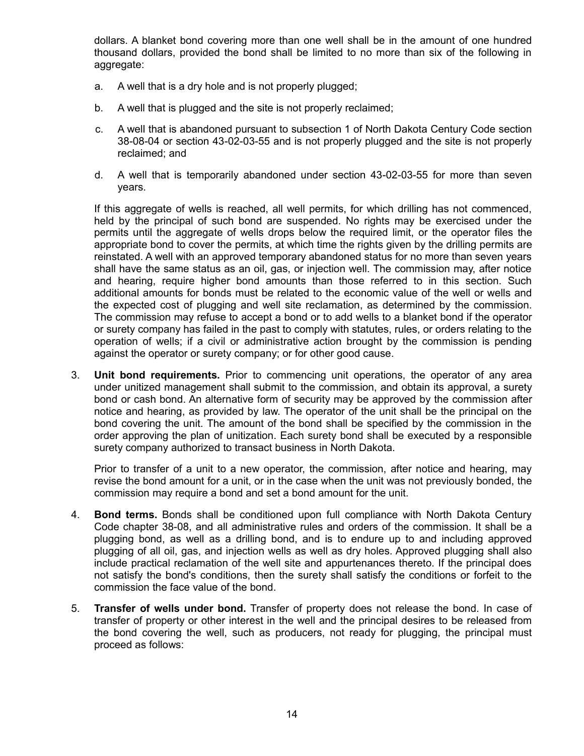dollars. A blanket bond covering more than one well shall be in the amount of one hundred thousand dollars, provided the bond shall be limited to no more than six of the following in aggregate:

a. A well that is a dry hole and is not properly plugged;

b. A well that is plugged and the site is not properly reclaimed;

c. A well that is abandoned pursuant to subsection 1 of North Dakota Century Code section 38-08-04 or section 43-02-03-55 and is not properly plugged and the site is not properly reclaimed; and

d. A well that is temporarily abandoned under section 43-02-03-55 for more than seven years.

If this aggregate of wells is reached, all well permits, for which drilling has not commenced, held by the principal of such bond are suspended. No rights may be exercised under the permits until the aggregate of wells drops below the required limit, or the operator files the appropriate bond to cover the permits, at which time the rights given by the drilling permits are reinstated. A well with an approved temporary abandoned status for no more than seven years shall have the same status as an oil, gas, or injection well. The commission may, after notice and hearing, require higher bond amounts than those referred to in this section. Such additional amounts for bonds must be related to the economic value of the well or wells and the expected cost of plugging and well site reclamation, as determined by the commission. The commission may refuse to accept a bond or to add wells to a blanket bond if the operator or surety company has failed in the past to comply with statutes, rules, or orders relating to the operation of wells; if a civil or administrative action brought by the commission is pending against the operator or surety company; or for other good cause.

3. **Unit bond requirements.** Prior to commencing unit operations, the operator of any area under unitized management shall submit to the commission, and obtain its approval, a surety bond or cash bond. An alternative form of security may be approved by the commission after notice and hearing, as provided by law. The operator of the unit shall be the principal on the bond covering the unit. The amount of the bond shall be specified by the commission in the order approving the plan of unitization. Each surety bond shall be executed by a responsible surety company authorized to transact business in North Dakota.

   Prior to transfer of a unit to a new operator, the commission, after notice and hearing, may revise the bond amount for a unit, or in the case when the unit was not previously bonded, the commission may require a bond and set a bond amount for the unit.

4. **Bond terms.** Bonds shall be conditioned upon full compliance with North Dakota Century Code chapter 38-08, and all administrative rules and orders of the commission. It shall be a plugging bond, as well as a drilling bond, and is to endure up to and including approved plugging of all oil, gas, and injection wells as well as dry holes. Approved plugging shall also include practical reclamation of the well site and appurtenances thereto. If the principal does not satisfy the bond's conditions, then the surety shall satisfy the conditions or forfeit to the commission the face value of the bond.

5. **Transfer of wells under bond.** Transfer of property does not release the bond. In case of transfer of property or other interest in the well and the principal desires to be released from the bond covering the well, such as producers, not ready for plugging, the principal must proceed as follows: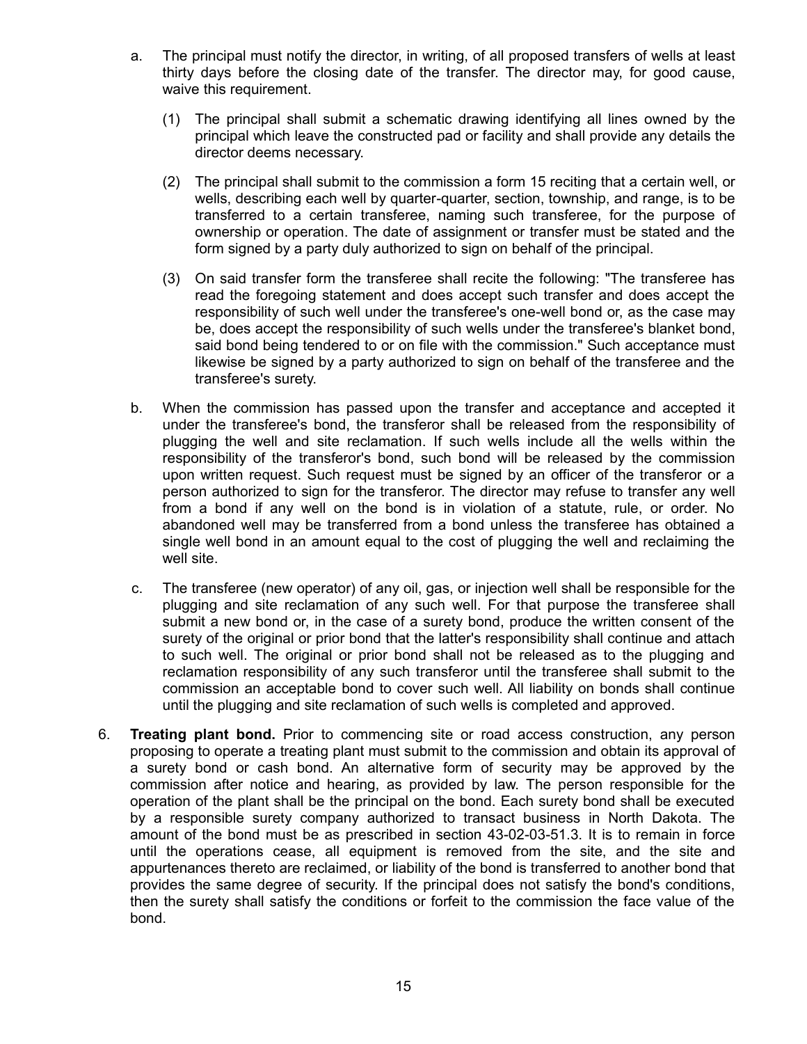a. The principal must notify the director, in writing, of all proposed transfers of wells at least thirty days before the closing date of the transfer. The director may, for good cause, waive this requirement.

   (1) The principal shall submit a schematic drawing identifying all lines owned by the principal which leave the constructed pad or facility and shall provide any details the director deems necessary.

   (2) The principal shall submit to the commission a form 15 reciting that a certain well, or wells, describing each well by quarter-quarter, section, township, and range, is to be transferred to a certain transferee, naming such transferee, for the purpose of ownership or operation. The date of assignment or transfer must be stated and the form signed by a party duly authorized to sign on behalf of the principal.

   (3) On said transfer form the transferee shall recite the following: "The transferee has read the foregoing statement and does accept such transfer and does accept the responsibility of such well under the transferee's one-well bond or, as the case may be, does accept the responsibility of such wells under the transferee's blanket bond, said bond being tendered to or on file with the commission." Such acceptance must likewise be signed by a party authorized to sign on behalf of the transferee and the transferee's surety.

b. When the commission has passed upon the transfer and acceptance and accepted it under the transferee's bond, the transferor shall be released from the responsibility of plugging the well and site reclamation. If such wells include all the wells within the responsibility of the transferor's bond, such bond will be released by the commission upon written request. Such request must be signed by an officer of the transferor or a person authorized to sign for the transferor. The director may refuse to transfer any well from a bond if any well on the bond is in violation of a statute, rule, or order. No abandoned well may be transferred from a bond unless the transferee has obtained a single well bond in an amount equal to the cost of plugging the well and reclaiming the well site.

c. The transferee (new operator) of any oil, gas, or injection well shall be responsible for the plugging and site reclamation of any such well. For that purpose the transferee shall submit a new bond or, in the case of a surety bond, produce the written consent of the surety of the original or prior bond that the latter's responsibility shall continue and attach to such well. The original or prior bond shall not be released as to the plugging and reclamation responsibility of any such transferor until the transferee shall submit to the commission an acceptable bond to cover such well. All liability on bonds shall continue until the plugging and site reclamation of such wells is completed and approved.

6. **Treating plant bond.** Prior to commencing site or road access construction, any person proposing to operate a treating plant must submit to the commission and obtain its approval of a surety bond or cash bond. An alternative form of security may be approved by the commission after notice and hearing, as provided by law. The person responsible for the operation of the plant shall be the principal on the bond. Each surety bond shall be executed by a responsible surety company authorized to transact business in North Dakota. The amount of the bond must be as prescribed in section 43-02-03-51.3. It is to remain in force until the operations cease, all equipment is removed from the site, and the site and appurtenances thereto are reclaimed, or liability of the bond is transferred to another bond that provides the same degree of security. If the principal does not satisfy the bond's conditions, then the surety shall satisfy the conditions or forfeit to the commission the face value of the bond.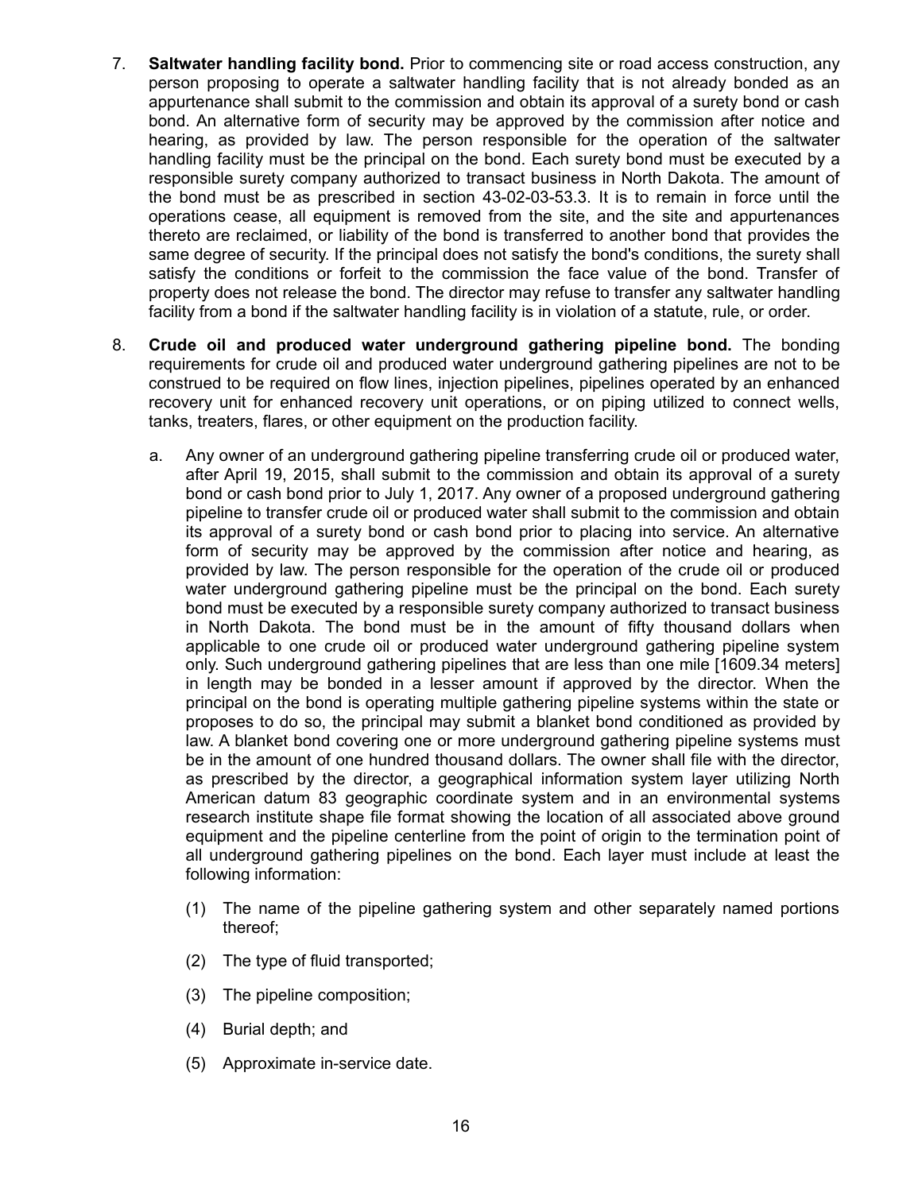7. **Saltwater handling facility bond.** Prior to commencing site or road access construction, any person proposing to operate a saltwater handling facility that is not already bonded as an appurtenance shall submit to the commission and obtain its approval of a surety bond or cash bond. An alternative form of security may be approved by the commission after notice and hearing, as provided by law. The person responsible for the operation of the saltwater handling facility must be the principal on the bond. Each surety bond must be executed by a responsible surety company authorized to transact business in North Dakota. The amount of the bond must be as prescribed in section 43-02-03-53.3. It is to remain in force until the operations cease, all equipment is removed from the site, and the site and appurtenances thereto are reclaimed, or liability of the bond is transferred to another bond that provides the same degree of security. If the principal does not satisfy the bond's conditions, the surety shall satisfy the conditions or forfeit to the commission the face value of the bond. Transfer of property does not release the bond. The director may refuse to transfer any saltwater handling facility from a bond if the saltwater handling facility is in violation of a statute, rule, or order.

8. **Crude oil and produced water underground gathering pipeline bond.** The bonding requirements for crude oil and produced water underground gathering pipelines are not to be construed to be required on flow lines, injection pipelines, pipelines operated by an enhanced recovery unit for enhanced recovery unit operations, or on piping utilized to connect wells, tanks, treaters, flares, or other equipment on the production facility.

   a. Any owner of an underground gathering pipeline transferring crude oil or produced water, after April 19, 2015, shall submit to the commission and obtain its approval of a surety bond or cash bond prior to July 1, 2017. Any owner of a proposed underground gathering pipeline to transfer crude oil or produced water shall submit to the commission and obtain its approval of a surety bond or cash bond prior to placing into service. An alternative form of security may be approved by the commission after notice and hearing, as provided by law. The person responsible for the operation of the crude oil or produced water underground gathering pipeline must be the principal on the bond. Each surety bond must be executed by a responsible surety company authorized to transact business in North Dakota. The bond must be in the amount of fifty thousand dollars when applicable to one crude oil or produced water underground gathering pipeline system only. Such underground gathering pipelines that are less than one mile [1609.34 meters] in length may be bonded in a lesser amount if approved by the director. When the principal on the bond is operating multiple gathering pipeline systems within the state or proposes to do so, the principal may submit a blanket bond conditioned as provided by law. A blanket bond covering one or more underground gathering pipeline systems must be in the amount of one hundred thousand dollars. The owner shall file with the director, as prescribed by the director, a geographical information system layer utilizing North American datum 83 geographic coordinate system and in an environmental systems research institute shape file format showing the location of all associated above ground equipment and the pipeline centerline from the point of origin to the termination point of all underground gathering pipelines on the bond. Each layer must include at least the following information:

      (1) The name of the pipeline gathering system and other separately named portions thereof;

      (2) The type of fluid transported;

      (3) The pipeline composition;

      (4) Burial depth; and

      (5) Approximate in-service date.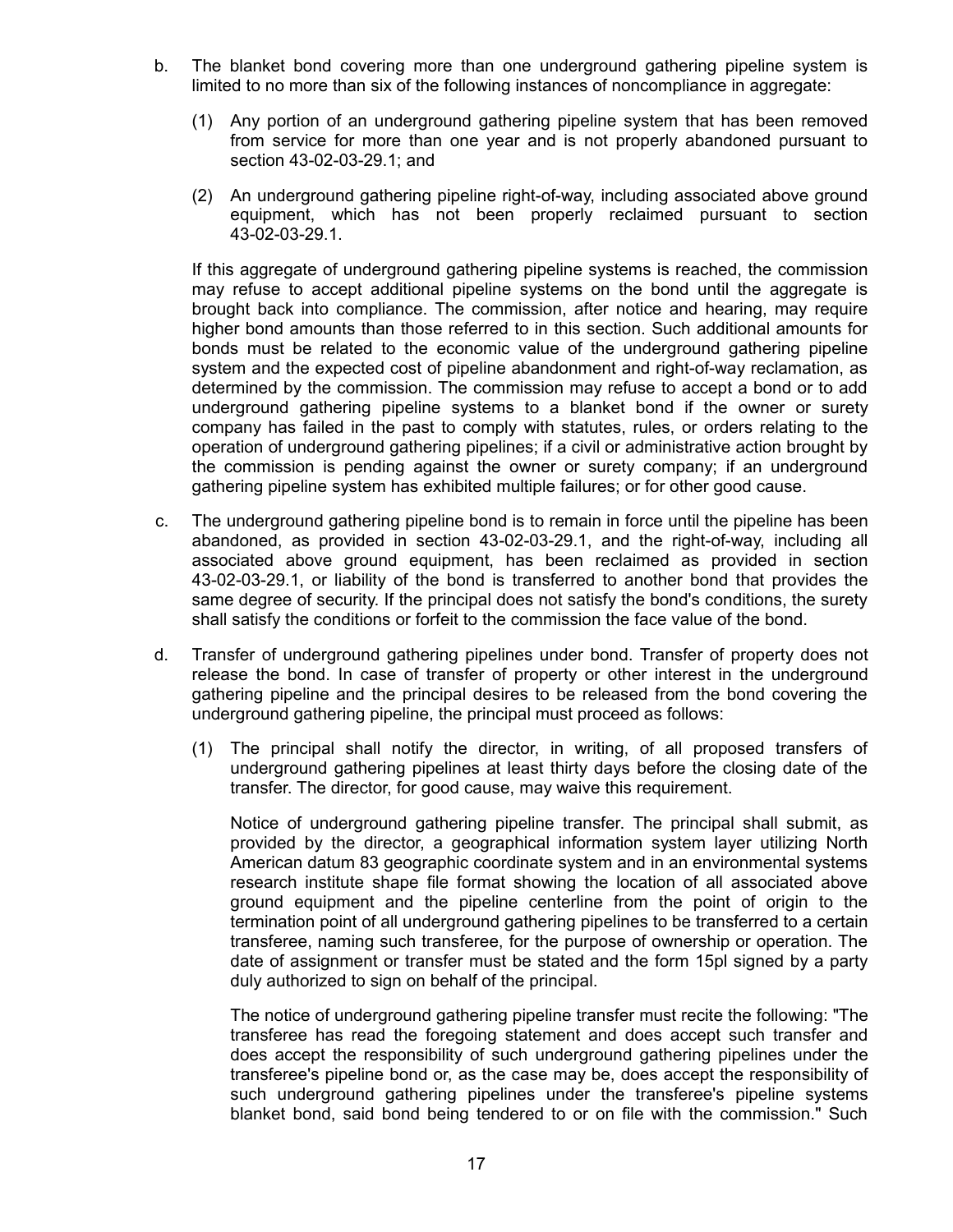b. The blanket bond covering more than one underground gathering pipeline system is limited to no more than six of the following instances of noncompliance in aggregate:

   (1) Any portion of an underground gathering pipeline system that has been removed from service for more than one year and is not properly abandoned pursuant to section 43-02-03-29.1; and

   (2) An underground gathering pipeline right-of-way, including associated above ground equipment, which has not been properly reclaimed pursuant to section 43-02-03-29.1.

   If this aggregate of underground gathering pipeline systems is reached, the commission may refuse to accept additional pipeline systems on the bond until the aggregate is brought back into compliance. The commission, after notice and hearing, may require higher bond amounts than those referred to in this section. Such additional amounts for bonds must be related to the economic value of the underground gathering pipeline system and the expected cost of pipeline abandonment and right-of-way reclamation, as determined by the commission. The commission may refuse to accept a bond or to add underground gathering pipeline systems to a blanket bond if the owner or surety company has failed in the past to comply with statutes, rules, or orders relating to the operation of underground gathering pipelines; if a civil or administrative action brought by the commission is pending against the owner or surety company; if an underground gathering pipeline system has exhibited multiple failures; or for other good cause.

c. The underground gathering pipeline bond is to remain in force until the pipeline has been abandoned, as provided in section 43-02-03-29.1, and the right-of-way, including all associated above ground equipment, has been reclaimed as provided in section 43-02-03-29.1, or liability of the bond is transferred to another bond that provides the same degree of security. If the principal does not satisfy the bond's conditions, the surety shall satisfy the conditions or forfeit to the commission the face value of the bond.

d. Transfer of underground gathering pipelines under bond. Transfer of property does not release the bond. In case of transfer of property or other interest in the underground gathering pipeline and the principal desires to be released from the bond covering the underground gathering pipeline, the principal must proceed as follows:

   (1) The principal shall notify the director, in writing, of all proposed transfers of underground gathering pipelines at least thirty days before the closing date of the transfer. The director, for good cause, may waive this requirement.

   Notice of underground gathering pipeline transfer. The principal shall submit, as provided by the director, a geographical information system layer utilizing North American datum 83 geographic coordinate system and in an environmental systems research institute shape file format showing the location of all associated above ground equipment and the pipeline centerline from the point of origin to the termination point of all underground gathering pipelines to be transferred to a certain transferee, naming such transferee, for the purpose of ownership or operation. The date of assignment or transfer must be stated and the form 15pl signed by a party duly authorized to sign on behalf of the principal.

   The notice of underground gathering pipeline transfer must recite the following: "The transferee has read the foregoing statement and does accept such transfer and does accept the responsibility of such underground gathering pipelines under the transferee's pipeline bond or, as the case may be, does accept the responsibility of such underground gathering pipelines under the transferee's pipeline systems blanket bond, said bond being tendered to or on file with the commission." Such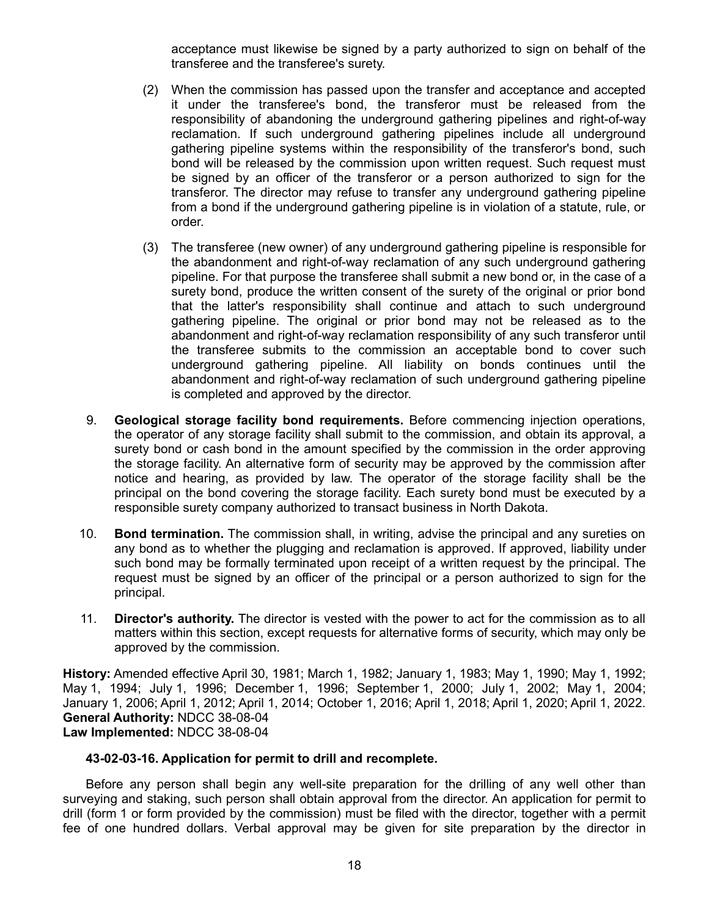acceptance must likewise be signed by a party authorized to sign on behalf of the transferee and the transferee's surety.

(2) When the commission has passed upon the transfer and acceptance and accepted it under the transferee's bond, the transferor must be released from the responsibility of abandoning the underground gathering pipelines and right-of-way reclamation. If such underground gathering pipelines include all underground gathering pipeline systems within the responsibility of the transferor's bond, such bond will be released by the commission upon written request. Such request must be signed by an officer of the transferor or a person authorized to sign for the transferor. The director may refuse to transfer any underground gathering pipeline from a bond if the underground gathering pipeline is in violation of a statute, rule, or order.

(3) The transferee (new owner) of any underground gathering pipeline is responsible for the abandonment and right-of-way reclamation of any such underground gathering pipeline. For that purpose the transferee shall submit a new bond or, in the case of a surety bond, produce the written consent of the surety of the original or prior bond that the latter's responsibility shall continue and attach to such underground gathering pipeline. The original or prior bond may not be released as to the abandonment and right-of-way reclamation responsibility of any such transferor until the transferee submits to the commission an acceptable bond to cover such underground gathering pipeline. All liability on bonds continues until the abandonment and right-of-way reclamation of such underground gathering pipeline is completed and approved by the director.

9. **Geological storage facility bond requirements.** Before commencing injection operations, the operator of any storage facility shall submit to the commission, and obtain its approval, a surety bond or cash bond in the amount specified by the commission in the order approving the storage facility. An alternative form of security may be approved by the commission after notice and hearing, as provided by law. The operator of the storage facility shall be the principal on the bond covering the storage facility. Each surety bond must be executed by a responsible surety company authorized to transact business in North Dakota.

10. **Bond termination.** The commission shall, in writing, advise the principal and any sureties on any bond as to whether the plugging and reclamation is approved. If approved, liability under such bond may be formally terminated upon receipt of a written request by the principal. The request must be signed by an officer of the principal or a person authorized to sign for the principal.

11. **Director's authority.** The director is vested with the power to act for the commission as to all matters within this section, except requests for alternative forms of security, which may only be approved by the commission.

**History:** Amended effective April 30, 1981; March 1, 1982; January 1, 1983; May 1, 1990; May 1, 1992; May 1, 1994; July 1, 1996; December 1, 1996; September 1, 2000; July 1, 2002; May 1, 2004; January 1, 2006; April 1, 2012; April 1, 2014; October 1, 2016; April 1, 2018; April 1, 2020; April 1, 2022.
**General Authority:** NDCC 38-08-04
**Law Implemented:** NDCC 38-08-04

### 43-02-03-16. Application for permit to drill and recomplete.

Before any person shall begin any well-site preparation for the drilling of any well other than surveying and staking, such person shall obtain approval from the director. An application for permit to drill (form 1 or form provided by the commission) must be filed with the director, together with a permit fee of one hundred dollars. Verbal approval may be given for site preparation by the director in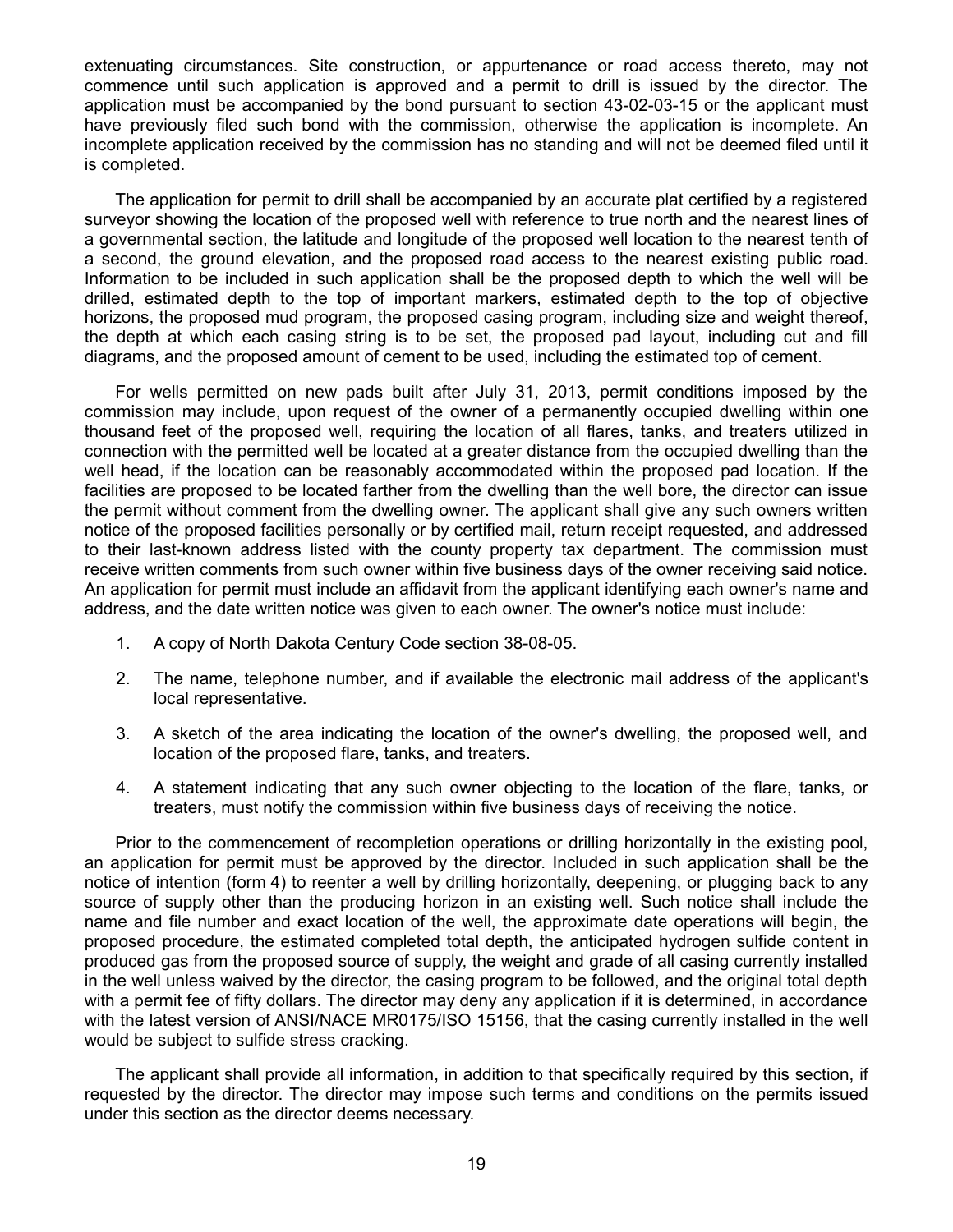extenuating circumstances. Site construction, or appurtenance or road access thereto, may not commence until such application is approved and a permit to drill is issued by the director. The application must be accompanied by the bond pursuant to section 43-02-03-15 or the applicant must have previously filed such bond with the commission, otherwise the application is incomplete. An incomplete application received by the commission has no standing and will not be deemed filed until it is completed.

The application for permit to drill shall be accompanied by an accurate plat certified by a registered surveyor showing the location of the proposed well with reference to true north and the nearest lines of a governmental section, the latitude and longitude of the proposed well location to the nearest tenth of a second, the ground elevation, and the proposed road access to the nearest existing public road. Information to be included in such application shall be the proposed depth to which the well will be drilled, estimated depth to the top of important markers, estimated depth to the top of objective horizons, the proposed mud program, the proposed casing program, including size and weight thereof, the depth at which each casing string is to be set, the proposed pad layout, including cut and fill diagrams, and the proposed amount of cement to be used, including the estimated top of cement.

For wells permitted on new pads built after July 31, 2013, permit conditions imposed by the commission may include, upon request of the owner of a permanently occupied dwelling within one thousand feet of the proposed well, requiring the location of all flares, tanks, and treaters utilized in connection with the permitted well be located at a greater distance from the occupied dwelling than the well head, if the location can be reasonably accommodated within the proposed pad location. If the facilities are proposed to be located farther from the dwelling than the well bore, the director can issue the permit without comment from the dwelling owner. The applicant shall give any such owners written notice of the proposed facilities personally or by certified mail, return receipt requested, and addressed to their last-known address listed with the county property tax department. The commission must receive written comments from such owner within five business days of the owner receiving said notice. An application for permit must include an affidavit from the applicant identifying each owner's name and address, and the date written notice was given to each owner. The owner's notice must include:

1. A copy of North Dakota Century Code section 38-08-05.
2. The name, telephone number, and if available the electronic mail address of the applicant's local representative.
3. A sketch of the area indicating the location of the owner's dwelling, the proposed well, and location of the proposed flare, tanks, and treaters.
4. A statement indicating that any such owner objecting to the location of the flare, tanks, or treaters, must notify the commission within five business days of receiving the notice.

Prior to the commencement of recompletion operations or drilling horizontally in the existing pool, an application for permit must be approved by the director. Included in such application shall be the notice of intention (form 4) to reenter a well by drilling horizontally, deepening, or plugging back to any source of supply other than the producing horizon in an existing well. Such notice shall include the name and file number and exact location of the well, the approximate date operations will begin, the proposed procedure, the estimated completed total depth, the anticipated hydrogen sulfide content in produced gas from the proposed source of supply, the weight and grade of all casing currently installed in the well unless waived by the director, the casing program to be followed, and the original total depth with a permit fee of fifty dollars. The director may deny any application if it is determined, in accordance with the latest version of ANSI/NACE MR0175/ISO 15156, that the casing currently installed in the well would be subject to sulfide stress cracking.

The applicant shall provide all information, in addition to that specifically required by this section, if requested by the director. The director may impose such terms and conditions on the permits issued under this section as the director deems necessary.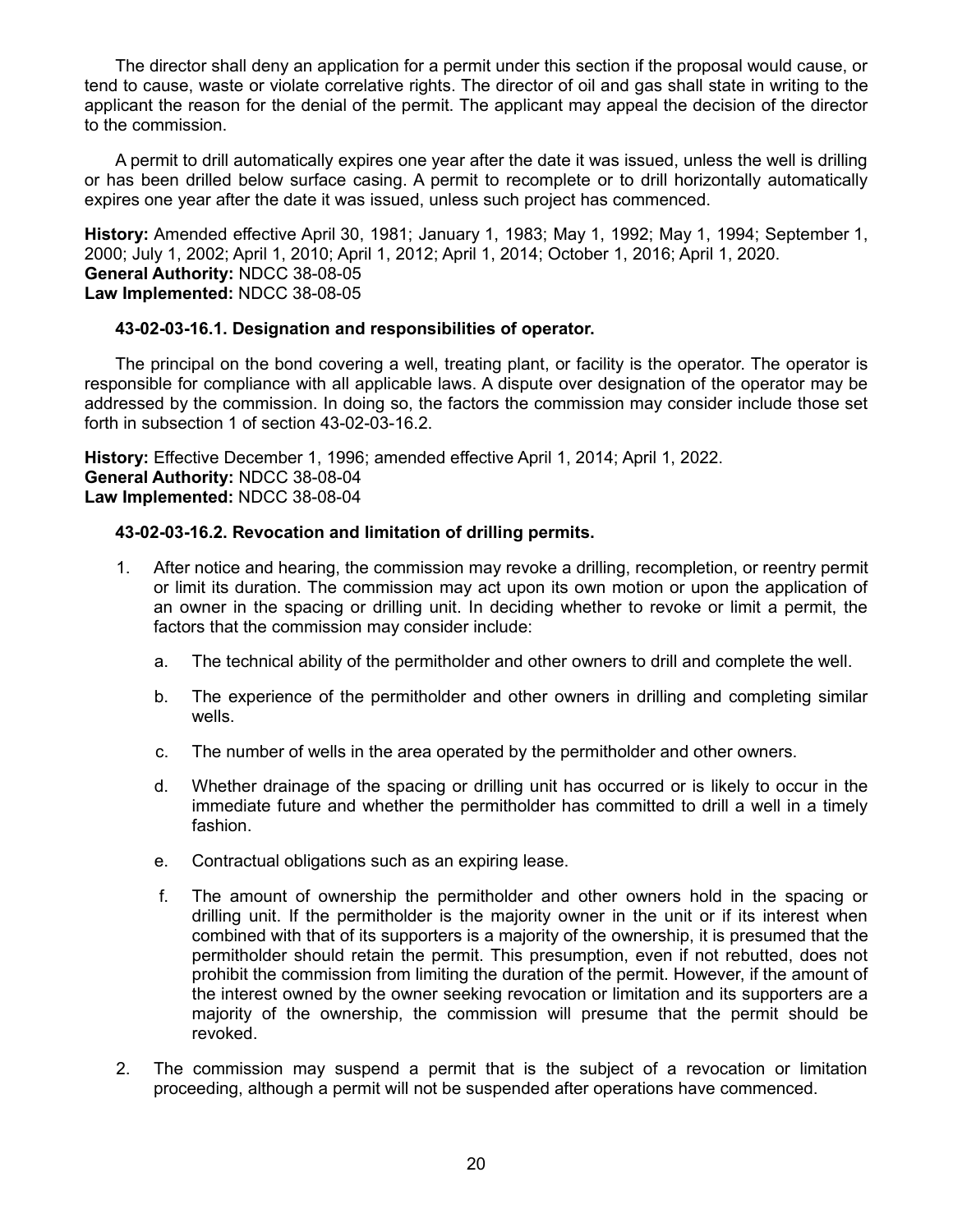The director shall deny an application for a permit under this section if the proposal would cause, or tend to cause, waste or violate correlative rights. The director of oil and gas shall state in writing to the applicant the reason for the denial of the permit. The applicant may appeal the decision of the director to the commission.

A permit to drill automatically expires one year after the date it was issued, unless the well is drilling or has been drilled below surface casing. A permit to recomplete or to drill horizontally automatically expires one year after the date it was issued, unless such project has commenced.

**History:** Amended effective April 30, 1981; January 1, 1983; May 1, 1992; May 1, 1994; September 1, 2000; July 1, 2002; April 1, 2010; April 1, 2012; April 1, 2014; October 1, 2016; April 1, 2020.
**General Authority:** NDCC 38-08-05
**Law Implemented:** NDCC 38-08-05

#### 43-02-03-16.1. Designation and responsibilities of operator.

The principal on the bond covering a well, treating plant, or facility is the operator. The operator is responsible for compliance with all applicable laws. A dispute over designation of the operator may be addressed by the commission. In doing so, the factors the commission may consider include those set forth in subsection 1 of section 43-02-03-16.2.

**History:** Effective December 1, 1996; amended effective April 1, 2014; April 1, 2022.
**General Authority:** NDCC 38-08-04
**Law Implemented:** NDCC 38-08-04

#### 43-02-03-16.2. Revocation and limitation of drilling permits.

1. After notice and hearing, the commission may revoke a drilling, recompletion, or reentry permit or limit its duration. The commission may act upon its own motion or upon the application of an owner in the spacing or drilling unit. In deciding whether to revoke or limit a permit, the factors that the commission may consider include:

   a. The technical ability of the permitholder and other owners to drill and complete the well.

   b. The experience of the permitholder and other owners in drilling and completing similar wells.

   c. The number of wells in the area operated by the permitholder and other owners.

   d. Whether drainage of the spacing or drilling unit has occurred or is likely to occur in the immediate future and whether the permitholder has committed to drill a well in a timely fashion.

   e. Contractual obligations such as an expiring lease.

   f. The amount of ownership the permitholder and other owners hold in the spacing or drilling unit. If the permitholder is the majority owner in the unit or if its interest when combined with that of its supporters is a majority of the ownership, it is presumed that the permitholder should retain the permit. This presumption, even if not rebutted, does not prohibit the commission from limiting the duration of the permit. However, if the amount of the interest owned by the owner seeking revocation or limitation and its supporters are a majority of the ownership, the commission will presume that the permit should be revoked.

2. The commission may suspend a permit that is the subject of a revocation or limitation proceeding, although a permit will not be suspended after operations have commenced.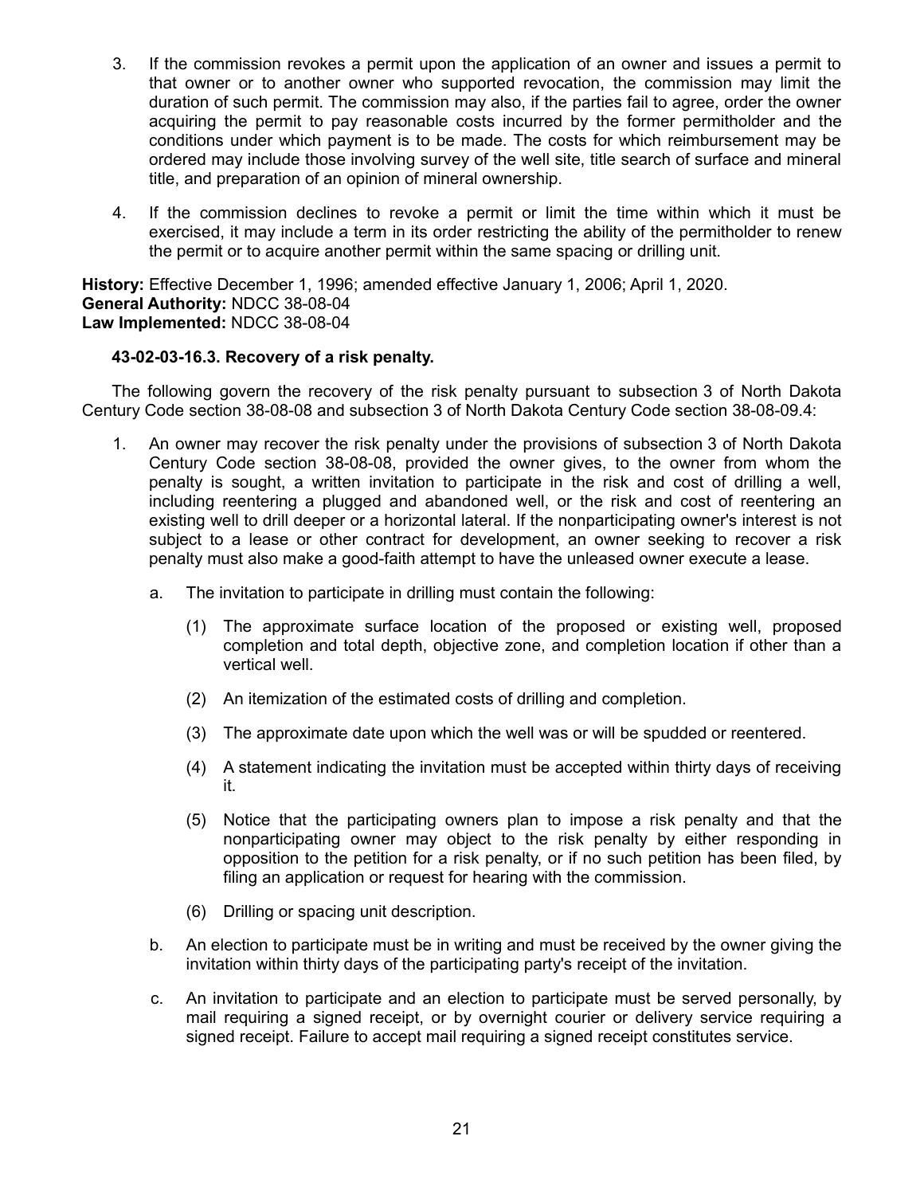3. If the commission revokes a permit upon the application of an owner and issues a permit to that owner or to another owner who supported revocation, the commission may limit the duration of such permit. The commission may also, if the parties fail to agree, order the owner acquiring the permit to pay reasonable costs incurred by the former permitholder and the conditions under which payment is to be made. The costs for which reimbursement may be ordered may include those involving survey of the well site, title search of surface and mineral title, and preparation of an opinion of mineral ownership.

4. If the commission declines to revoke a permit or limit the time within which it must be exercised, it may include a term in its order restricting the ability of the permitholder to renew the permit or to acquire another permit within the same spacing or drilling unit.

**History:** Effective December 1, 1996; amended effective January 1, 2006; April 1, 2020.
**General Authority:** NDCC 38-08-04
**Law Implemented:** NDCC 38-08-04

**43-02-03-16.3. Recovery of a risk penalty.**

The following govern the recovery of the risk penalty pursuant to subsection 3 of North Dakota Century Code section 38-08-08 and subsection 3 of North Dakota Century Code section 38-08-09.4:

1. An owner may recover the risk penalty under the provisions of subsection 3 of North Dakota Century Code section 38-08-08, provided the owner gives, to the owner from whom the penalty is sought, a written invitation to participate in the risk and cost of drilling a well, including reentering a plugged and abandoned well, or the risk and cost of reentering an existing well to drill deeper or a horizontal lateral. If the nonparticipating owner's interest is not subject to a lease or other contract for development, an owner seeking to recover a risk penalty must also make a good-faith attempt to have the unleased owner execute a lease.

   a. The invitation to participate in drilling must contain the following:

      (1) The approximate surface location of the proposed or existing well, proposed completion and total depth, objective zone, and completion location if other than a vertical well.

      (2) An itemization of the estimated costs of drilling and completion.

      (3) The approximate date upon which the well was or will be spudded or reentered.

      (4) A statement indicating the invitation must be accepted within thirty days of receiving it.

      (5) Notice that the participating owners plan to impose a risk penalty and that the nonparticipating owner may object to the risk penalty by either responding in opposition to the petition for a risk penalty, or if no such petition has been filed, by filing an application or request for hearing with the commission.

      (6) Drilling or spacing unit description.

   b. An election to participate must be in writing and must be received by the owner giving the invitation within thirty days of the participating party's receipt of the invitation.

   c. An invitation to participate and an election to participate must be served personally, by mail requiring a signed receipt, or by overnight courier or delivery service requiring a signed receipt. Failure to accept mail requiring a signed receipt constitutes service.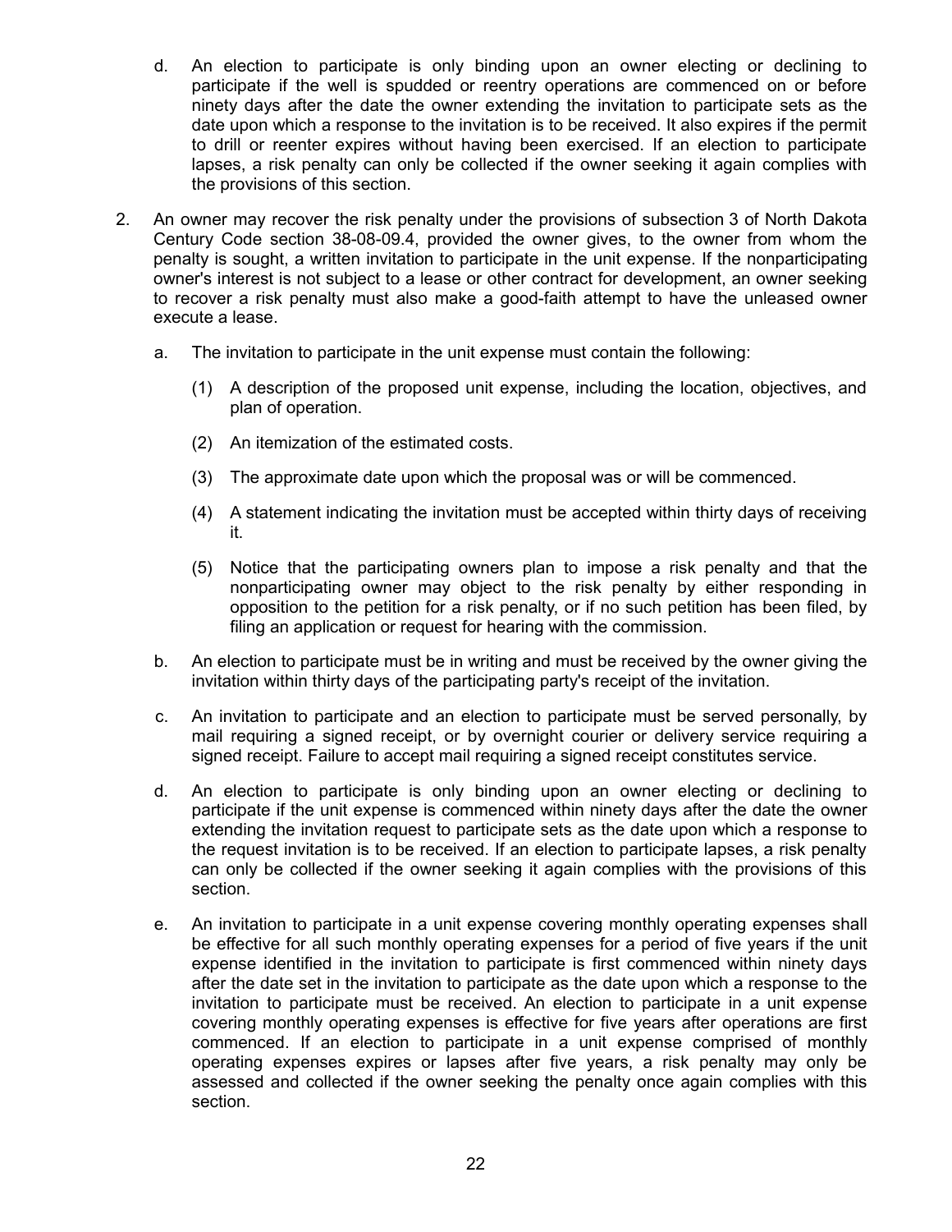d. An election to participate is only binding upon an owner electing or declining to participate if the well is spudded or reentry operations are commenced on or before ninety days after the date the owner extending the invitation to participate sets as the date upon which a response to the invitation is to be received. It also expires if the permit to drill or reenter expires without having been exercised. If an election to participate lapses, a risk penalty can only be collected if the owner seeking it again complies with the provisions of this section.

2. An owner may recover the risk penalty under the provisions of subsection 3 of North Dakota Century Code section 38-08-09.4, provided the owner gives, to the owner from whom the penalty is sought, a written invitation to participate in the unit expense. If the nonparticipating owner's interest is not subject to a lease or other contract for development, an owner seeking to recover a risk penalty must also make a good-faith attempt to have the unleased owner execute a lease.

   a. The invitation to participate in the unit expense must contain the following:

      (1) A description of the proposed unit expense, including the location, objectives, and plan of operation.

      (2) An itemization of the estimated costs.

      (3) The approximate date upon which the proposal was or will be commenced.

      (4) A statement indicating the invitation must be accepted within thirty days of receiving it.

      (5) Notice that the participating owners plan to impose a risk penalty and that the nonparticipating owner may object to the risk penalty by either responding in opposition to the petition for a risk penalty, or if no such petition has been filed, by filing an application or request for hearing with the commission.

   b. An election to participate must be in writing and must be received by the owner giving the invitation within thirty days of the participating party's receipt of the invitation.

   c. An invitation to participate and an election to participate must be served personally, by mail requiring a signed receipt, or by overnight courier or delivery service requiring a signed receipt. Failure to accept mail requiring a signed receipt constitutes service.

   d. An election to participate is only binding upon an owner electing or declining to participate if the unit expense is commenced within ninety days after the date the owner extending the invitation request to participate sets as the date upon which a response to the request invitation is to be received. If an election to participate lapses, a risk penalty can only be collected if the owner seeking it again complies with the provisions of this section.

   e. An invitation to participate in a unit expense covering monthly operating expenses shall be effective for all such monthly operating expenses for a period of five years if the unit expense identified in the invitation to participate is first commenced within ninety days after the date set in the invitation to participate as the date upon which a response to the invitation to participate must be received. An election to participate in a unit expense covering monthly operating expenses is effective for five years after operations are first commenced. If an election to participate in a unit expense comprised of monthly operating expenses expires or lapses after five years, a risk penalty may only be assessed and collected if the owner seeking the penalty once again complies with this section.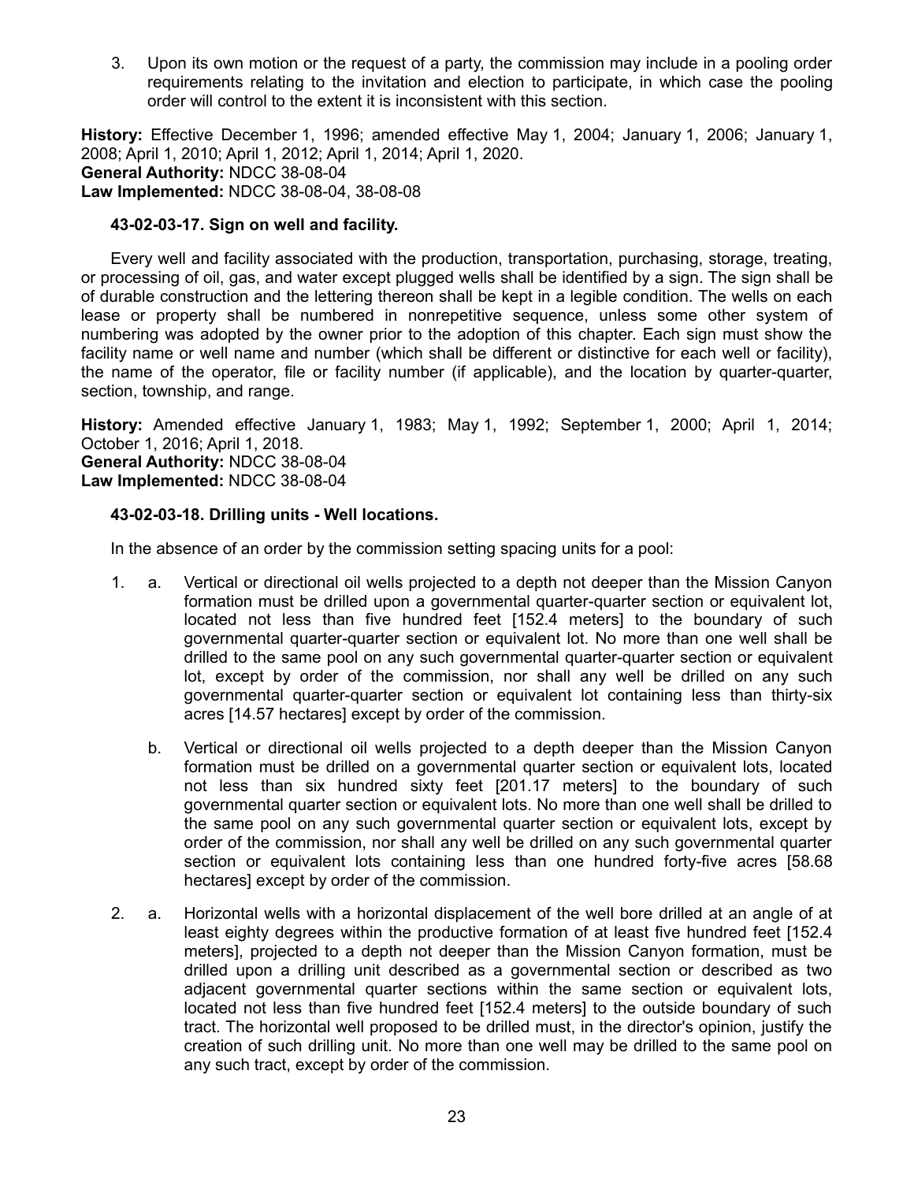3. Upon its own motion or the request of a party, the commission may include in a pooling order requirements relating to the invitation and election to participate, in which case the pooling order will control to the extent it is inconsistent with this section.

**History:** Effective December 1, 1996; amended effective May 1, 2004; January 1, 2006; January 1, 2008; April 1, 2010; April 1, 2012; April 1, 2014; April 1, 2020.
**General Authority:** NDCC 38-08-04
**Law Implemented:** NDCC 38-08-04, 38-08-08

**43-02-03-17. Sign on well and facility.**

Every well and facility associated with the production, transportation, purchasing, storage, treating, or processing of oil, gas, and water except plugged wells shall be identified by a sign. The sign shall be of durable construction and the lettering thereon shall be kept in a legible condition. The wells on each lease or property shall be numbered in nonrepetitive sequence, unless some other system of numbering was adopted by the owner prior to the adoption of this chapter. Each sign must show the facility name or well name and number (which shall be different or distinctive for each well or facility), the name of the operator, file or facility number (if applicable), and the location by quarter-quarter, section, township, and range.

**History:** Amended effective January 1, 1983; May 1, 1992; September 1, 2000; April 1, 2014; October 1, 2016; April 1, 2018.
**General Authority:** NDCC 38-08-04
**Law Implemented:** NDCC 38-08-04

**43-02-03-18. Drilling units - Well locations.**

In the absence of an order by the commission setting spacing units for a pool:

1. a. Vertical or directional oil wells projected to a depth not deeper than the Mission Canyon formation must be drilled upon a governmental quarter-quarter section or equivalent lot, located not less than five hundred feet [152.4 meters] to the boundary of such governmental quarter-quarter section or equivalent lot. No more than one well shall be drilled to the same pool on any such governmental quarter-quarter section or equivalent lot, except by order of the commission, nor shall any well be drilled on any such governmental quarter-quarter section or equivalent lot containing less than thirty-six acres [14.57 hectares] except by order of the commission.

   b. Vertical or directional oil wells projected to a depth deeper than the Mission Canyon formation must be drilled on a governmental quarter section or equivalent lots, located not less than six hundred sixty feet [201.17 meters] to the boundary of such governmental quarter section or equivalent lots. No more than one well shall be drilled to the same pool on any such governmental quarter section or equivalent lots, except by order of the commission, nor shall any well be drilled on any such governmental quarter section or equivalent lots containing less than one hundred forty-five acres [58.68 hectares] except by order of the commission.

2. a. Horizontal wells with a horizontal displacement of the well bore drilled at an angle of at least eighty degrees within the productive formation of at least five hundred feet [152.4 meters], projected to a depth not deeper than the Mission Canyon formation, must be drilled upon a drilling unit described as a governmental section or described as two adjacent governmental quarter sections within the same section or equivalent lots, located not less than five hundred feet [152.4 meters] to the outside boundary of such tract. The horizontal well proposed to be drilled must, in the director's opinion, justify the creation of such drilling unit. No more than one well may be drilled to the same pool on any such tract, except by order of the commission.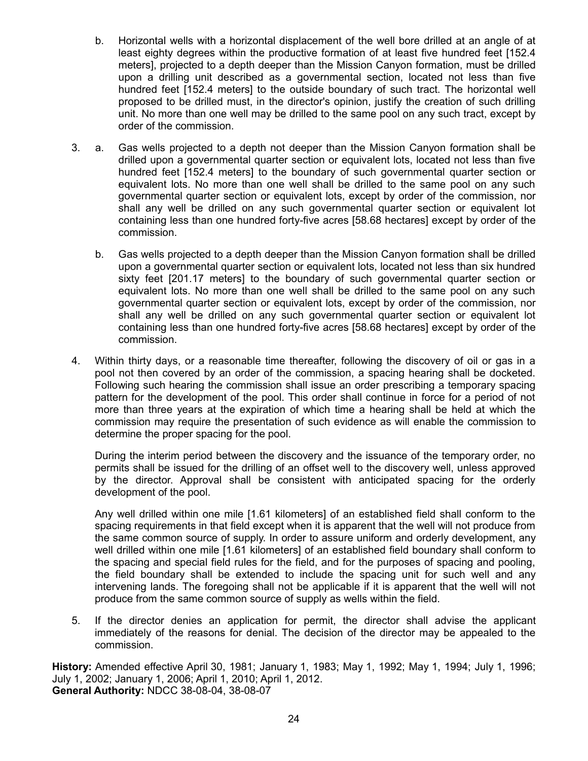b. Horizontal wells with a horizontal displacement of the well bore drilled at an angle of at least eighty degrees within the productive formation of at least five hundred feet [152.4 meters], projected to a depth deeper than the Mission Canyon formation, must be drilled upon a drilling unit described as a governmental section, located not less than five hundred feet [152.4 meters] to the outside boundary of such tract. The horizontal well proposed to be drilled must, in the director's opinion, justify the creation of such drilling unit. No more than one well may be drilled to the same pool on any such tract, except by order of the commission.

3. a. Gas wells projected to a depth not deeper than the Mission Canyon formation shall be drilled upon a governmental quarter section or equivalent lots, located not less than five hundred feet [152.4 meters] to the boundary of such governmental quarter section or equivalent lots. No more than one well shall be drilled to the same pool on any such governmental quarter section or equivalent lots, except by order of the commission, nor shall any well be drilled on any such governmental quarter section or equivalent lot containing less than one hundred forty-five acres [58.68 hectares] except by order of the commission.

   b. Gas wells projected to a depth deeper than the Mission Canyon formation shall be drilled upon a governmental quarter section or equivalent lots, located not less than six hundred sixty feet [201.17 meters] to the boundary of such governmental quarter section or equivalent lots. No more than one well shall be drilled to the same pool on any such governmental quarter section or equivalent lots, except by order of the commission, nor shall any well be drilled on any such governmental quarter section or equivalent lot containing less than one hundred forty-five acres [58.68 hectares] except by order of the commission.

4. Within thirty days, or a reasonable time thereafter, following the discovery of oil or gas in a pool not then covered by an order of the commission, a spacing hearing shall be docketed. Following such hearing the commission shall issue an order prescribing a temporary spacing pattern for the development of the pool. This order shall continue in force for a period of not more than three years at the expiration of which time a hearing shall be held at which the commission may require the presentation of such evidence as will enable the commission to determine the proper spacing for the pool.

   During the interim period between the discovery and the issuance of the temporary order, no permits shall be issued for the drilling of an offset well to the discovery well, unless approved by the director. Approval shall be consistent with anticipated spacing for the orderly development of the pool.

   Any well drilled within one mile [1.61 kilometers] of an established field shall conform to the spacing requirements in that field except when it is apparent that the well will not produce from the same common source of supply. In order to assure uniform and orderly development, any well drilled within one mile [1.61 kilometers] of an established field boundary shall conform to the spacing and special field rules for the field, and for the purposes of spacing and pooling, the field boundary shall be extended to include the spacing unit for such well and any intervening lands. The foregoing shall not be applicable if it is apparent that the well will not produce from the same common source of supply as wells within the field.

5. If the director denies an application for permit, the director shall advise the applicant immediately of the reasons for denial. The decision of the director may be appealed to the commission.

**History:** Amended effective April 30, 1981; January 1, 1983; May 1, 1992; May 1, 1994; July 1, 1996; July 1, 2002; January 1, 2006; April 1, 2010; April 1, 2012.
**General Authority:** NDCC 38-08-04, 38-08-07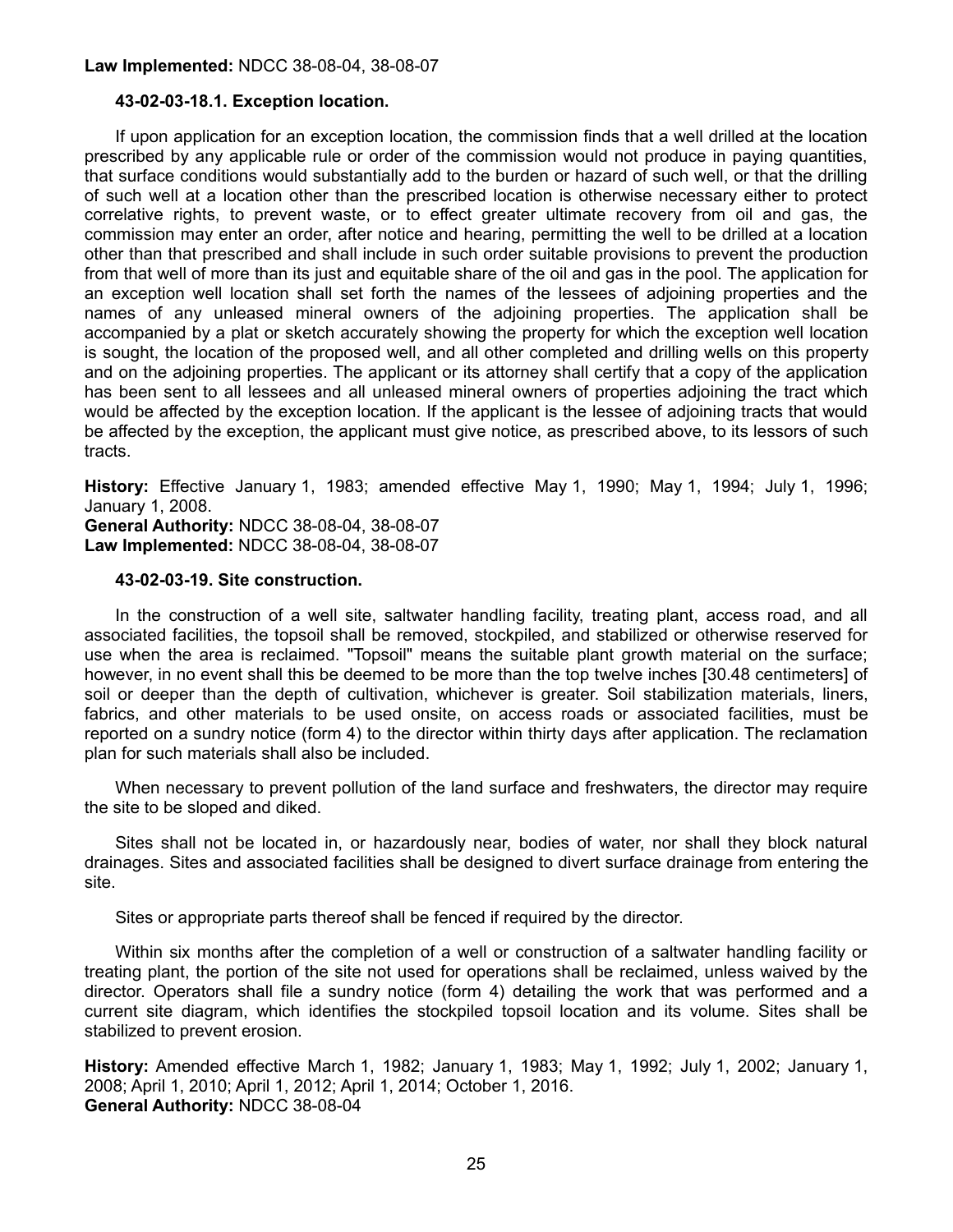**Law Implemented:** NDCC 38-08-04, 38-08-07

**43-02-03-18.1. Exception location.**

If upon application for an exception location, the commission finds that a well drilled at the location prescribed by any applicable rule or order of the commission would not produce in paying quantities, that surface conditions would substantially add to the burden or hazard of such well, or that the drilling of such well at a location other than the prescribed location is otherwise necessary either to protect correlative rights, to prevent waste, or to effect greater ultimate recovery from oil and gas, the commission may enter an order, after notice and hearing, permitting the well to be drilled at a location other than that prescribed and shall include in such order suitable provisions to prevent the production from that well of more than its just and equitable share of the oil and gas in the pool. The application for an exception well location shall set forth the names of the lessees of adjoining properties and the names of any unleased mineral owners of the adjoining properties. The application shall be accompanied by a plat or sketch accurately showing the property for which the exception well location is sought, the location of the proposed well, and all other completed and drilling wells on this property and on the adjoining properties. The applicant or its attorney shall certify that a copy of the application has been sent to all lessees and all unleased mineral owners of properties adjoining the tract which would be affected by the exception location. If the applicant is the lessee of adjoining tracts that would be affected by the exception, the applicant must give notice, as prescribed above, to its lessors of such tracts.

**History:** Effective January 1, 1983; amended effective May 1, 1990; May 1, 1994; July 1, 1996; January 1, 2008.
**General Authority:** NDCC 38-08-04, 38-08-07
**Law Implemented:** NDCC 38-08-04, 38-08-07

**43-02-03-19. Site construction.**

In the construction of a well site, saltwater handling facility, treating plant, access road, and all associated facilities, the topsoil shall be removed, stockpiled, and stabilized or otherwise reserved for use when the area is reclaimed. "Topsoil" means the suitable plant growth material on the surface; however, in no event shall this be deemed to be more than the top twelve inches [30.48 centimeters] of soil or deeper than the depth of cultivation, whichever is greater. Soil stabilization materials, liners, fabrics, and other materials to be used onsite, on access roads or associated facilities, must be reported on a sundry notice (form 4) to the director within thirty days after application. The reclamation plan for such materials shall also be included.

When necessary to prevent pollution of the land surface and freshwaters, the director may require the site to be sloped and diked.

Sites shall not be located in, or hazardously near, bodies of water, nor shall they block natural drainages. Sites and associated facilities shall be designed to divert surface drainage from entering the site.

Sites or appropriate parts thereof shall be fenced if required by the director.

Within six months after the completion of a well or construction of a saltwater handling facility or treating plant, the portion of the site not used for operations shall be reclaimed, unless waived by the director. Operators shall file a sundry notice (form 4) detailing the work that was performed and a current site diagram, which identifies the stockpiled topsoil location and its volume. Sites shall be stabilized to prevent erosion.

**History:** Amended effective March 1, 1982; January 1, 1983; May 1, 1992; July 1, 2002; January 1, 2008; April 1, 2010; April 1, 2012; April 1, 2014; October 1, 2016.
**General Authority:** NDCC 38-08-04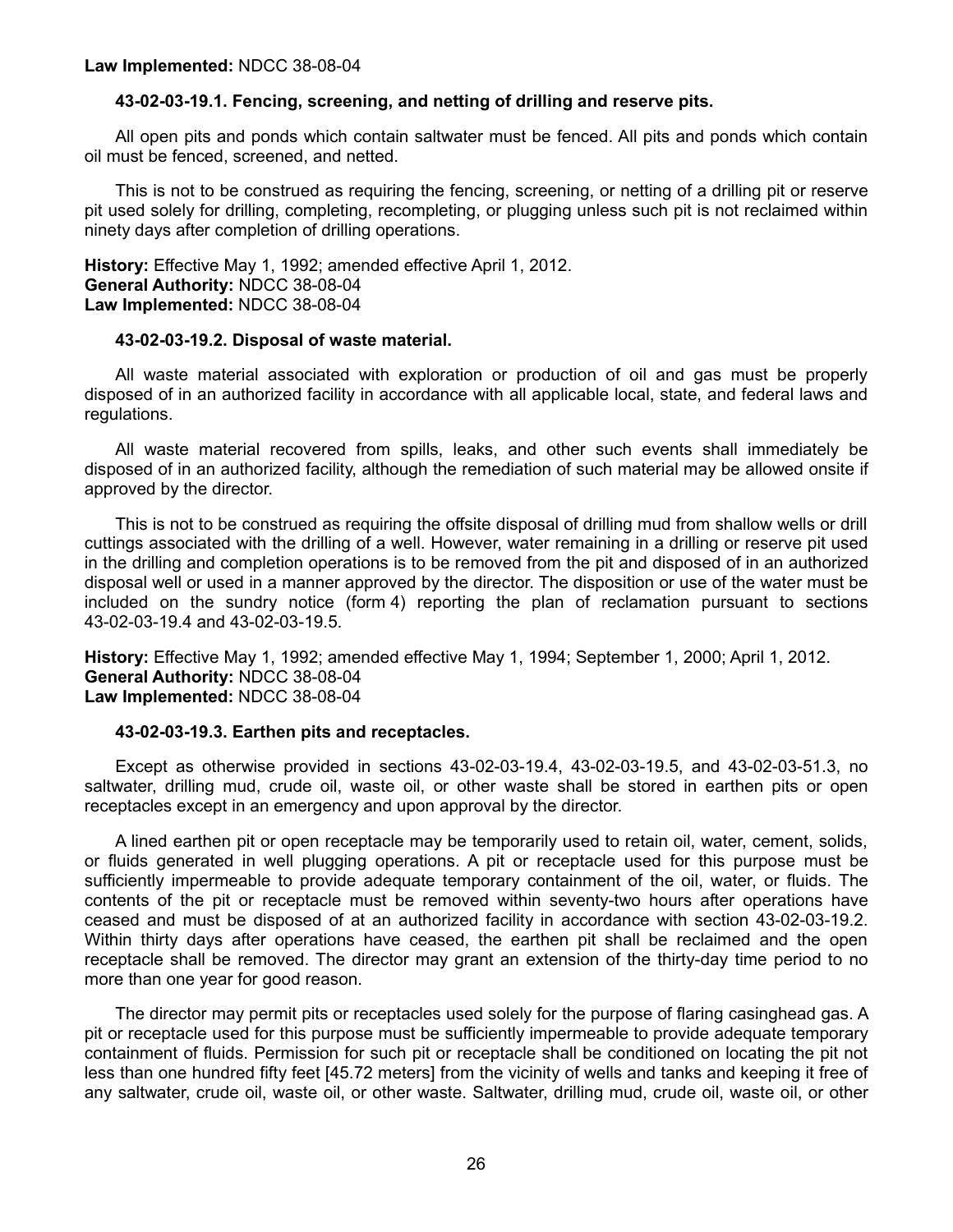**Law Implemented:** NDCC 38-08-04

**43-02-03-19.1. Fencing, screening, and netting of drilling and reserve pits.**

All open pits and ponds which contain saltwater must be fenced. All pits and ponds which contain oil must be fenced, screened, and netted.

This is not to be construed as requiring the fencing, screening, or netting of a drilling pit or reserve pit used solely for drilling, completing, recompleting, or plugging unless such pit is not reclaimed within ninety days after completion of drilling operations.

**History:** Effective May 1, 1992; amended effective April 1, 2012.
**General Authority:** NDCC 38-08-04
**Law Implemented:** NDCC 38-08-04

**43-02-03-19.2. Disposal of waste material.**

All waste material associated with exploration or production of oil and gas must be properly disposed of in an authorized facility in accordance with all applicable local, state, and federal laws and regulations.

All waste material recovered from spills, leaks, and other such events shall immediately be disposed of in an authorized facility, although the remediation of such material may be allowed onsite if approved by the director.

This is not to be construed as requiring the offsite disposal of drilling mud from shallow wells or drill cuttings associated with the drilling of a well. However, water remaining in a drilling or reserve pit used in the drilling and completion operations is to be removed from the pit and disposed of in an authorized disposal well or used in a manner approved by the director. The disposition or use of the water must be included on the sundry notice (form 4) reporting the plan of reclamation pursuant to sections 43-02-03-19.4 and 43-02-03-19.5.

**History:** Effective May 1, 1992; amended effective May 1, 1994; September 1, 2000; April 1, 2012.
**General Authority:** NDCC 38-08-04
**Law Implemented:** NDCC 38-08-04

**43-02-03-19.3. Earthen pits and receptacles.**

Except as otherwise provided in sections 43-02-03-19.4, 43-02-03-19.5, and 43-02-03-51.3, no saltwater, drilling mud, crude oil, waste oil, or other waste shall be stored in earthen pits or open receptacles except in an emergency and upon approval by the director.

A lined earthen pit or open receptacle may be temporarily used to retain oil, water, cement, solids, or fluids generated in well plugging operations. A pit or receptacle used for this purpose must be sufficiently impermeable to provide adequate temporary containment of the oil, water, or fluids. The contents of the pit or receptacle must be removed within seventy-two hours after operations have ceased and must be disposed of at an authorized facility in accordance with section 43-02-03-19.2. Within thirty days after operations have ceased, the earthen pit shall be reclaimed and the open receptacle shall be removed. The director may grant an extension of the thirty-day time period to no more than one year for good reason.

The director may permit pits or receptacles used solely for the purpose of flaring casinghead gas. A pit or receptacle used for this purpose must be sufficiently impermeable to provide adequate temporary containment of fluids. Permission for such pit or receptacle shall be conditioned on locating the pit not less than one hundred fifty feet [45.72 meters] from the vicinity of wells and tanks and keeping it free of any saltwater, crude oil, waste oil, or other waste. Saltwater, drilling mud, crude oil, waste oil, or other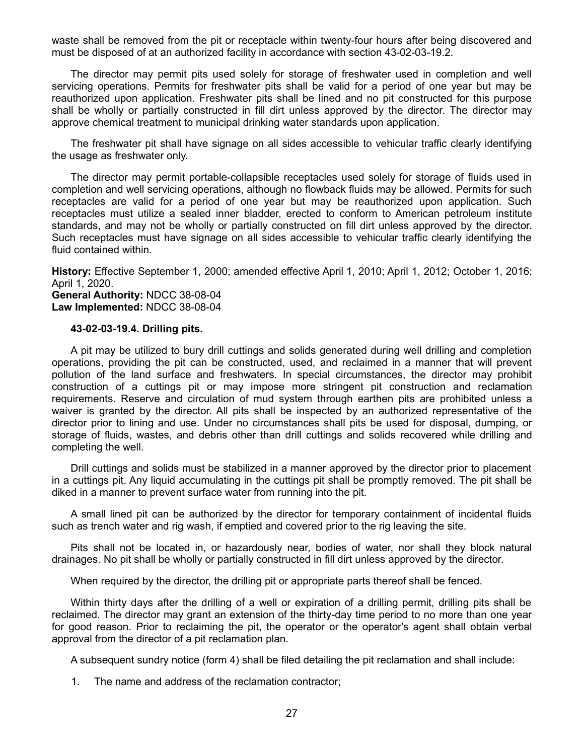waste shall be removed from the pit or receptacle within twenty-four hours after being discovered and must be disposed of at an authorized facility in accordance with section 43-02-03-19.2.

The director may permit pits used solely for storage of freshwater used in completion and well servicing operations. Permits for freshwater pits shall be valid for a period of one year but may be reauthorized upon application. Freshwater pits shall be lined and no pit constructed for this purpose shall be wholly or partially constructed in fill dirt unless approved by the director. The director may approve chemical treatment to municipal drinking water standards upon application.

The freshwater pit shall have signage on all sides accessible to vehicular traffic clearly identifying the usage as freshwater only.

The director may permit portable-collapsible receptacles used solely for storage of fluids used in completion and well servicing operations, although no flowback fluids may be allowed. Permits for such receptacles are valid for a period of one year but may be reauthorized upon application. Such receptacles must utilize a sealed inner bladder, erected to conform to American petroleum institute standards, and may not be wholly or partially constructed on fill dirt unless approved by the director. Such receptacles must have signage on all sides accessible to vehicular traffic clearly identifying the fluid contained within.

**History:** Effective September 1, 2000; amended effective April 1, 2010; April 1, 2012; October 1, 2016; April 1, 2020.
**General Authority:** NDCC 38-08-04
**Law Implemented:** NDCC 38-08-04

#### 43-02-03-19.4. Drilling pits.

A pit may be utilized to bury drill cuttings and solids generated during well drilling and completion operations, providing the pit can be constructed, used, and reclaimed in a manner that will prevent pollution of the land surface and freshwaters. In special circumstances, the director may prohibit construction of a cuttings pit or may impose more stringent pit construction and reclamation requirements. Reserve and circulation of mud system through earthen pits are prohibited unless a waiver is granted by the director. All pits shall be inspected by an authorized representative of the director prior to lining and use. Under no circumstances shall pits be used for disposal, dumping, or storage of fluids, wastes, and debris other than drill cuttings and solids recovered while drilling and completing the well.

Drill cuttings and solids must be stabilized in a manner approved by the director prior to placement in a cuttings pit. Any liquid accumulating in the cuttings pit shall be promptly removed. The pit shall be diked in a manner to prevent surface water from running into the pit.

A small lined pit can be authorized by the director for temporary containment of incidental fluids such as trench water and rig wash, if emptied and covered prior to the rig leaving the site.

Pits shall not be located in, or hazardously near, bodies of water, nor shall they block natural drainages. No pit shall be wholly or partially constructed in fill dirt unless approved by the director.

When required by the director, the drilling pit or appropriate parts thereof shall be fenced.

Within thirty days after the drilling of a well or expiration of a drilling permit, drilling pits shall be reclaimed. The director may grant an extension of the thirty-day time period to no more than one year for good reason. Prior to reclaiming the pit, the operator or the operator's agent shall obtain verbal approval from the director of a pit reclamation plan.

A subsequent sundry notice (form 4) shall be filed detailing the pit reclamation and shall include:

1. The name and address of the reclamation contractor;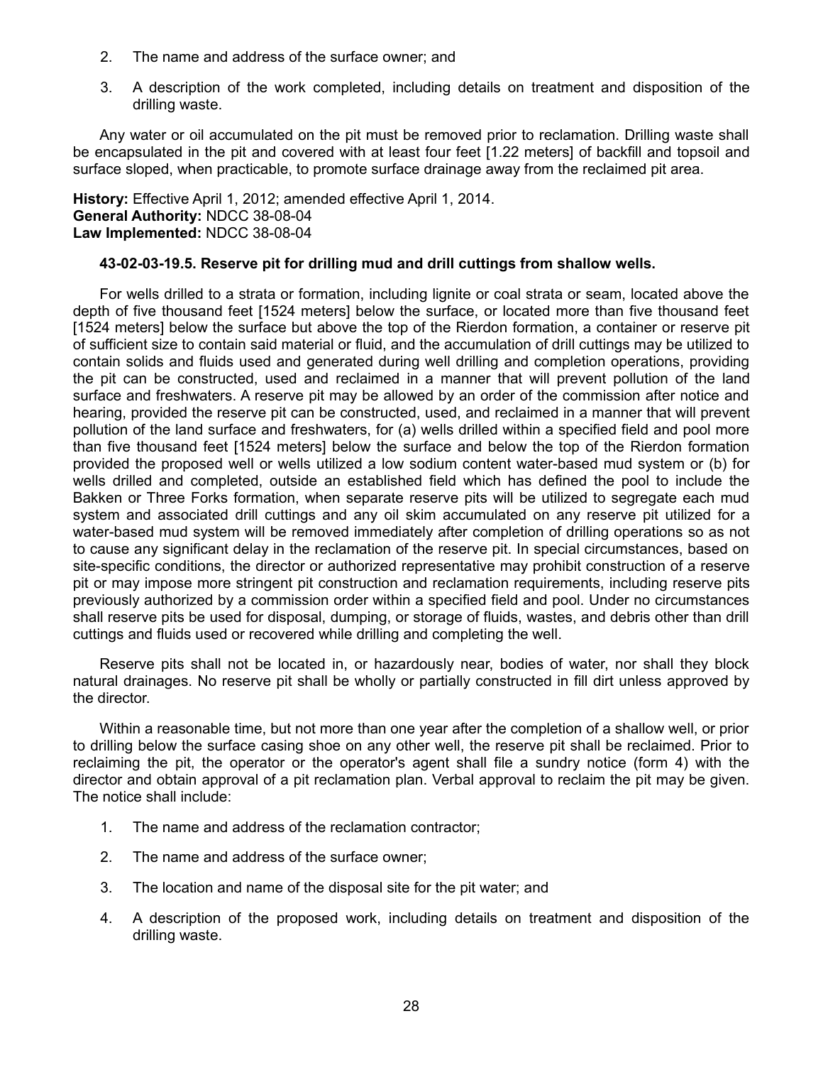2. The name and address of the surface owner; and

3. A description of the work completed, including details on treatment and disposition of the drilling waste.

Any water or oil accumulated on the pit must be removed prior to reclamation. Drilling waste shall be encapsulated in the pit and covered with at least four feet [1.22 meters] of backfill and topsoil and surface sloped, when practicable, to promote surface drainage away from the reclaimed pit area.

**History:** Effective April 1, 2012; amended effective April 1, 2014.
**General Authority:** NDCC 38-08-04
**Law Implemented:** NDCC 38-08-04

**43-02-03-19.5. Reserve pit for drilling mud and drill cuttings from shallow wells.**

For wells drilled to a strata or formation, including lignite or coal strata or seam, located above the depth of five thousand feet [1524 meters] below the surface, or located more than five thousand feet [1524 meters] below the surface but above the top of the Rierdon formation, a container or reserve pit of sufficient size to contain said material or fluid, and the accumulation of drill cuttings may be utilized to contain solids and fluids used and generated during well drilling and completion operations, providing the pit can be constructed, used and reclaimed in a manner that will prevent pollution of the land surface and freshwaters. A reserve pit may be allowed by an order of the commission after notice and hearing, provided the reserve pit can be constructed, used, and reclaimed in a manner that will prevent pollution of the land surface and freshwaters, for (a) wells drilled within a specified field and pool more than five thousand feet [1524 meters] below the surface and below the top of the Rierdon formation provided the proposed well or wells utilized a low sodium content water-based mud system or (b) for wells drilled and completed, outside an established field which has defined the pool to include the Bakken or Three Forks formation, when separate reserve pits will be utilized to segregate each mud system and associated drill cuttings and any oil skim accumulated on any reserve pit utilized for a water-based mud system will be removed immediately after completion of drilling operations so as not to cause any significant delay in the reclamation of the reserve pit. In special circumstances, based on site-specific conditions, the director or authorized representative may prohibit construction of a reserve pit or may impose more stringent pit construction and reclamation requirements, including reserve pits previously authorized by a commission order within a specified field and pool. Under no circumstances shall reserve pits be used for disposal, dumping, or storage of fluids, wastes, and debris other than drill cuttings and fluids used or recovered while drilling and completing the well.

Reserve pits shall not be located in, or hazardously near, bodies of water, nor shall they block natural drainages. No reserve pit shall be wholly or partially constructed in fill dirt unless approved by the director.

Within a reasonable time, but not more than one year after the completion of a shallow well, or prior to drilling below the surface casing shoe on any other well, the reserve pit shall be reclaimed. Prior to reclaiming the pit, the operator or the operator's agent shall file a sundry notice (form 4) with the director and obtain approval of a pit reclamation plan. Verbal approval to reclaim the pit may be given. The notice shall include:

1. The name and address of the reclamation contractor;

2. The name and address of the surface owner;

3. The location and name of the disposal site for the pit water; and

4. A description of the proposed work, including details on treatment and disposition of the drilling waste.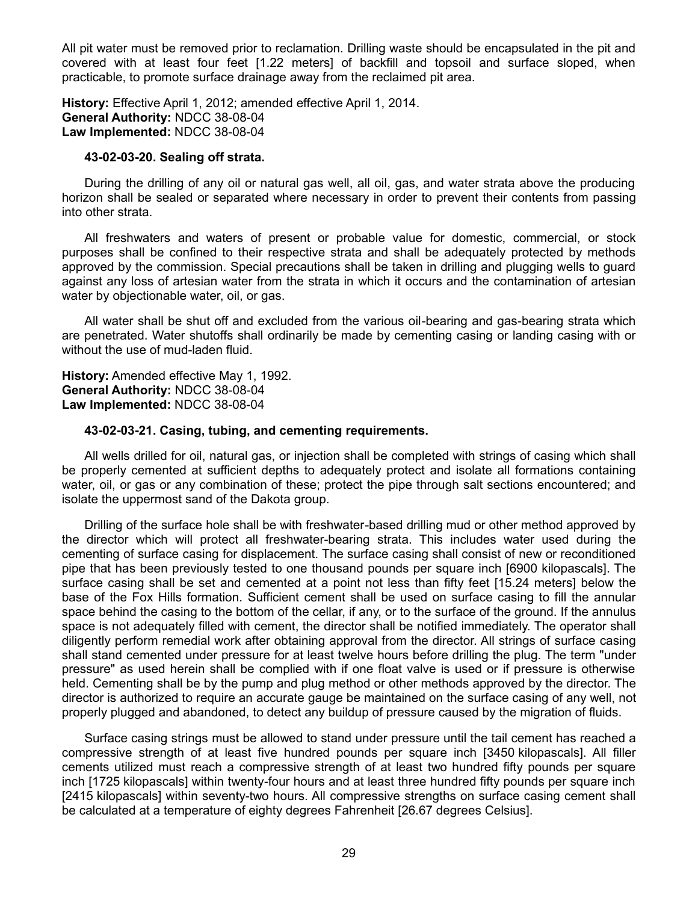All pit water must be removed prior to reclamation. Drilling waste should be encapsulated in the pit and covered with at least four feet [1.22 meters] of backfill and topsoil and surface sloped, when practicable, to promote surface drainage away from the reclaimed pit area.

**History:** Effective April 1, 2012; amended effective April 1, 2014.
**General Authority:** NDCC 38-08-04
**Law Implemented:** NDCC 38-08-04

**43-02-03-20. Sealing off strata.**

During the drilling of any oil or natural gas well, all oil, gas, and water strata above the producing horizon shall be sealed or separated where necessary in order to prevent their contents from passing into other strata.

All freshwaters and waters of present or probable value for domestic, commercial, or stock purposes shall be confined to their respective strata and shall be adequately protected by methods approved by the commission. Special precautions shall be taken in drilling and plugging wells to guard against any loss of artesian water from the strata in which it occurs and the contamination of artesian water by objectionable water, oil, or gas.

All water shall be shut off and excluded from the various oil-bearing and gas-bearing strata which are penetrated. Water shutoffs shall ordinarily be made by cementing casing or landing casing with or without the use of mud-laden fluid.

**History:** Amended effective May 1, 1992.
**General Authority:** NDCC 38-08-04
**Law Implemented:** NDCC 38-08-04

**43-02-03-21. Casing, tubing, and cementing requirements.**

All wells drilled for oil, natural gas, or injection shall be completed with strings of casing which shall be properly cemented at sufficient depths to adequately protect and isolate all formations containing water, oil, or gas or any combination of these; protect the pipe through salt sections encountered; and isolate the uppermost sand of the Dakota group.

Drilling of the surface hole shall be with freshwater-based drilling mud or other method approved by the director which will protect all freshwater-bearing strata. This includes water used during the cementing of surface casing for displacement. The surface casing shall consist of new or reconditioned pipe that has been previously tested to one thousand pounds per square inch [6900 kilopascals]. The surface casing shall be set and cemented at a point not less than fifty feet [15.24 meters] below the base of the Fox Hills formation. Sufficient cement shall be used on surface casing to fill the annular space behind the casing to the bottom of the cellar, if any, or to the surface of the ground. If the annulus space is not adequately filled with cement, the director shall be notified immediately. The operator shall diligently perform remedial work after obtaining approval from the director. All strings of surface casing shall stand cemented under pressure for at least twelve hours before drilling the plug. The term "under pressure" as used herein shall be complied with if one float valve is used or if pressure is otherwise held. Cementing shall be by the pump and plug method or other methods approved by the director. The director is authorized to require an accurate gauge be maintained on the surface casing of any well, not properly plugged and abandoned, to detect any buildup of pressure caused by the migration of fluids.

Surface casing strings must be allowed to stand under pressure until the tail cement has reached a compressive strength of at least five hundred pounds per square inch [3450 kilopascals]. All filler cements utilized must reach a compressive strength of at least two hundred fifty pounds per square inch [1725 kilopascals] within twenty-four hours and at least three hundred fifty pounds per square inch [2415 kilopascals] within seventy-two hours. All compressive strengths on surface casing cement shall be calculated at a temperature of eighty degrees Fahrenheit [26.67 degrees Celsius].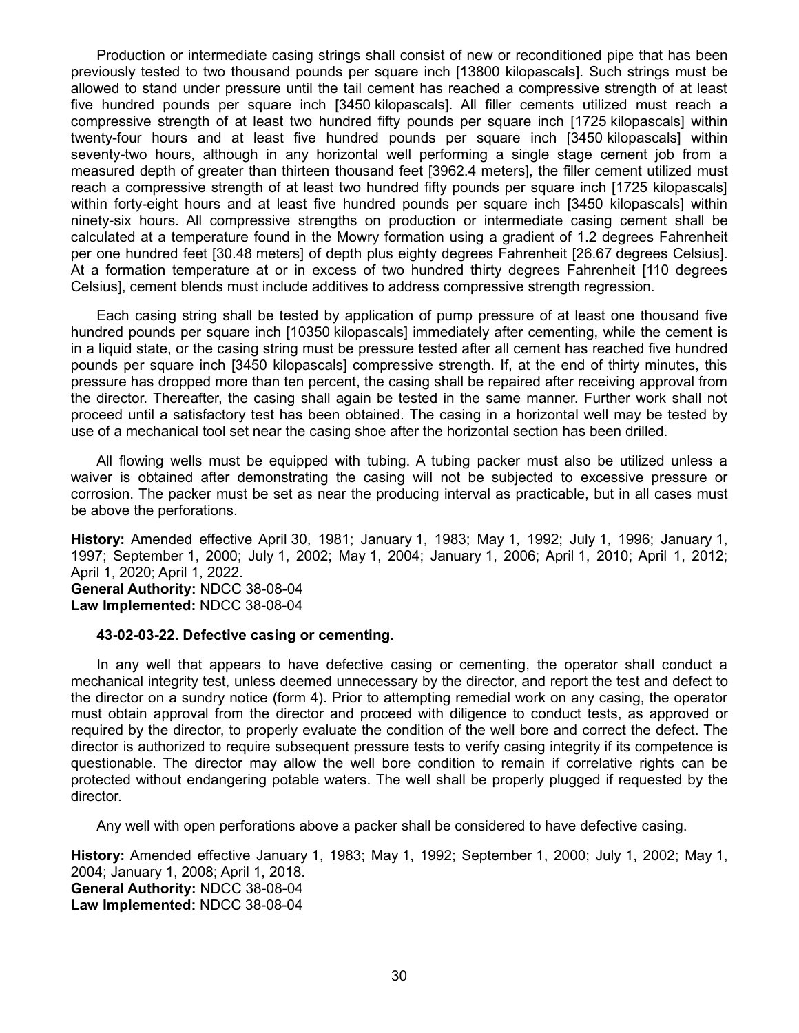Production or intermediate casing strings shall consist of new or reconditioned pipe that has been previously tested to two thousand pounds per square inch [13800 kilopascals]. Such strings must be allowed to stand under pressure until the tail cement has reached a compressive strength of at least five hundred pounds per square inch [3450 kilopascals]. All filler cements utilized must reach a compressive strength of at least two hundred fifty pounds per square inch [1725 kilopascals] within twenty-four hours and at least five hundred pounds per square inch [3450 kilopascals] within seventy-two hours, although in any horizontal well performing a single stage cement job from a measured depth of greater than thirteen thousand feet [3962.4 meters], the filler cement utilized must reach a compressive strength of at least two hundred fifty pounds per square inch [1725 kilopascals] within forty-eight hours and at least five hundred pounds per square inch [3450 kilopascals] within ninety-six hours. All compressive strengths on production or intermediate casing cement shall be calculated at a temperature found in the Mowry formation using a gradient of 1.2 degrees Fahrenheit per one hundred feet [30.48 meters] of depth plus eighty degrees Fahrenheit [26.67 degrees Celsius]. At a formation temperature at or in excess of two hundred thirty degrees Fahrenheit [110 degrees Celsius], cement blends must include additives to address compressive strength regression.

Each casing string shall be tested by application of pump pressure of at least one thousand five hundred pounds per square inch [10350 kilopascals] immediately after cementing, while the cement is in a liquid state, or the casing string must be pressure tested after all cement has reached five hundred pounds per square inch [3450 kilopascals] compressive strength. If, at the end of thirty minutes, this pressure has dropped more than ten percent, the casing shall be repaired after receiving approval from the director. Thereafter, the casing shall again be tested in the same manner. Further work shall not proceed until a satisfactory test has been obtained. The casing in a horizontal well may be tested by use of a mechanical tool set near the casing shoe after the horizontal section has been drilled.

All flowing wells must be equipped with tubing. A tubing packer must also be utilized unless a waiver is obtained after demonstrating the casing will not be subjected to excessive pressure or corrosion. The packer must be set as near the producing interval as practicable, but in all cases must be above the perforations.

**History:** Amended effective April 30, 1981; January 1, 1983; May 1, 1992; July 1, 1996; January 1, 1997; September 1, 2000; July 1, 2002; May 1, 2004; January 1, 2006; April 1, 2010; April 1, 2012; April 1, 2020; April 1, 2022.
**General Authority:** NDCC 38-08-04
**Law Implemented:** NDCC 38-08-04

**43-02-03-22. Defective casing or cementing.**

In any well that appears to have defective casing or cementing, the operator shall conduct a mechanical integrity test, unless deemed unnecessary by the director, and report the test and defect to the director on a sundry notice (form 4). Prior to attempting remedial work on any casing, the operator must obtain approval from the director and proceed with diligence to conduct tests, as approved or required by the director, to properly evaluate the condition of the well bore and correct the defect. The director is authorized to require subsequent pressure tests to verify casing integrity if its competence is questionable. The director may allow the well bore condition to remain if correlative rights can be protected without endangering potable waters. The well shall be properly plugged if requested by the director.

Any well with open perforations above a packer shall be considered to have defective casing.

**History:** Amended effective January 1, 1983; May 1, 1992; September 1, 2000; July 1, 2002; May 1, 2004; January 1, 2008; April 1, 2018.
**General Authority:** NDCC 38-08-04
**Law Implemented:** NDCC 38-08-04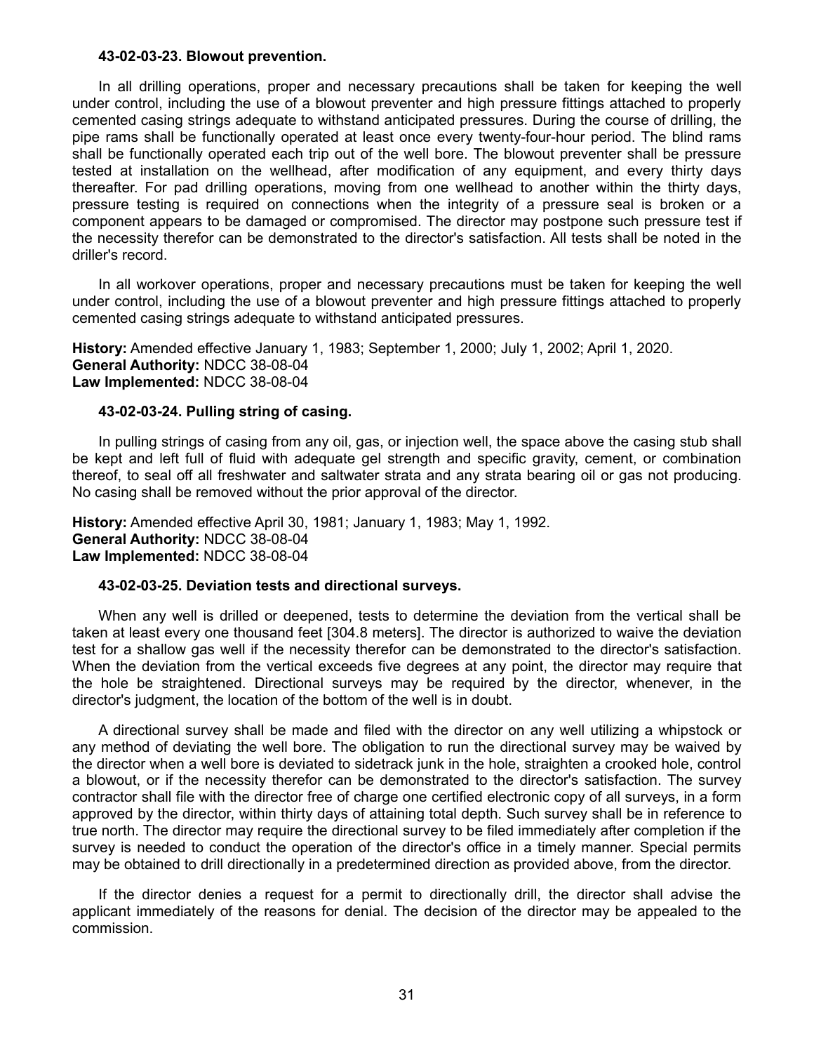**43-02-03-23. Blowout prevention.**

In all drilling operations, proper and necessary precautions shall be taken for keeping the well under control, including the use of a blowout preventer and high pressure fittings attached to properly cemented casing strings adequate to withstand anticipated pressures. During the course of drilling, the pipe rams shall be functionally operated at least once every twenty-four-hour period. The blind rams shall be functionally operated each trip out of the well bore. The blowout preventer shall be pressure tested at installation on the wellhead, after modification of any equipment, and every thirty days thereafter. For pad drilling operations, moving from one wellhead to another within the thirty days, pressure testing is required on connections when the integrity of a pressure seal is broken or a component appears to be damaged or compromised. The director may postpone such pressure test if the necessity therefor can be demonstrated to the director's satisfaction. All tests shall be noted in the driller's record.

In all workover operations, proper and necessary precautions must be taken for keeping the well under control, including the use of a blowout preventer and high pressure fittings attached to properly cemented casing strings adequate to withstand anticipated pressures.

**History:** Amended effective January 1, 1983; September 1, 2000; July 1, 2002; April 1, 2020.
**General Authority:** NDCC 38-08-04
**Law Implemented:** NDCC 38-08-04

**43-02-03-24. Pulling string of casing.**

In pulling strings of casing from any oil, gas, or injection well, the space above the casing stub shall be kept and left full of fluid with adequate gel strength and specific gravity, cement, or combination thereof, to seal off all freshwater and saltwater strata and any strata bearing oil or gas not producing. No casing shall be removed without the prior approval of the director.

**History:** Amended effective April 30, 1981; January 1, 1983; May 1, 1992.
**General Authority:** NDCC 38-08-04
**Law Implemented:** NDCC 38-08-04

**43-02-03-25. Deviation tests and directional surveys.**

When any well is drilled or deepened, tests to determine the deviation from the vertical shall be taken at least every one thousand feet [304.8 meters]. The director is authorized to waive the deviation test for a shallow gas well if the necessity therefor can be demonstrated to the director's satisfaction. When the deviation from the vertical exceeds five degrees at any point, the director may require that the hole be straightened. Directional surveys may be required by the director, whenever, in the director's judgment, the location of the bottom of the well is in doubt.

A directional survey shall be made and filed with the director on any well utilizing a whipstock or any method of deviating the well bore. The obligation to run the directional survey may be waived by the director when a well bore is deviated to sidetrack junk in the hole, straighten a crooked hole, control a blowout, or if the necessity therefor can be demonstrated to the director's satisfaction. The survey contractor shall file with the director free of charge one certified electronic copy of all surveys, in a form approved by the director, within thirty days of attaining total depth. Such survey shall be in reference to true north. The director may require the directional survey to be filed immediately after completion if the survey is needed to conduct the operation of the director's office in a timely manner. Special permits may be obtained to drill directionally in a predetermined direction as provided above, from the director.

If the director denies a request for a permit to directionally drill, the director shall advise the applicant immediately of the reasons for denial. The decision of the director may be appealed to the commission.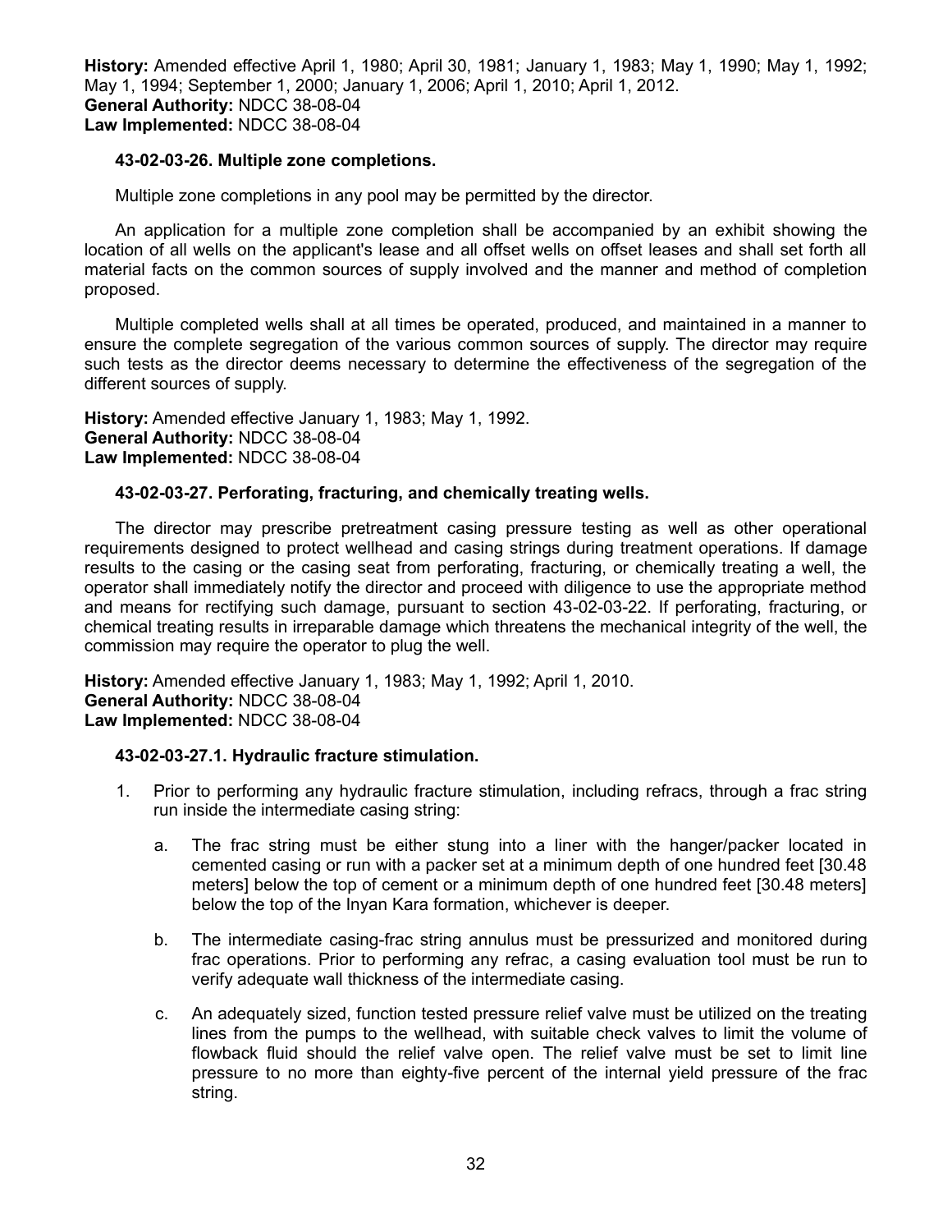**History:** Amended effective April 1, 1980; April 30, 1981; January 1, 1983; May 1, 1990; May 1, 1992; May 1, 1994; September 1, 2000; January 1, 2006; April 1, 2010; April 1, 2012.
**General Authority:** NDCC 38-08-04
**Law Implemented:** NDCC 38-08-04

**43-02-03-26. Multiple zone completions.**

Multiple zone completions in any pool may be permitted by the director.

An application for a multiple zone completion shall be accompanied by an exhibit showing the location of all wells on the applicant's lease and all offset wells on offset leases and shall set forth all material facts on the common sources of supply involved and the manner and method of completion proposed.

Multiple completed wells shall at all times be operated, produced, and maintained in a manner to ensure the complete segregation of the various common sources of supply. The director may require such tests as the director deems necessary to determine the effectiveness of the segregation of the different sources of supply.

**History:** Amended effective January 1, 1983; May 1, 1992.
**General Authority:** NDCC 38-08-04
**Law Implemented:** NDCC 38-08-04

**43-02-03-27. Perforating, fracturing, and chemically treating wells.**

The director may prescribe pretreatment casing pressure testing as well as other operational requirements designed to protect wellhead and casing strings during treatment operations. If damage results to the casing or the casing seat from perforating, fracturing, or chemically treating a well, the operator shall immediately notify the director and proceed with diligence to use the appropriate method and means for rectifying such damage, pursuant to section 43-02-03-22. If perforating, fracturing, or chemical treating results in irreparable damage which threatens the mechanical integrity of the well, the commission may require the operator to plug the well.

**History:** Amended effective January 1, 1983; May 1, 1992; April 1, 2010.
**General Authority:** NDCC 38-08-04
**Law Implemented:** NDCC 38-08-04

**43-02-03-27.1. Hydraulic fracture stimulation.**

1. Prior to performing any hydraulic fracture stimulation, including refracs, through a frac string run inside the intermediate casing string:

    a. The frac string must be either stung into a liner with the hanger/packer located in cemented casing or run with a packer set at a minimum depth of one hundred feet [30.48 meters] below the top of cement or a minimum depth of one hundred feet [30.48 meters] below the top of the Inyan Kara formation, whichever is deeper.

    b. The intermediate casing-frac string annulus must be pressurized and monitored during frac operations. Prior to performing any refrac, a casing evaluation tool must be run to verify adequate wall thickness of the intermediate casing.

    c. An adequately sized, function tested pressure relief valve must be utilized on the treating lines from the pumps to the wellhead, with suitable check valves to limit the volume of flowback fluid should the relief valve open. The relief valve must be set to limit line pressure to no more than eighty-five percent of the internal yield pressure of the frac string.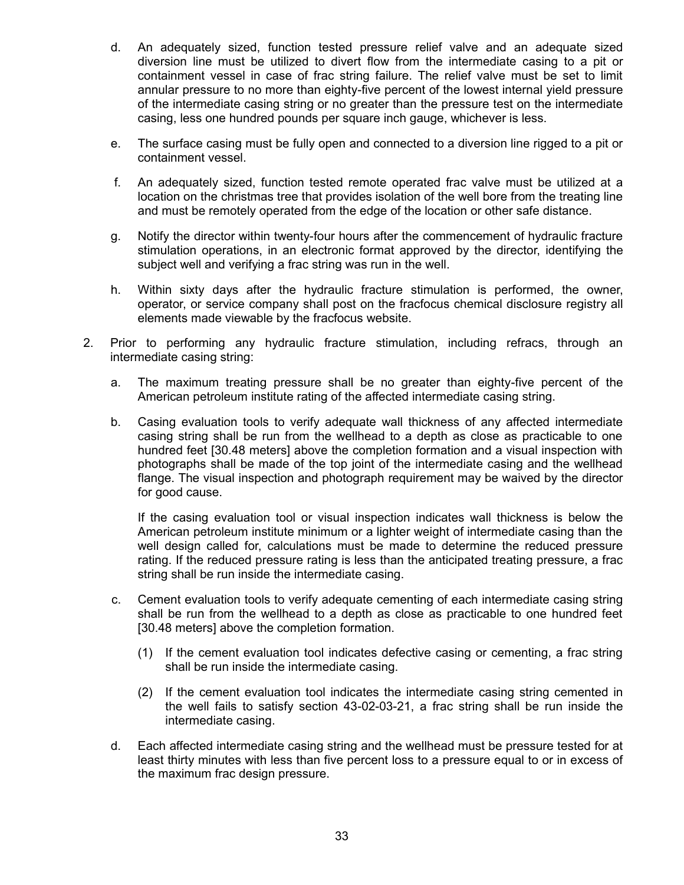d. An adequately sized, function tested pressure relief valve and an adequate sized diversion line must be utilized to divert flow from the intermediate casing to a pit or containment vessel in case of frac string failure. The relief valve must be set to limit annular pressure to no more than eighty-five percent of the lowest internal yield pressure of the intermediate casing string or no greater than the pressure test on the intermediate casing, less one hundred pounds per square inch gauge, whichever is less.

e. The surface casing must be fully open and connected to a diversion line rigged to a pit or containment vessel.

f. An adequately sized, function tested remote operated frac valve must be utilized at a location on the christmas tree that provides isolation of the well bore from the treating line and must be remotely operated from the edge of the location or other safe distance.

g. Notify the director within twenty-four hours after the commencement of hydraulic fracture stimulation operations, in an electronic format approved by the director, identifying the subject well and verifying a frac string was run in the well.

h. Within sixty days after the hydraulic fracture stimulation is performed, the owner, operator, or service company shall post on the fracfocus chemical disclosure registry all elements made viewable by the fracfocus website.

2. Prior to performing any hydraulic fracture stimulation, including refracs, through an intermediate casing string:

   a. The maximum treating pressure shall be no greater than eighty-five percent of the American petroleum institute rating of the affected intermediate casing string.

   b. Casing evaluation tools to verify adequate wall thickness of any affected intermediate casing string shall be run from the wellhead to a depth as close as practicable to one hundred feet [30.48 meters] above the completion formation and a visual inspection with photographs shall be made of the top joint of the intermediate casing and the wellhead flange. The visual inspection and photograph requirement may be waived by the director for good cause.

      If the casing evaluation tool or visual inspection indicates wall thickness is below the American petroleum institute minimum or a lighter weight of intermediate casing than the well design called for, calculations must be made to determine the reduced pressure rating. If the reduced pressure rating is less than the anticipated treating pressure, a frac string shall be run inside the intermediate casing.

   c. Cement evaluation tools to verify adequate cementing of each intermediate casing string shall be run from the wellhead to a depth as close as practicable to one hundred feet [30.48 meters] above the completion formation.

      (1) If the cement evaluation tool indicates defective casing or cementing, a frac string shall be run inside the intermediate casing.

      (2) If the cement evaluation tool indicates the intermediate casing string cemented in the well fails to satisfy section 43-02-03-21, a frac string shall be run inside the intermediate casing.

   d. Each affected intermediate casing string and the wellhead must be pressure tested for at least thirty minutes with less than five percent loss to a pressure equal to or in excess of the maximum frac design pressure.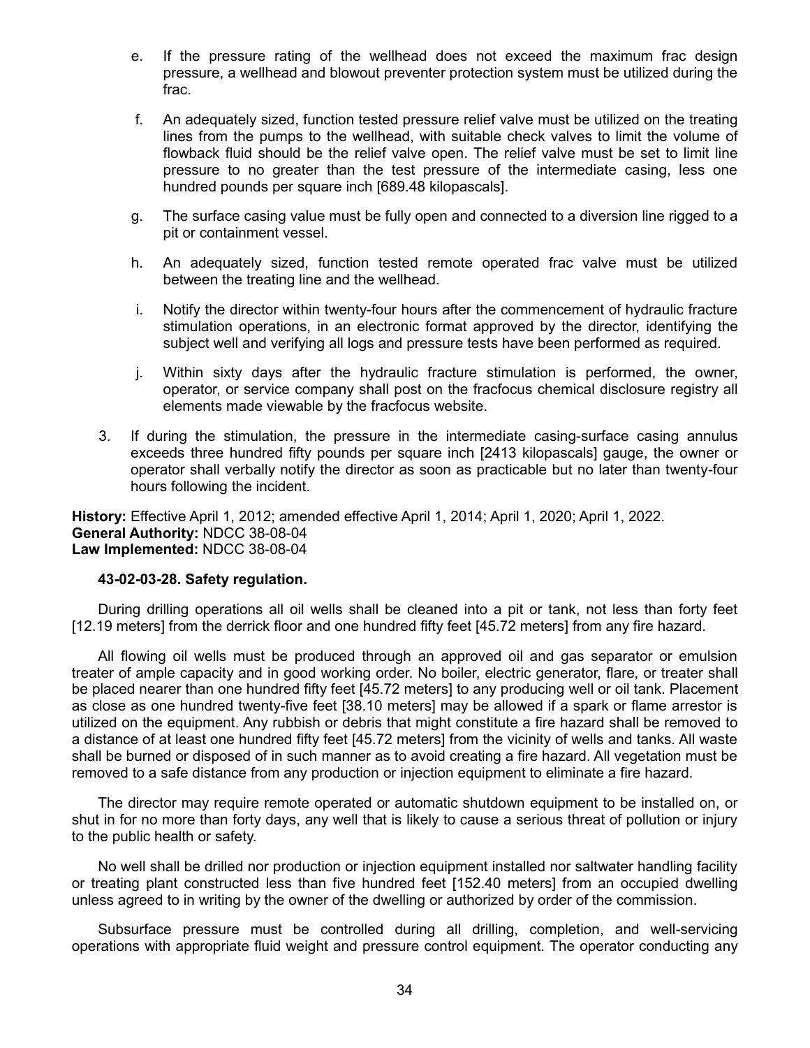e. If the pressure rating of the wellhead does not exceed the maximum frac design pressure, a wellhead and blowout preventer protection system must be utilized during the frac.

f. An adequately sized, function tested pressure relief valve must be utilized on the treating lines from the pumps to the wellhead, with suitable check valves to limit the volume of flowback fluid should be the relief valve open. The relief valve must be set to limit line pressure to no greater than the test pressure of the intermediate casing, less one hundred pounds per square inch [689.48 kilopascals].

g. The surface casing value must be fully open and connected to a diversion line rigged to a pit or containment vessel.

h. An adequately sized, function tested remote operated frac valve must be utilized between the treating line and the wellhead.

i. Notify the director within twenty-four hours after the commencement of hydraulic fracture stimulation operations, in an electronic format approved by the director, identifying the subject well and verifying all logs and pressure tests have been performed as required.

j. Within sixty days after the hydraulic fracture stimulation is performed, the owner, operator, or service company shall post on the fracfocus chemical disclosure registry all elements made viewable by the fracfocus website.

3. If during the stimulation, the pressure in the intermediate casing-surface casing annulus exceeds three hundred fifty pounds per square inch [2413 kilopascals] gauge, the owner or operator shall verbally notify the director as soon as practicable but no later than twenty-four hours following the incident.

**History:** Effective April 1, 2012; amended effective April 1, 2014; April 1, 2020; April 1, 2022.
**General Authority:** NDCC 38-08-04
**Law Implemented:** NDCC 38-08-04

**43-02-03-28. Safety regulation.**

During drilling operations all oil wells shall be cleaned into a pit or tank, not less than forty feet [12.19 meters] from the derrick floor and one hundred fifty feet [45.72 meters] from any fire hazard.

All flowing oil wells must be produced through an approved oil and gas separator or emulsion treater of ample capacity and in good working order. No boiler, electric generator, flare, or treater shall be placed nearer than one hundred fifty feet [45.72 meters] to any producing well or oil tank. Placement as close as one hundred twenty-five feet [38.10 meters] may be allowed if a spark or flame arrestor is utilized on the equipment. Any rubbish or debris that might constitute a fire hazard shall be removed to a distance of at least one hundred fifty feet [45.72 meters] from the vicinity of wells and tanks. All waste shall be burned or disposed of in such manner as to avoid creating a fire hazard. All vegetation must be removed to a safe distance from any production or injection equipment to eliminate a fire hazard.

The director may require remote operated or automatic shutdown equipment to be installed on, or shut in for no more than forty days, any well that is likely to cause a serious threat of pollution or injury to the public health or safety.

No well shall be drilled nor production or injection equipment installed nor saltwater handling facility or treating plant constructed less than five hundred feet [152.40 meters] from an occupied dwelling unless agreed to in writing by the owner of the dwelling or authorized by order of the commission.

Subsurface pressure must be controlled during all drilling, completion, and well-servicing operations with appropriate fluid weight and pressure control equipment. The operator conducting any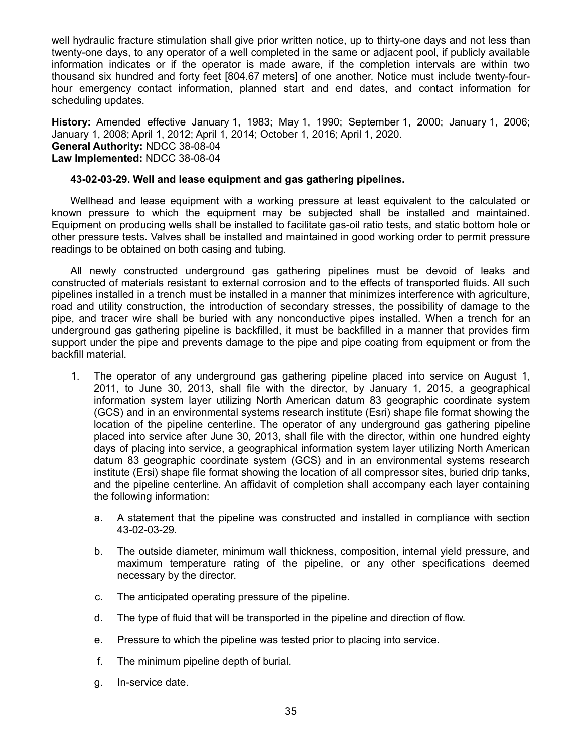well hydraulic fracture stimulation shall give prior written notice, up to thirty-one days and not less than twenty-one days, to any operator of a well completed in the same or adjacent pool, if publicly available information indicates or if the operator is made aware, if the completion intervals are within two thousand six hundred and forty feet [804.67 meters] of one another. Notice must include twenty-four-hour emergency contact information, planned start and end dates, and contact information for scheduling updates.

**History:** Amended effective January 1, 1983; May 1, 1990; September 1, 2000; January 1, 2006; January 1, 2008; April 1, 2012; April 1, 2014; October 1, 2016; April 1, 2020.
**General Authority:** NDCC 38-08-04
**Law Implemented:** NDCC 38-08-04

**43-02-03-29. Well and lease equipment and gas gathering pipelines.**

Wellhead and lease equipment with a working pressure at least equivalent to the calculated or known pressure to which the equipment may be subjected shall be installed and maintained. Equipment on producing wells shall be installed to facilitate gas-oil ratio tests, and static bottom hole or other pressure tests. Valves shall be installed and maintained in good working order to permit pressure readings to be obtained on both casing and tubing.

All newly constructed underground gas gathering pipelines must be devoid of leaks and constructed of materials resistant to external corrosion and to the effects of transported fluids. All such pipelines installed in a trench must be installed in a manner that minimizes interference with agriculture, road and utility construction, the introduction of secondary stresses, the possibility of damage to the pipe, and tracer wire shall be buried with any nonconductive pipes installed. When a trench for an underground gas gathering pipeline is backfilled, it must be backfilled in a manner that provides firm support under the pipe and prevents damage to the pipe and pipe coating from equipment or from the backfill material.

1. The operator of any underground gas gathering pipeline placed into service on August 1, 2011, to June 30, 2013, shall file with the director, by January 1, 2015, a geographical information system layer utilizing North American datum 83 geographic coordinate system (GCS) and in an environmental systems research institute (Esri) shape file format showing the location of the pipeline centerline. The operator of any underground gas gathering pipeline placed into service after June 30, 2013, shall file with the director, within one hundred eighty days of placing into service, a geographical information system layer utilizing North American datum 83 geographic coordinate system (GCS) and in an environmental systems research institute (Ersi) shape file format showing the location of all compressor sites, buried drip tanks, and the pipeline centerline. An affidavit of completion shall accompany each layer containing the following information:

   a. A statement that the pipeline was constructed and installed in compliance with section 43-02-03-29.

   b. The outside diameter, minimum wall thickness, composition, internal yield pressure, and maximum temperature rating of the pipeline, or any other specifications deemed necessary by the director.

   c. The anticipated operating pressure of the pipeline.

   d. The type of fluid that will be transported in the pipeline and direction of flow.

   e. Pressure to which the pipeline was tested prior to placing into service.

   f. The minimum pipeline depth of burial.

   g. In-service date.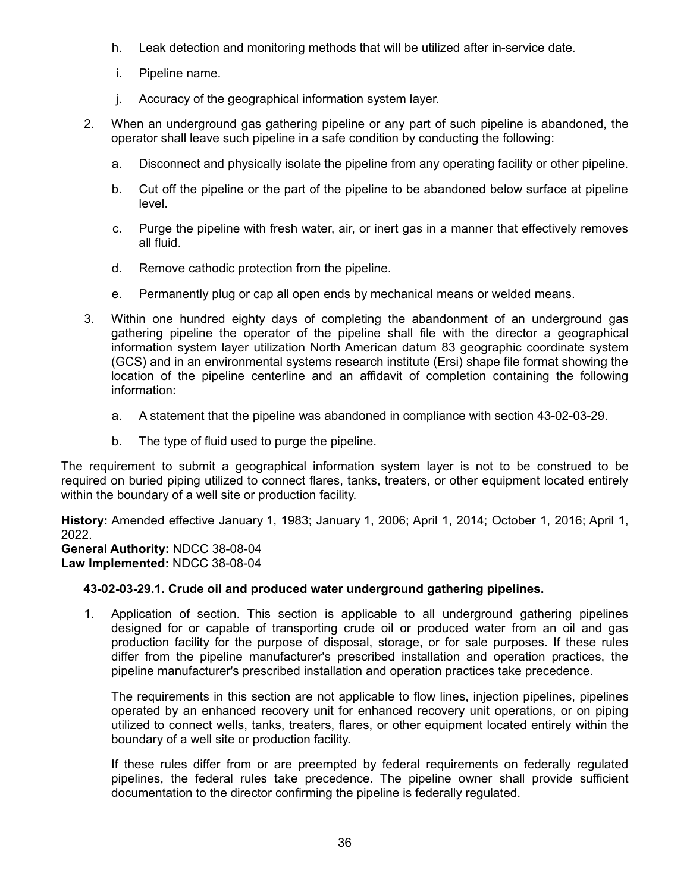h. Leak detection and monitoring methods that will be utilized after in-service date.

i. Pipeline name.

j. Accuracy of the geographical information system layer.

2. When an underground gas gathering pipeline or any part of such pipeline is abandoned, the operator shall leave such pipeline in a safe condition by conducting the following:

   a. Disconnect and physically isolate the pipeline from any operating facility or other pipeline.

   b. Cut off the pipeline or the part of the pipeline to be abandoned below surface at pipeline level.

   c. Purge the pipeline with fresh water, air, or inert gas in a manner that effectively removes all fluid.

   d. Remove cathodic protection from the pipeline.

   e. Permanently plug or cap all open ends by mechanical means or welded means.

3. Within one hundred eighty days of completing the abandonment of an underground gas gathering pipeline the operator of the pipeline shall file with the director a geographical information system layer utilization North American datum 83 geographic coordinate system (GCS) and in an environmental systems research institute (Ersi) shape file format showing the location of the pipeline centerline and an affidavit of completion containing the following information:

   a. A statement that the pipeline was abandoned in compliance with section 43-02-03-29.

   b. The type of fluid used to purge the pipeline.

The requirement to submit a geographical information system layer is not to be construed to be required on buried piping utilized to connect flares, tanks, treaters, or other equipment located entirely within the boundary of a well site or production facility.

**History:** Amended effective January 1, 1983; January 1, 2006; April 1, 2014; October 1, 2016; April 1, 2022.
**General Authority:** NDCC 38-08-04
**Law Implemented:** NDCC 38-08-04

**43-02-03-29.1. Crude oil and produced water underground gathering pipelines.**

1. Application of section. This section is applicable to all underground gathering pipelines designed for or capable of transporting crude oil or produced water from an oil and gas production facility for the purpose of disposal, storage, or for sale purposes. If these rules differ from the pipeline manufacturer's prescribed installation and operation practices, the pipeline manufacturer's prescribed installation and operation practices take precedence.

   The requirements in this section are not applicable to flow lines, injection pipelines, pipelines operated by an enhanced recovery unit for enhanced recovery unit operations, or on piping utilized to connect wells, tanks, treaters, flares, or other equipment located entirely within the boundary of a well site or production facility.

   If these rules differ from or are preempted by federal requirements on federally regulated pipelines, the federal rules take precedence. The pipeline owner shall provide sufficient documentation to the director confirming the pipeline is federally regulated.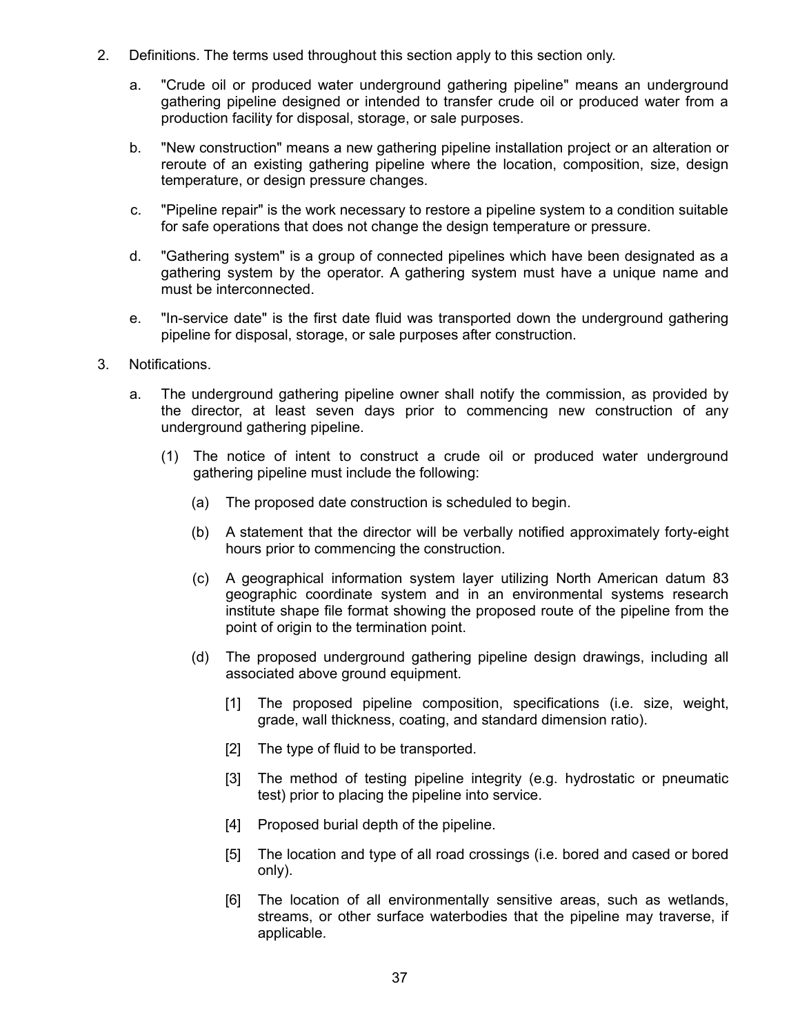2. Definitions. The terms used throughout this section apply to this section only.

   a. "Crude oil or produced water underground gathering pipeline" means an underground gathering pipeline designed or intended to transfer crude oil or produced water from a production facility for disposal, storage, or sale purposes.

   b. "New construction" means a new gathering pipeline installation project or an alteration or reroute of an existing gathering pipeline where the location, composition, size, design temperature, or design pressure changes.

   c. "Pipeline repair" is the work necessary to restore a pipeline system to a condition suitable for safe operations that does not change the design temperature or pressure.

   d. "Gathering system" is a group of connected pipelines which have been designated as a gathering system by the operator. A gathering system must have a unique name and must be interconnected.

   e. "In-service date" is the first date fluid was transported down the underground gathering pipeline for disposal, storage, or sale purposes after construction.

3. Notifications.

   a. The underground gathering pipeline owner shall notify the commission, as provided by the director, at least seven days prior to commencing new construction of any underground gathering pipeline.

      (1) The notice of intent to construct a crude oil or produced water underground gathering pipeline must include the following:

         (a) The proposed date construction is scheduled to begin.

         (b) A statement that the director will be verbally notified approximately forty-eight hours prior to commencing the construction.

         (c) A geographical information system layer utilizing North American datum 83 geographic coordinate system and in an environmental systems research institute shape file format showing the proposed route of the pipeline from the point of origin to the termination point.

         (d) The proposed underground gathering pipeline design drawings, including all associated above ground equipment.

            [1] The proposed pipeline composition, specifications (i.e. size, weight, grade, wall thickness, coating, and standard dimension ratio).

            [2] The type of fluid to be transported.

            [3] The method of testing pipeline integrity (e.g. hydrostatic or pneumatic test) prior to placing the pipeline into service.

            [4] Proposed burial depth of the pipeline.

            [5] The location and type of all road crossings (i.e. bored and cased or bored only).

            [6] The location of all environmentally sensitive areas, such as wetlands, streams, or other surface waterbodies that the pipeline may traverse, if applicable.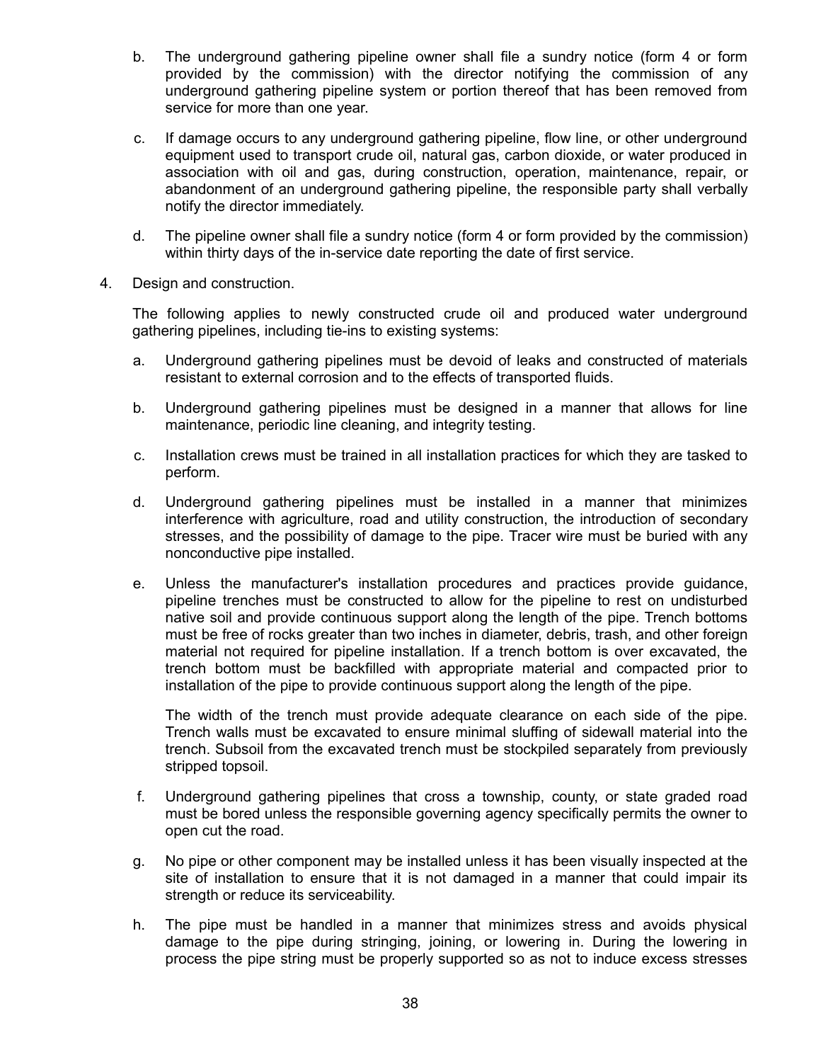b. The underground gathering pipeline owner shall file a sundry notice (form 4 or form provided by the commission) with the director notifying the commission of any underground gathering pipeline system or portion thereof that has been removed from service for more than one year.

c. If damage occurs to any underground gathering pipeline, flow line, or other underground equipment used to transport crude oil, natural gas, carbon dioxide, or water produced in association with oil and gas, during construction, operation, maintenance, repair, or abandonment of an underground gathering pipeline, the responsible party shall verbally notify the director immediately.

d. The pipeline owner shall file a sundry notice (form 4 or form provided by the commission) within thirty days of the in-service date reporting the date of first service.

4. Design and construction.

   The following applies to newly constructed crude oil and produced water underground gathering pipelines, including tie-ins to existing systems:

   a. Underground gathering pipelines must be devoid of leaks and constructed of materials resistant to external corrosion and to the effects of transported fluids.

   b. Underground gathering pipelines must be designed in a manner that allows for line maintenance, periodic line cleaning, and integrity testing.

   c. Installation crews must be trained in all installation practices for which they are tasked to perform.

   d. Underground gathering pipelines must be installed in a manner that minimizes interference with agriculture, road and utility construction, the introduction of secondary stresses, and the possibility of damage to the pipe. Tracer wire must be buried with any nonconductive pipe installed.

   e. Unless the manufacturer's installation procedures and practices provide guidance, pipeline trenches must be constructed to allow for the pipeline to rest on undisturbed native soil and provide continuous support along the length of the pipe. Trench bottoms must be free of rocks greater than two inches in diameter, debris, trash, and other foreign material not required for pipeline installation. If a trench bottom is over excavated, the trench bottom must be backfilled with appropriate material and compacted prior to installation of the pipe to provide continuous support along the length of the pipe.

      The width of the trench must provide adequate clearance on each side of the pipe. Trench walls must be excavated to ensure minimal sluffing of sidewall material into the trench. Subsoil from the excavated trench must be stockpiled separately from previously stripped topsoil.

   f. Underground gathering pipelines that cross a township, county, or state graded road must be bored unless the responsible governing agency specifically permits the owner to open cut the road.

   g. No pipe or other component may be installed unless it has been visually inspected at the site of installation to ensure that it is not damaged in a manner that could impair its strength or reduce its serviceability.

   h. The pipe must be handled in a manner that minimizes stress and avoids physical damage to the pipe during stringing, joining, or lowering in. During the lowering in process the pipe string must be properly supported so as not to induce excess stresses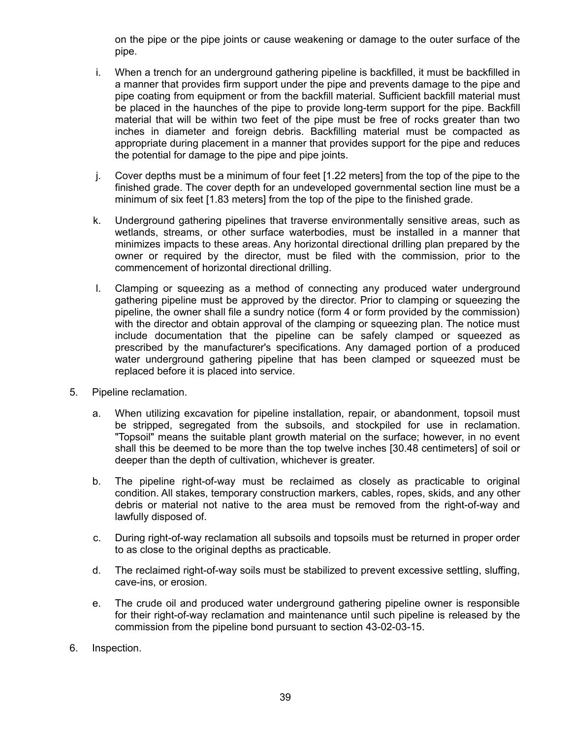on the pipe or the pipe joints or cause weakening or damage to the outer surface of the pipe.

i. When a trench for an underground gathering pipeline is backfilled, it must be backfilled in a manner that provides firm support under the pipe and prevents damage to the pipe and pipe coating from equipment or from the backfill material. Sufficient backfill material must be placed in the haunches of the pipe to provide long-term support for the pipe. Backfill material that will be within two feet of the pipe must be free of rocks greater than two inches in diameter and foreign debris. Backfilling material must be compacted as appropriate during placement in a manner that provides support for the pipe and reduces the potential for damage to the pipe and pipe joints.

j. Cover depths must be a minimum of four feet [1.22 meters] from the top of the pipe to the finished grade. The cover depth for an undeveloped governmental section line must be a minimum of six feet [1.83 meters] from the top of the pipe to the finished grade.

k. Underground gathering pipelines that traverse environmentally sensitive areas, such as wetlands, streams, or other surface waterbodies, must be installed in a manner that minimizes impacts to these areas. Any horizontal directional drilling plan prepared by the owner or required by the director, must be filed with the commission, prior to the commencement of horizontal directional drilling.

l. Clamping or squeezing as a method of connecting any produced water underground gathering pipeline must be approved by the director. Prior to clamping or squeezing the pipeline, the owner shall file a sundry notice (form 4 or form provided by the commission) with the director and obtain approval of the clamping or squeezing plan. The notice must include documentation that the pipeline can be safely clamped or squeezed as prescribed by the manufacturer's specifications. Any damaged portion of a produced water underground gathering pipeline that has been clamped or squeezed must be replaced before it is placed into service.

5. Pipeline reclamation.

a. When utilizing excavation for pipeline installation, repair, or abandonment, topsoil must be stripped, segregated from the subsoils, and stockpiled for use in reclamation. "Topsoil" means the suitable plant growth material on the surface; however, in no event shall this be deemed to be more than the top twelve inches [30.48 centimeters] of soil or deeper than the depth of cultivation, whichever is greater.

b. The pipeline right-of-way must be reclaimed as closely as practicable to original condition. All stakes, temporary construction markers, cables, ropes, skids, and any other debris or material not native to the area must be removed from the right-of-way and lawfully disposed of.

c. During right-of-way reclamation all subsoils and topsoils must be returned in proper order to as close to the original depths as practicable.

d. The reclaimed right-of-way soils must be stabilized to prevent excessive settling, sluffing, cave-ins, or erosion.

e. The crude oil and produced water underground gathering pipeline owner is responsible for their right-of-way reclamation and maintenance until such pipeline is released by the commission from the pipeline bond pursuant to section 43-02-03-15.

6. Inspection.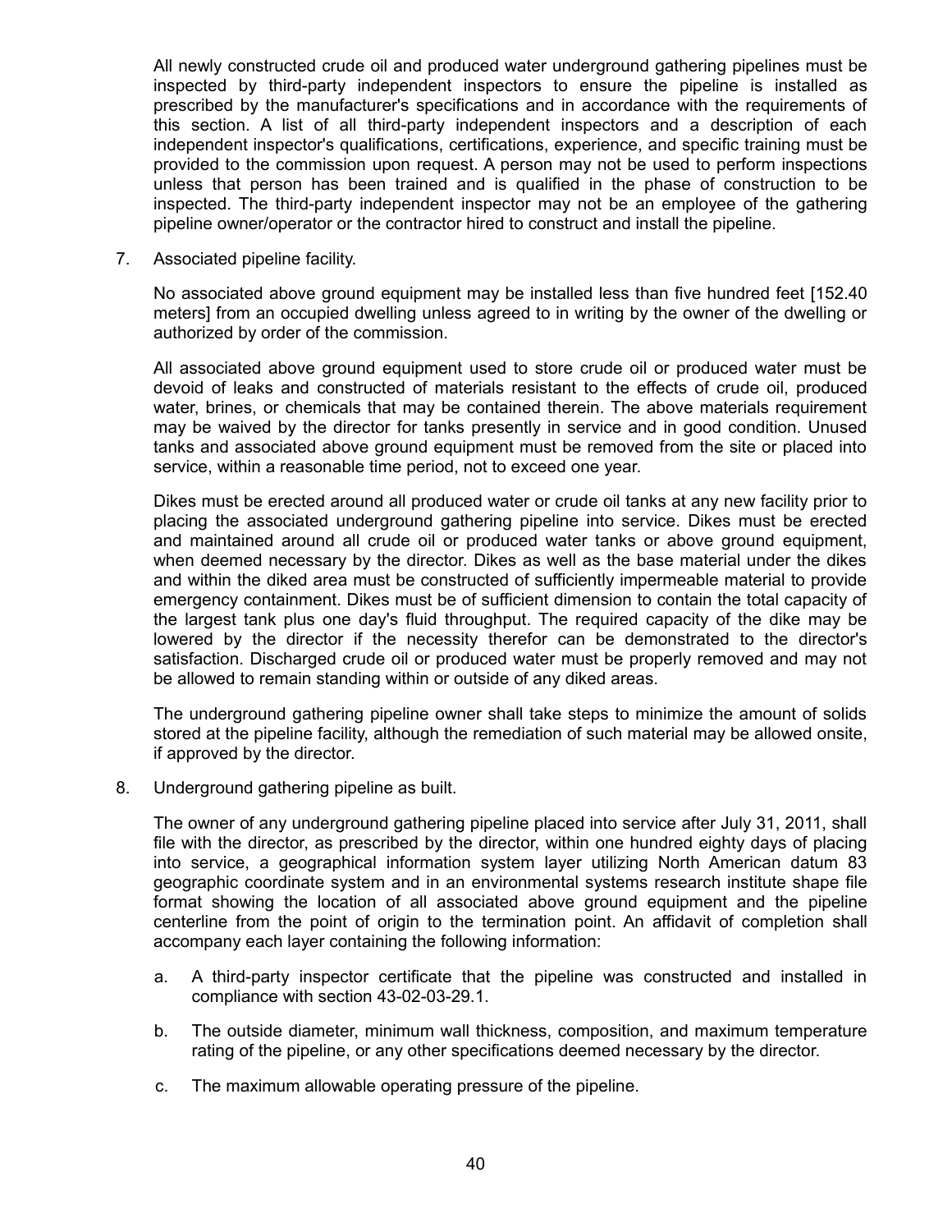All newly constructed crude oil and produced water underground gathering pipelines must be inspected by third-party independent inspectors to ensure the pipeline is installed as prescribed by the manufacturer's specifications and in accordance with the requirements of this section. A list of all third-party independent inspectors and a description of each independent inspector's qualifications, certifications, experience, and specific training must be provided to the commission upon request. A person may not be used to perform inspections unless that person has been trained and is qualified in the phase of construction to be inspected. The third-party independent inspector may not be an employee of the gathering pipeline owner/operator or the contractor hired to construct and install the pipeline.

7. Associated pipeline facility.

   No associated above ground equipment may be installed less than five hundred feet [152.40 meters] from an occupied dwelling unless agreed to in writing by the owner of the dwelling or authorized by order of the commission.

   All associated above ground equipment used to store crude oil or produced water must be devoid of leaks and constructed of materials resistant to the effects of crude oil, produced water, brines, or chemicals that may be contained therein. The above materials requirement may be waived by the director for tanks presently in service and in good condition. Unused tanks and associated above ground equipment must be removed from the site or placed into service, within a reasonable time period, not to exceed one year.

   Dikes must be erected around all produced water or crude oil tanks at any new facility prior to placing the associated underground gathering pipeline into service. Dikes must be erected and maintained around all crude oil or produced water tanks or above ground equipment, when deemed necessary by the director. Dikes as well as the base material under the dikes and within the diked area must be constructed of sufficiently impermeable material to provide emergency containment. Dikes must be of sufficient dimension to contain the total capacity of the largest tank plus one day's fluid throughput. The required capacity of the dike may be lowered by the director if the necessity therefor can be demonstrated to the director's satisfaction. Discharged crude oil or produced water must be properly removed and may not be allowed to remain standing within or outside of any diked areas.

   The underground gathering pipeline owner shall take steps to minimize the amount of solids stored at the pipeline facility, although the remediation of such material may be allowed onsite, if approved by the director.

8. Underground gathering pipeline as built.

   The owner of any underground gathering pipeline placed into service after July 31, 2011, shall file with the director, as prescribed by the director, within one hundred eighty days of placing into service, a geographical information system layer utilizing North American datum 83 geographic coordinate system and in an environmental systems research institute shape file format showing the location of all associated above ground equipment and the pipeline centerline from the point of origin to the termination point. An affidavit of completion shall accompany each layer containing the following information:

   a. A third-party inspector certificate that the pipeline was constructed and installed in compliance with section 43-02-03-29.1.

   b. The outside diameter, minimum wall thickness, composition, and maximum temperature rating of the pipeline, or any other specifications deemed necessary by the director.

   c. The maximum allowable operating pressure of the pipeline.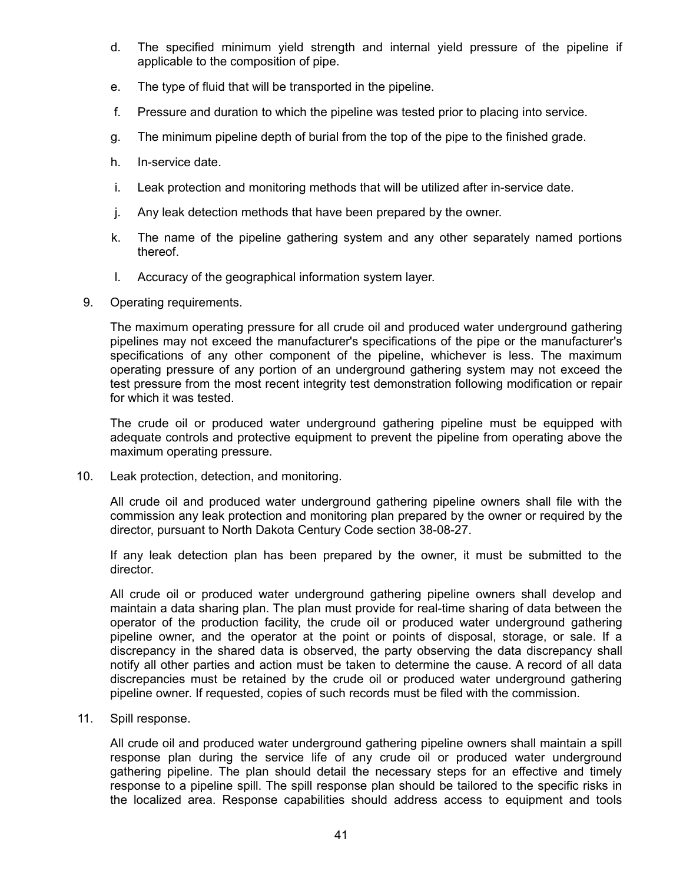d. The specified minimum yield strength and internal yield pressure of the pipeline if applicable to the composition of pipe.

e. The type of fluid that will be transported in the pipeline.

f. Pressure and duration to which the pipeline was tested prior to placing into service.

g. The minimum pipeline depth of burial from the top of the pipe to the finished grade.

h. In-service date.

i. Leak protection and monitoring methods that will be utilized after in-service date.

j. Any leak detection methods that have been prepared by the owner.

k. The name of the pipeline gathering system and any other separately named portions thereof.

l. Accuracy of the geographical information system layer.

9. Operating requirements.

   The maximum operating pressure for all crude oil and produced water underground gathering pipelines may not exceed the manufacturer's specifications of the pipe or the manufacturer's specifications of any other component of the pipeline, whichever is less. The maximum operating pressure of any portion of an underground gathering system may not exceed the test pressure from the most recent integrity test demonstration following modification or repair for which it was tested.

   The crude oil or produced water underground gathering pipeline must be equipped with adequate controls and protective equipment to prevent the pipeline from operating above the maximum operating pressure.

10. Leak protection, detection, and monitoring.

    All crude oil and produced water underground gathering pipeline owners shall file with the commission any leak protection and monitoring plan prepared by the owner or required by the director, pursuant to North Dakota Century Code section 38-08-27.

    If any leak detection plan has been prepared by the owner, it must be submitted to the director.

    All crude oil or produced water underground gathering pipeline owners shall develop and maintain a data sharing plan. The plan must provide for real-time sharing of data between the operator of the production facility, the crude oil or produced water underground gathering pipeline owner, and the operator at the point or points of disposal, storage, or sale. If a discrepancy in the shared data is observed, the party observing the data discrepancy shall notify all other parties and action must be taken to determine the cause. A record of all data discrepancies must be retained by the crude oil or produced water underground gathering pipeline owner. If requested, copies of such records must be filed with the commission.

11. Spill response.

    All crude oil and produced water underground gathering pipeline owners shall maintain a spill response plan during the service life of any crude oil or produced water underground gathering pipeline. The plan should detail the necessary steps for an effective and timely response to a pipeline spill. The spill response plan should be tailored to the specific risks in the localized area. Response capabilities should address access to equipment and tools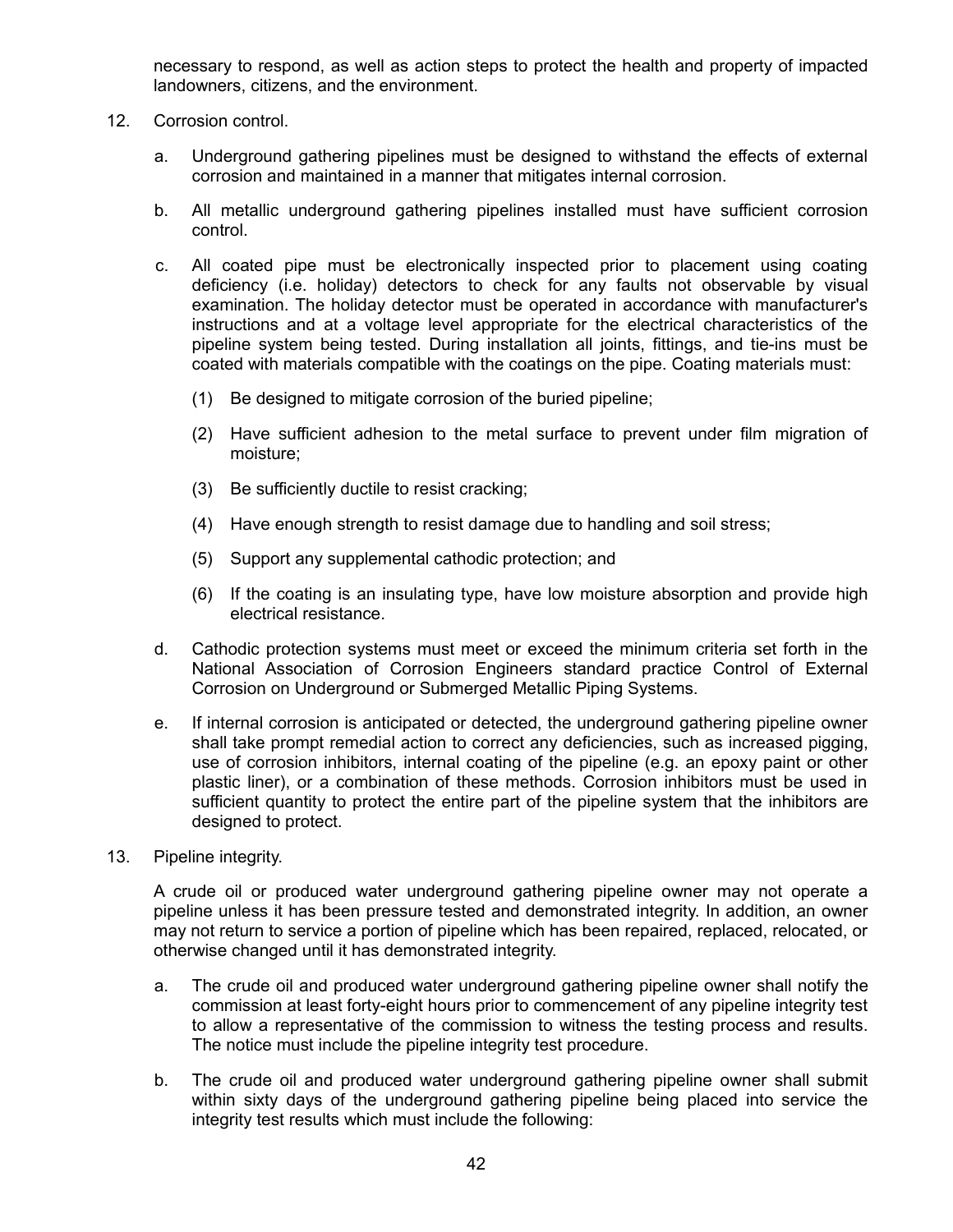necessary to respond, as well as action steps to protect the health and property of impacted landowners, citizens, and the environment.

12. Corrosion control.

    a. Underground gathering pipelines must be designed to withstand the effects of external corrosion and maintained in a manner that mitigates internal corrosion.

    b. All metallic underground gathering pipelines installed must have sufficient corrosion control.

    c. All coated pipe must be electronically inspected prior to placement using coating deficiency (i.e. holiday) detectors to check for any faults not observable by visual examination. The holiday detector must be operated in accordance with manufacturer's instructions and at a voltage level appropriate for the electrical characteristics of the pipeline system being tested. During installation all joints, fittings, and tie-ins must be coated with materials compatible with the coatings on the pipe. Coating materials must:

        (1) Be designed to mitigate corrosion of the buried pipeline;

        (2) Have sufficient adhesion to the metal surface to prevent under film migration of moisture;

        (3) Be sufficiently ductile to resist cracking;

        (4) Have enough strength to resist damage due to handling and soil stress;

        (5) Support any supplemental cathodic protection; and

        (6) If the coating is an insulating type, have low moisture absorption and provide high electrical resistance.

    d. Cathodic protection systems must meet or exceed the minimum criteria set forth in the National Association of Corrosion Engineers standard practice Control of External Corrosion on Underground or Submerged Metallic Piping Systems.

    e. If internal corrosion is anticipated or detected, the underground gathering pipeline owner shall take prompt remedial action to correct any deficiencies, such as increased pigging, use of corrosion inhibitors, internal coating of the pipeline (e.g. an epoxy paint or other plastic liner), or a combination of these methods. Corrosion inhibitors must be used in sufficient quantity to protect the entire part of the pipeline system that the inhibitors are designed to protect.

13. Pipeline integrity.

    A crude oil or produced water underground gathering pipeline owner may not operate a pipeline unless it has been pressure tested and demonstrated integrity. In addition, an owner may not return to service a portion of pipeline which has been repaired, replaced, relocated, or otherwise changed until it has demonstrated integrity.

    a. The crude oil and produced water underground gathering pipeline owner shall notify the commission at least forty-eight hours prior to commencement of any pipeline integrity test to allow a representative of the commission to witness the testing process and results. The notice must include the pipeline integrity test procedure.

    b. The crude oil and produced water underground gathering pipeline owner shall submit within sixty days of the underground gathering pipeline being placed into service the integrity test results which must include the following: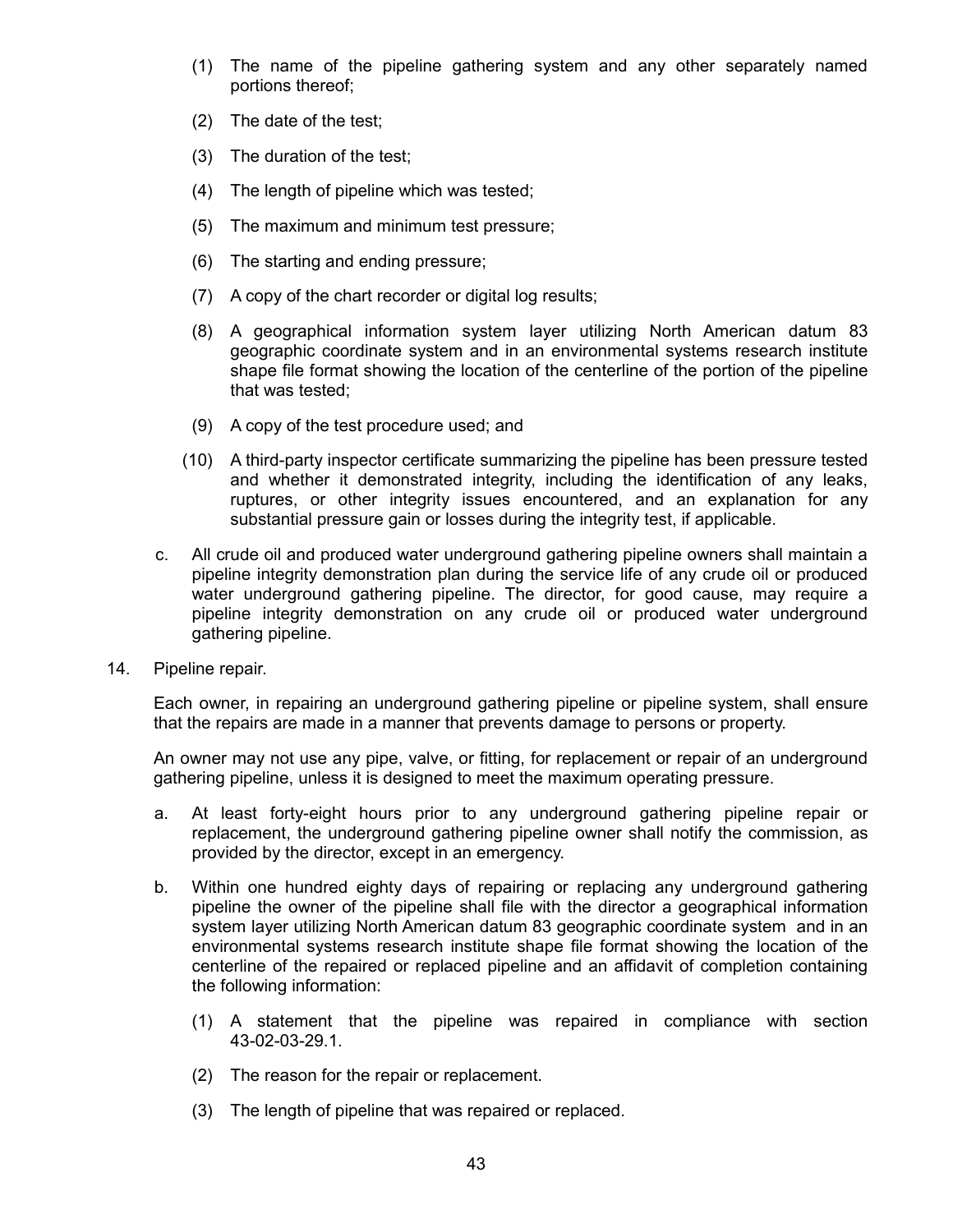(1) The name of the pipeline gathering system and any other separately named portions thereof;

(2) The date of the test;

(3) The duration of the test;

(4) The length of pipeline which was tested;

(5) The maximum and minimum test pressure;

(6) The starting and ending pressure;

(7) A copy of the chart recorder or digital log results;

(8) A geographical information system layer utilizing North American datum 83 geographic coordinate system and in an environmental systems research institute shape file format showing the location of the centerline of the portion of the pipeline that was tested;

(9) A copy of the test procedure used; and

(10) A third-party inspector certificate summarizing the pipeline has been pressure tested and whether it demonstrated integrity, including the identification of any leaks, ruptures, or other integrity issues encountered, and an explanation for any substantial pressure gain or losses during the integrity test, if applicable.

c. All crude oil and produced water underground gathering pipeline owners shall maintain a pipeline integrity demonstration plan during the service life of any crude oil or produced water underground gathering pipeline. The director, for good cause, may require a pipeline integrity demonstration on any crude oil or produced water underground gathering pipeline.

14. Pipeline repair.

Each owner, in repairing an underground gathering pipeline or pipeline system, shall ensure that the repairs are made in a manner that prevents damage to persons or property.

An owner may not use any pipe, valve, or fitting, for replacement or repair of an underground gathering pipeline, unless it is designed to meet the maximum operating pressure.

a. At least forty-eight hours prior to any underground gathering pipeline repair or replacement, the underground gathering pipeline owner shall notify the commission, as provided by the director, except in an emergency.

b. Within one hundred eighty days of repairing or replacing any underground gathering pipeline the owner of the pipeline shall file with the director a geographical information system layer utilizing North American datum 83 geographic coordinate system and in an environmental systems research institute shape file format showing the location of the centerline of the repaired or replaced pipeline and an affidavit of completion containing the following information:

(1) A statement that the pipeline was repaired in compliance with section 43-02-03-29.1.

(2) The reason for the repair or replacement.

(3) The length of pipeline that was repaired or replaced.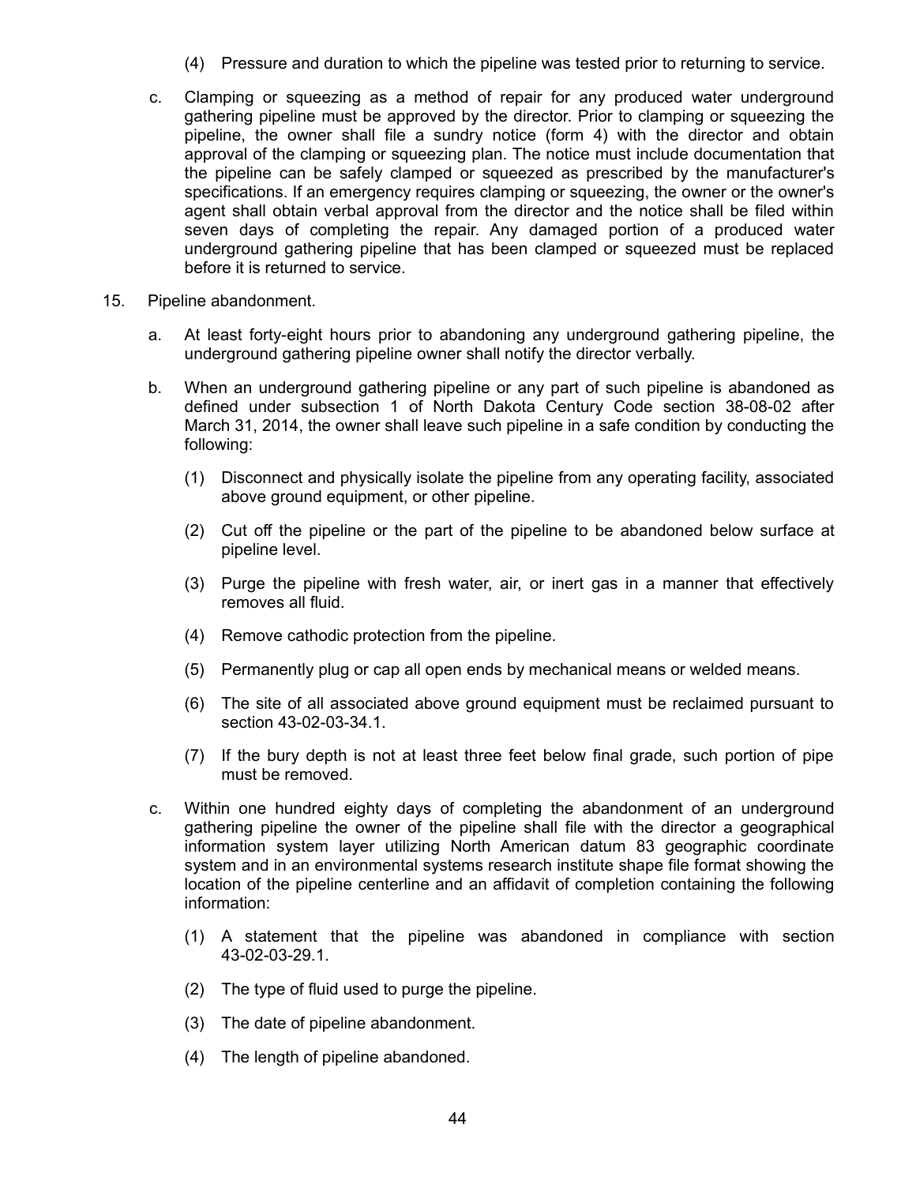(4) Pressure and duration to which the pipeline was tested prior to returning to service.

c. Clamping or squeezing as a method of repair for any produced water underground gathering pipeline must be approved by the director. Prior to clamping or squeezing the pipeline, the owner shall file a sundry notice (form 4) with the director and obtain approval of the clamping or squeezing plan. The notice must include documentation that the pipeline can be safely clamped or squeezed as prescribed by the manufacturer's specifications. If an emergency requires clamping or squeezing, the owner or the owner's agent shall obtain verbal approval from the director and the notice shall be filed within seven days of completing the repair. Any damaged portion of a produced water underground gathering pipeline that has been clamped or squeezed must be replaced before it is returned to service.

15. Pipeline abandonment.

a. At least forty-eight hours prior to abandoning any underground gathering pipeline, the underground gathering pipeline owner shall notify the director verbally.

b. When an underground gathering pipeline or any part of such pipeline is abandoned as defined under subsection 1 of North Dakota Century Code section 38-08-02 after March 31, 2014, the owner shall leave such pipeline in a safe condition by conducting the following:

(1) Disconnect and physically isolate the pipeline from any operating facility, associated above ground equipment, or other pipeline.

(2) Cut off the pipeline or the part of the pipeline to be abandoned below surface at pipeline level.

(3) Purge the pipeline with fresh water, air, or inert gas in a manner that effectively removes all fluid.

(4) Remove cathodic protection from the pipeline.

(5) Permanently plug or cap all open ends by mechanical means or welded means.

(6) The site of all associated above ground equipment must be reclaimed pursuant to section 43-02-03-34.1.

(7) If the bury depth is not at least three feet below final grade, such portion of pipe must be removed.

c. Within one hundred eighty days of completing the abandonment of an underground gathering pipeline the owner of the pipeline shall file with the director a geographical information system layer utilizing North American datum 83 geographic coordinate system and in an environmental systems research institute shape file format showing the location of the pipeline centerline and an affidavit of completion containing the following information:

(1) A statement that the pipeline was abandoned in compliance with section 43-02-03-29.1.

(2) The type of fluid used to purge the pipeline.

(3) The date of pipeline abandonment.

(4) The length of pipeline abandoned.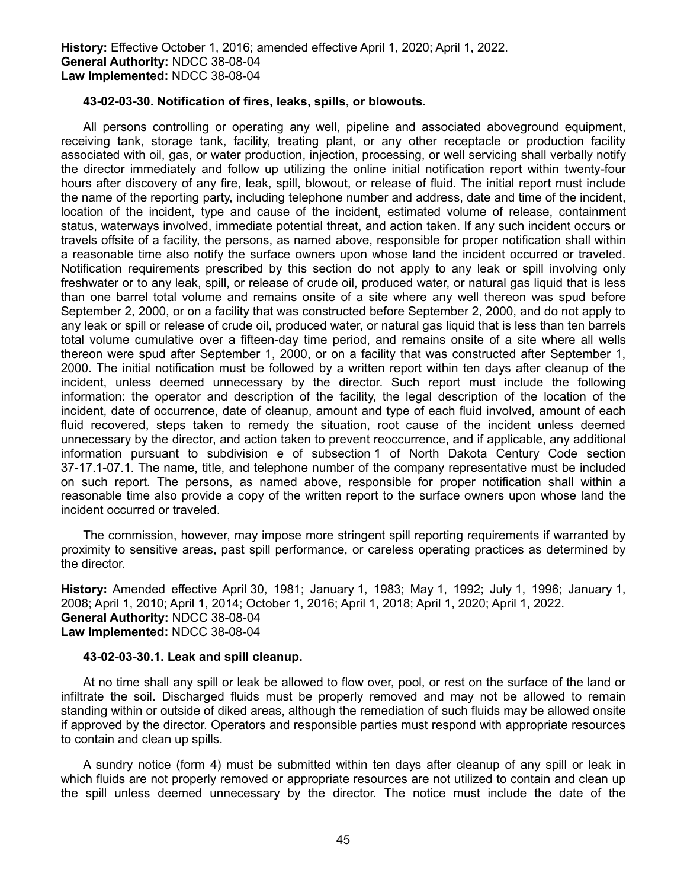**History:** Effective October 1, 2016; amended effective April 1, 2020; April 1, 2022.
**General Authority:** NDCC 38-08-04
**Law Implemented:** NDCC 38-08-04

**43-02-03-30. Notification of fires, leaks, spills, or blowouts.**

All persons controlling or operating any well, pipeline and associated aboveground equipment, receiving tank, storage tank, facility, treating plant, or any other receptacle or production facility associated with oil, gas, or water production, injection, processing, or well servicing shall verbally notify the director immediately and follow up utilizing the online initial notification report within twenty-four hours after discovery of any fire, leak, spill, blowout, or release of fluid. The initial report must include the name of the reporting party, including telephone number and address, date and time of the incident, location of the incident, type and cause of the incident, estimated volume of release, containment status, waterways involved, immediate potential threat, and action taken. If any such incident occurs or travels offsite of a facility, the persons, as named above, responsible for proper notification shall within a reasonable time also notify the surface owners upon whose land the incident occurred or traveled. Notification requirements prescribed by this section do not apply to any leak or spill involving only freshwater or to any leak, spill, or release of crude oil, produced water, or natural gas liquid that is less than one barrel total volume and remains onsite of a site where any well thereon was spud before September 2, 2000, or on a facility that was constructed before September 2, 2000, and do not apply to any leak or spill or release of crude oil, produced water, or natural gas liquid that is less than ten barrels total volume cumulative over a fifteen-day time period, and remains onsite of a site where all wells thereon were spud after September 1, 2000, or on a facility that was constructed after September 1, 2000. The initial notification must be followed by a written report within ten days after cleanup of the incident, unless deemed unnecessary by the director. Such report must include the following information: the operator and description of the facility, the legal description of the location of the incident, date of occurrence, date of cleanup, amount and type of each fluid involved, amount of each fluid recovered, steps taken to remedy the situation, root cause of the incident unless deemed unnecessary by the director, and action taken to prevent reoccurrence, and if applicable, any additional information pursuant to subdivision e of subsection 1 of North Dakota Century Code section 37-17.1-07.1. The name, title, and telephone number of the company representative must be included on such report. The persons, as named above, responsible for proper notification shall within a reasonable time also provide a copy of the written report to the surface owners upon whose land the incident occurred or traveled.

The commission, however, may impose more stringent spill reporting requirements if warranted by proximity to sensitive areas, past spill performance, or careless operating practices as determined by the director.

**History:** Amended effective April 30, 1981; January 1, 1983; May 1, 1992; July 1, 1996; January 1, 2008; April 1, 2010; April 1, 2014; October 1, 2016; April 1, 2018; April 1, 2020; April 1, 2022.
**General Authority:** NDCC 38-08-04
**Law Implemented:** NDCC 38-08-04

**43-02-03-30.1. Leak and spill cleanup.**

At no time shall any spill or leak be allowed to flow over, pool, or rest on the surface of the land or infiltrate the soil. Discharged fluids must be properly removed and may not be allowed to remain standing within or outside of diked areas, although the remediation of such fluids may be allowed onsite if approved by the director. Operators and responsible parties must respond with appropriate resources to contain and clean up spills.

A sundry notice (form 4) must be submitted within ten days after cleanup of any spill or leak in which fluids are not properly removed or appropriate resources are not utilized to contain and clean up the spill unless deemed unnecessary by the director. The notice must include the date of the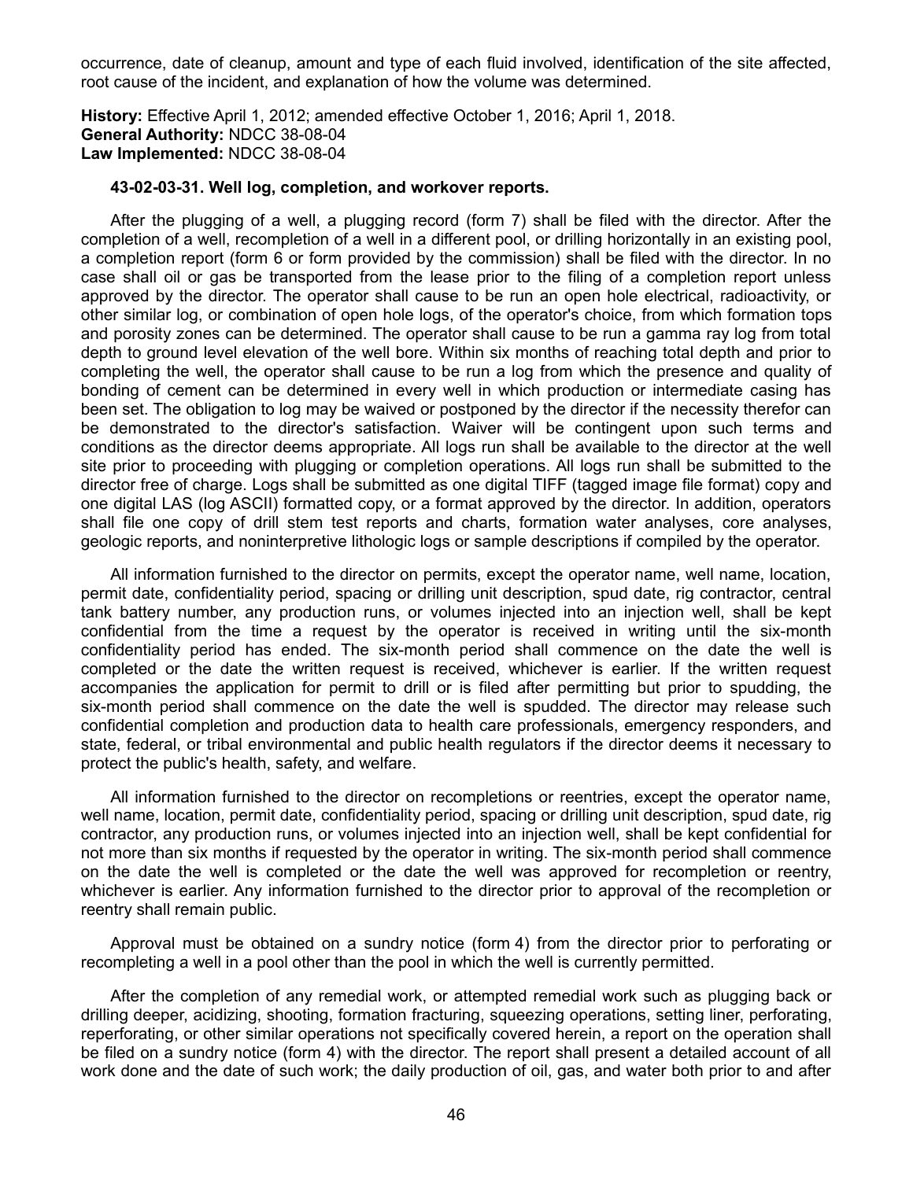occurrence, date of cleanup, amount and type of each fluid involved, identification of the site affected, root cause of the incident, and explanation of how the volume was determined.

**History:** Effective April 1, 2012; amended effective October 1, 2016; April 1, 2018.
**General Authority:** NDCC 38-08-04
**Law Implemented:** NDCC 38-08-04

**43-02-03-31. Well log, completion, and workover reports.**

After the plugging of a well, a plugging record (form 7) shall be filed with the director. After the completion of a well, recompletion of a well in a different pool, or drilling horizontally in an existing pool, a completion report (form 6 or form provided by the commission) shall be filed with the director. In no case shall oil or gas be transported from the lease prior to the filing of a completion report unless approved by the director. The operator shall cause to be run an open hole electrical, radioactivity, or other similar log, or combination of open hole logs, of the operator's choice, from which formation tops and porosity zones can be determined. The operator shall cause to be run a gamma ray log from total depth to ground level elevation of the well bore. Within six months of reaching total depth and prior to completing the well, the operator shall cause to be run a log from which the presence and quality of bonding of cement can be determined in every well in which production or intermediate casing has been set. The obligation to log may be waived or postponed by the director if the necessity therefor can be demonstrated to the director's satisfaction. Waiver will be contingent upon such terms and conditions as the director deems appropriate. All logs run shall be available to the director at the well site prior to proceeding with plugging or completion operations. All logs run shall be submitted to the director free of charge. Logs shall be submitted as one digital TIFF (tagged image file format) copy and one digital LAS (log ASCII) formatted copy, or a format approved by the director. In addition, operators shall file one copy of drill stem test reports and charts, formation water analyses, core analyses, geologic reports, and noninterpretive lithologic logs or sample descriptions if compiled by the operator.

All information furnished to the director on permits, except the operator name, well name, location, permit date, confidentiality period, spacing or drilling unit description, spud date, rig contractor, central tank battery number, any production runs, or volumes injected into an injection well, shall be kept confidential from the time a request by the operator is received in writing until the six-month confidentiality period has ended. The six-month period shall commence on the date the well is completed or the date the written request is received, whichever is earlier. If the written request accompanies the application for permit to drill or is filed after permitting but prior to spudding, the six-month period shall commence on the date the well is spudded. The director may release such confidential completion and production data to health care professionals, emergency responders, and state, federal, or tribal environmental and public health regulators if the director deems it necessary to protect the public's health, safety, and welfare.

All information furnished to the director on recompletions or reentries, except the operator name, well name, location, permit date, confidentiality period, spacing or drilling unit description, spud date, rig contractor, any production runs, or volumes injected into an injection well, shall be kept confidential for not more than six months if requested by the operator in writing. The six-month period shall commence on the date the well is completed or the date the well was approved for recompletion or reentry, whichever is earlier. Any information furnished to the director prior to approval of the recompletion or reentry shall remain public.

Approval must be obtained on a sundry notice (form 4) from the director prior to perforating or recompleting a well in a pool other than the pool in which the well is currently permitted.

After the completion of any remedial work, or attempted remedial work such as plugging back or drilling deeper, acidizing, shooting, formation fracturing, squeezing operations, setting liner, perforating, reperforating, or other similar operations not specifically covered herein, a report on the operation shall be filed on a sundry notice (form 4) with the director. The report shall present a detailed account of all work done and the date of such work; the daily production of oil, gas, and water both prior to and after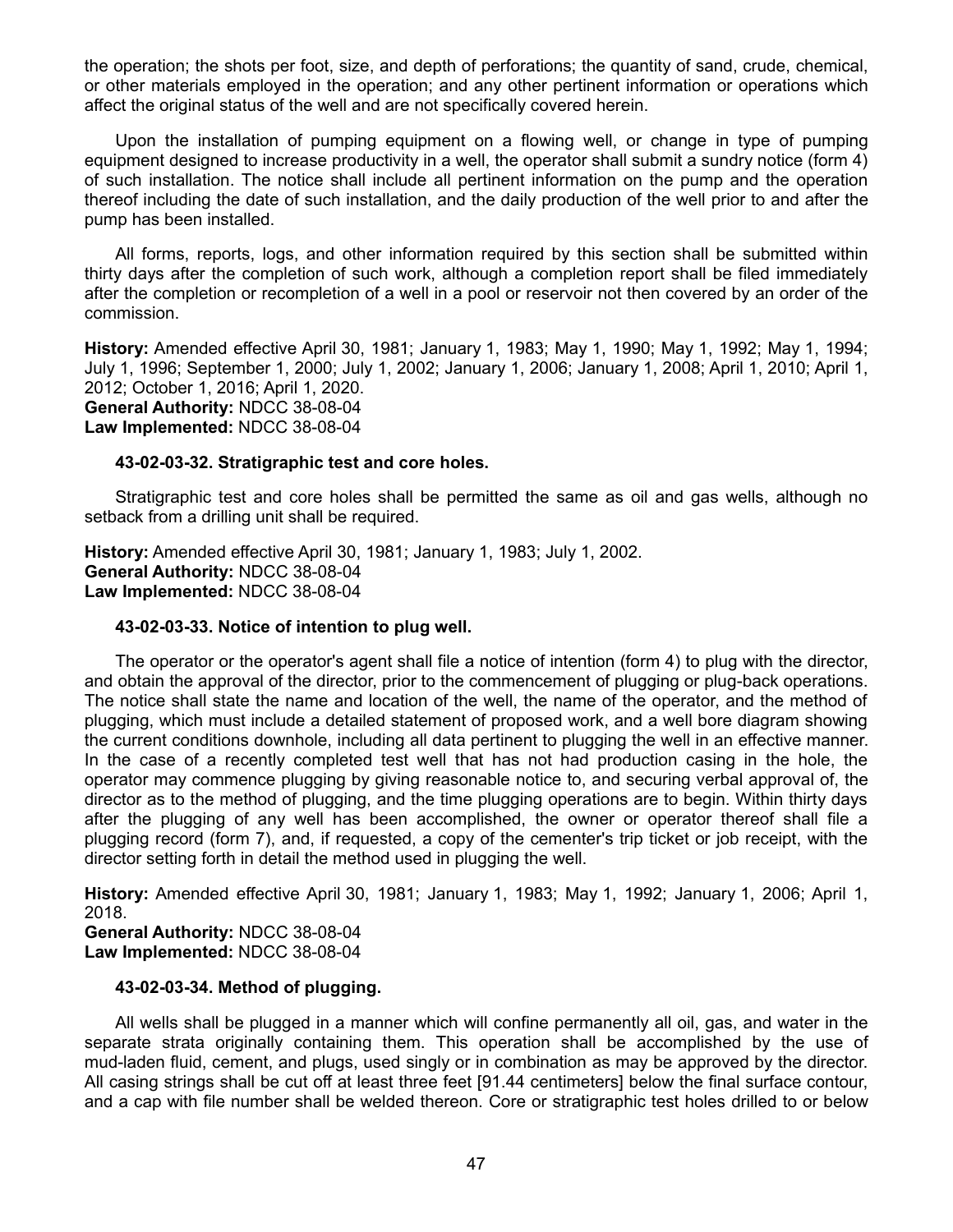the operation; the shots per foot, size, and depth of perforations; the quantity of sand, crude, chemical, or other materials employed in the operation; and any other pertinent information or operations which affect the original status of the well and are not specifically covered herein.

Upon the installation of pumping equipment on a flowing well, or change in type of pumping equipment designed to increase productivity in a well, the operator shall submit a sundry notice (form 4) of such installation. The notice shall include all pertinent information on the pump and the operation thereof including the date of such installation, and the daily production of the well prior to and after the pump has been installed.

All forms, reports, logs, and other information required by this section shall be submitted within thirty days after the completion of such work, although a completion report shall be filed immediately after the completion or recompletion of a well in a pool or reservoir not then covered by an order of the commission.

**History:** Amended effective April 30, 1981; January 1, 1983; May 1, 1990; May 1, 1992; May 1, 1994; July 1, 1996; September 1, 2000; July 1, 2002; January 1, 2006; January 1, 2008; April 1, 2010; April 1, 2012; October 1, 2016; April 1, 2020.
**General Authority:** NDCC 38-08-04
**Law Implemented:** NDCC 38-08-04

**43-02-03-32. Stratigraphic test and core holes.**

Stratigraphic test and core holes shall be permitted the same as oil and gas wells, although no setback from a drilling unit shall be required.

**History:** Amended effective April 30, 1981; January 1, 1983; July 1, 2002.
**General Authority:** NDCC 38-08-04
**Law Implemented:** NDCC 38-08-04

**43-02-03-33. Notice of intention to plug well.**

The operator or the operator's agent shall file a notice of intention (form 4) to plug with the director, and obtain the approval of the director, prior to the commencement of plugging or plug-back operations. The notice shall state the name and location of the well, the name of the operator, and the method of plugging, which must include a detailed statement of proposed work, and a well bore diagram showing the current conditions downhole, including all data pertinent to plugging the well in an effective manner. In the case of a recently completed test well that has not had production casing in the hole, the operator may commence plugging by giving reasonable notice to, and securing verbal approval of, the director as to the method of plugging, and the time plugging operations are to begin. Within thirty days after the plugging of any well has been accomplished, the owner or operator thereof shall file a plugging record (form 7), and, if requested, a copy of the cementer's trip ticket or job receipt, with the director setting forth in detail the method used in plugging the well.

**History:** Amended effective April 30, 1981; January 1, 1983; May 1, 1992; January 1, 2006; April 1, 2018.
**General Authority:** NDCC 38-08-04
**Law Implemented:** NDCC 38-08-04

**43-02-03-34. Method of plugging.**

All wells shall be plugged in a manner which will confine permanently all oil, gas, and water in the separate strata originally containing them. This operation shall be accomplished by the use of mud-laden fluid, cement, and plugs, used singly or in combination as may be approved by the director. All casing strings shall be cut off at least three feet [91.44 centimeters] below the final surface contour, and a cap with file number shall be welded thereon. Core or stratigraphic test holes drilled to or below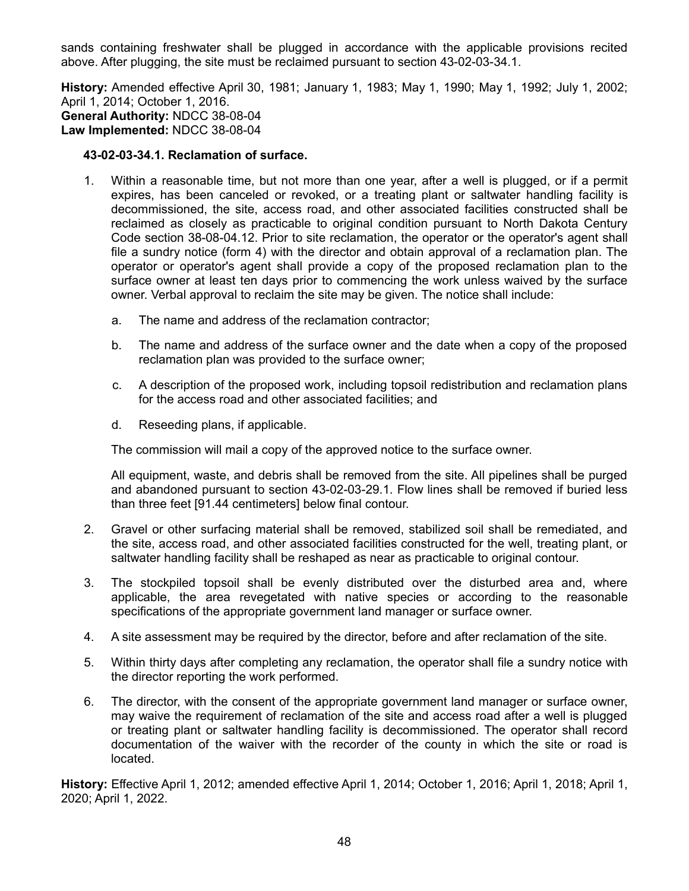sands containing freshwater shall be plugged in accordance with the applicable provisions recited above. After plugging, the site must be reclaimed pursuant to section 43-02-03-34.1.

**History:** Amended effective April 30, 1981; January 1, 1983; May 1, 1990; May 1, 1992; July 1, 2002; April 1, 2014; October 1, 2016.
**General Authority:** NDCC 38-08-04
**Law Implemented:** NDCC 38-08-04

**43-02-03-34.1. Reclamation of surface.**

1. Within a reasonable time, but not more than one year, after a well is plugged, or if a permit expires, has been canceled or revoked, or a treating plant or saltwater handling facility is decommissioned, the site, access road, and other associated facilities constructed shall be reclaimed as closely as practicable to original condition pursuant to North Dakota Century Code section 38-08-04.12. Prior to site reclamation, the operator or the operator's agent shall file a sundry notice (form 4) with the director and obtain approval of a reclamation plan. The operator or operator's agent shall provide a copy of the proposed reclamation plan to the surface owner at least ten days prior to commencing the work unless waived by the surface owner. Verbal approval to reclaim the site may be given. The notice shall include:

   a. The name and address of the reclamation contractor;

   b. The name and address of the surface owner and the date when a copy of the proposed reclamation plan was provided to the surface owner;

   c. A description of the proposed work, including topsoil redistribution and reclamation plans for the access road and other associated facilities; and

   d. Reseeding plans, if applicable.

   The commission will mail a copy of the approved notice to the surface owner.

   All equipment, waste, and debris shall be removed from the site. All pipelines shall be purged and abandoned pursuant to section 43-02-03-29.1. Flow lines shall be removed if buried less than three feet [91.44 centimeters] below final contour.

2. Gravel or other surfacing material shall be removed, stabilized soil shall be remediated, and the site, access road, and other associated facilities constructed for the well, treating plant, or saltwater handling facility shall be reshaped as near as practicable to original contour.

3. The stockpiled topsoil shall be evenly distributed over the disturbed area and, where applicable, the area revegetated with native species or according to the reasonable specifications of the appropriate government land manager or surface owner.

4. A site assessment may be required by the director, before and after reclamation of the site.

5. Within thirty days after completing any reclamation, the operator shall file a sundry notice with the director reporting the work performed.

6. The director, with the consent of the appropriate government land manager or surface owner, may waive the requirement of reclamation of the site and access road after a well is plugged or treating plant or saltwater handling facility is decommissioned. The operator shall record documentation of the waiver with the recorder of the county in which the site or road is located.

**History:** Effective April 1, 2012; amended effective April 1, 2014; October 1, 2016; April 1, 2018; April 1, 2020; April 1, 2022.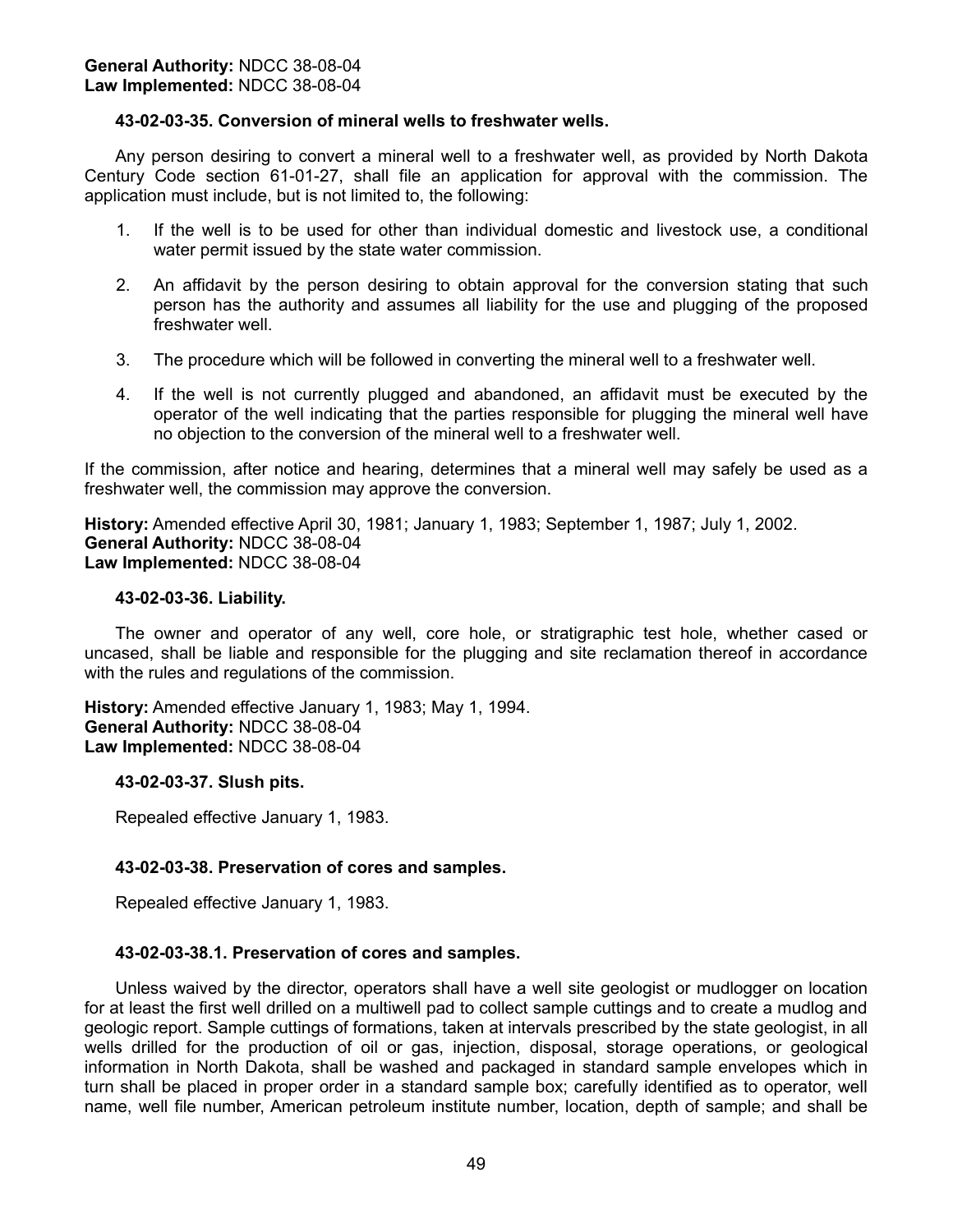**General Authority:** NDCC 38-08-04
**Law Implemented:** NDCC 38-08-04

**43-02-03-35. Conversion of mineral wells to freshwater wells.**

Any person desiring to convert a mineral well to a freshwater well, as provided by North Dakota Century Code section 61-01-27, shall file an application for approval with the commission. The application must include, but is not limited to, the following:

1. If the well is to be used for other than individual domestic and livestock use, a conditional water permit issued by the state water commission.

2. An affidavit by the person desiring to obtain approval for the conversion stating that such person has the authority and assumes all liability for the use and plugging of the proposed freshwater well.

3. The procedure which will be followed in converting the mineral well to a freshwater well.

4. If the well is not currently plugged and abandoned, an affidavit must be executed by the operator of the well indicating that the parties responsible for plugging the mineral well have no objection to the conversion of the mineral well to a freshwater well.

If the commission, after notice and hearing, determines that a mineral well may safely be used as a freshwater well, the commission may approve the conversion.

**History:** Amended effective April 30, 1981; January 1, 1983; September 1, 1987; July 1, 2002.
**General Authority:** NDCC 38-08-04
**Law Implemented:** NDCC 38-08-04

**43-02-03-36. Liability.**

The owner and operator of any well, core hole, or stratigraphic test hole, whether cased or uncased, shall be liable and responsible for the plugging and site reclamation thereof in accordance with the rules and regulations of the commission.

**History:** Amended effective January 1, 1983; May 1, 1994.
**General Authority:** NDCC 38-08-04
**Law Implemented:** NDCC 38-08-04

**43-02-03-37. Slush pits.**

Repealed effective January 1, 1983.

**43-02-03-38. Preservation of cores and samples.**

Repealed effective January 1, 1983.

**43-02-03-38.1. Preservation of cores and samples.**

Unless waived by the director, operators shall have a well site geologist or mudlogger on location for at least the first well drilled on a multiwell pad to collect sample cuttings and to create a mudlog and geologic report. Sample cuttings of formations, taken at intervals prescribed by the state geologist, in all wells drilled for the production of oil or gas, injection, disposal, storage operations, or geological information in North Dakota, shall be washed and packaged in standard sample envelopes which in turn shall be placed in proper order in a standard sample box; carefully identified as to operator, well name, well file number, American petroleum institute number, location, depth of sample; and shall be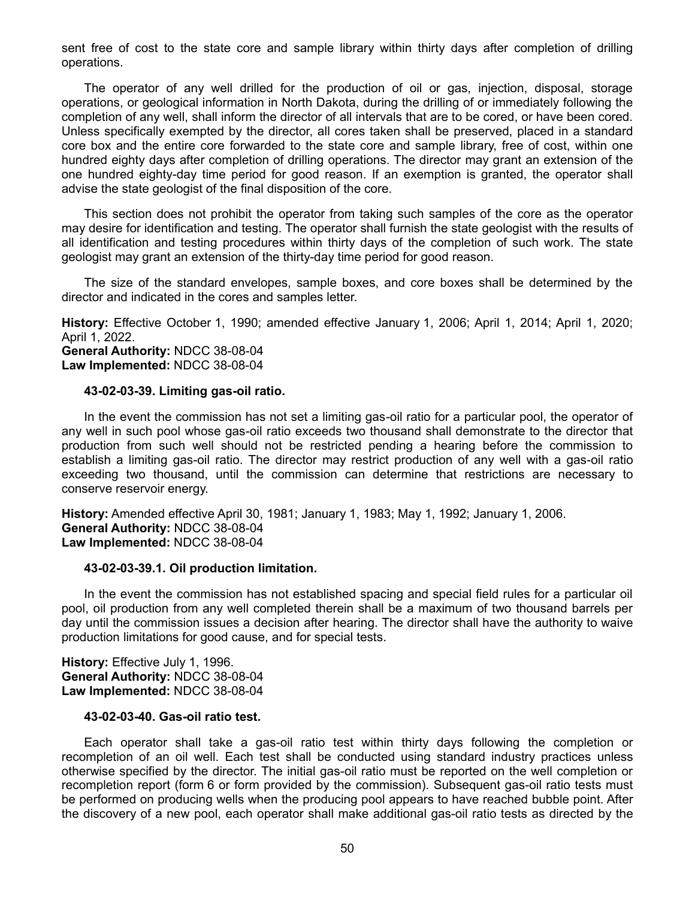sent free of cost to the state core and sample library within thirty days after completion of drilling operations.

The operator of any well drilled for the production of oil or gas, injection, disposal, storage operations, or geological information in North Dakota, during the drilling of or immediately following the completion of any well, shall inform the director of all intervals that are to be cored, or have been cored. Unless specifically exempted by the director, all cores taken shall be preserved, placed in a standard core box and the entire core forwarded to the state core and sample library, free of cost, within one hundred eighty days after completion of drilling operations. The director may grant an extension of the one hundred eighty-day time period for good reason. If an exemption is granted, the operator shall advise the state geologist of the final disposition of the core.

This section does not prohibit the operator from taking such samples of the core as the operator may desire for identification and testing. The operator shall furnish the state geologist with the results of all identification and testing procedures within thirty days of the completion of such work. The state geologist may grant an extension of the thirty-day time period for good reason.

The size of the standard envelopes, sample boxes, and core boxes shall be determined by the director and indicated in the cores and samples letter.

**History:** Effective October 1, 1990; amended effective January 1, 2006; April 1, 2014; April 1, 2020; April 1, 2022.
**General Authority:** NDCC 38-08-04
**Law Implemented:** NDCC 38-08-04

**43-02-03-39. Limiting gas-oil ratio.**

In the event the commission has not set a limiting gas-oil ratio for a particular pool, the operator of any well in such pool whose gas-oil ratio exceeds two thousand shall demonstrate to the director that production from such well should not be restricted pending a hearing before the commission to establish a limiting gas-oil ratio. The director may restrict production of any well with a gas-oil ratio exceeding two thousand, until the commission can determine that restrictions are necessary to conserve reservoir energy.

**History:** Amended effective April 30, 1981; January 1, 1983; May 1, 1992; January 1, 2006.
**General Authority:** NDCC 38-08-04
**Law Implemented:** NDCC 38-08-04

**43-02-03-39.1. Oil production limitation.**

In the event the commission has not established spacing and special field rules for a particular oil pool, oil production from any well completed therein shall be a maximum of two thousand barrels per day until the commission issues a decision after hearing. The director shall have the authority to waive production limitations for good cause, and for special tests.

**History:** Effective July 1, 1996.
**General Authority:** NDCC 38-08-04
**Law Implemented:** NDCC 38-08-04

**43-02-03-40. Gas-oil ratio test.**

Each operator shall take a gas-oil ratio test within thirty days following the completion or recompletion of an oil well. Each test shall be conducted using standard industry practices unless otherwise specified by the director. The initial gas-oil ratio must be reported on the well completion or recompletion report (form 6 or form provided by the commission). Subsequent gas-oil ratio tests must be performed on producing wells when the producing pool appears to have reached bubble point. After the discovery of a new pool, each operator shall make additional gas-oil ratio tests as directed by the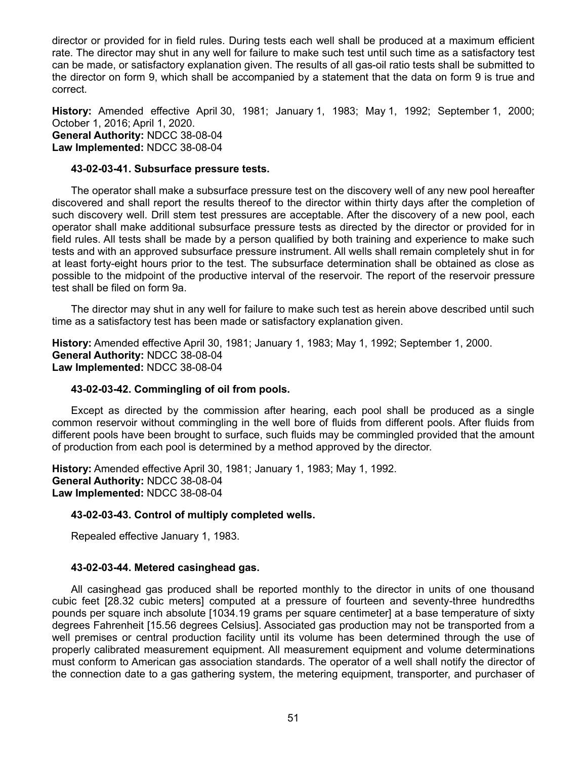director or provided for in field rules. During tests each well shall be produced at a maximum efficient rate. The director may shut in any well for failure to make such test until such time as a satisfactory test can be made, or satisfactory explanation given. The results of all gas-oil ratio tests shall be submitted to the director on form 9, which shall be accompanied by a statement that the data on form 9 is true and correct.

**History:** Amended effective April 30, 1981; January 1, 1983; May 1, 1992; September 1, 2000; October 1, 2016; April 1, 2020.
**General Authority:** NDCC 38-08-04
**Law Implemented:** NDCC 38-08-04

**43-02-03-41. Subsurface pressure tests.**

The operator shall make a subsurface pressure test on the discovery well of any new pool hereafter discovered and shall report the results thereof to the director within thirty days after the completion of such discovery well. Drill stem test pressures are acceptable. After the discovery of a new pool, each operator shall make additional subsurface pressure tests as directed by the director or provided for in field rules. All tests shall be made by a person qualified by both training and experience to make such tests and with an approved subsurface pressure instrument. All wells shall remain completely shut in for at least forty-eight hours prior to the test. The subsurface determination shall be obtained as close as possible to the midpoint of the productive interval of the reservoir. The report of the reservoir pressure test shall be filed on form 9a.

The director may shut in any well for failure to make such test as herein above described until such time as a satisfactory test has been made or satisfactory explanation given.

**History:** Amended effective April 30, 1981; January 1, 1983; May 1, 1992; September 1, 2000.
**General Authority:** NDCC 38-08-04
**Law Implemented:** NDCC 38-08-04

**43-02-03-42. Commingling of oil from pools.**

Except as directed by the commission after hearing, each pool shall be produced as a single common reservoir without commingling in the well bore of fluids from different pools. After fluids from different pools have been brought to surface, such fluids may be commingled provided that the amount of production from each pool is determined by a method approved by the director.

**History:** Amended effective April 30, 1981; January 1, 1983; May 1, 1992.
**General Authority:** NDCC 38-08-04
**Law Implemented:** NDCC 38-08-04

**43-02-03-43. Control of multiply completed wells.**

Repealed effective January 1, 1983.

**43-02-03-44. Metered casinghead gas.**

All casinghead gas produced shall be reported monthly to the director in units of one thousand cubic feet [28.32 cubic meters] computed at a pressure of fourteen and seventy-three hundredths pounds per square inch absolute [1034.19 grams per square centimeter] at a base temperature of sixty degrees Fahrenheit [15.56 degrees Celsius]. Associated gas production may not be transported from a well premises or central production facility until its volume has been determined through the use of properly calibrated measurement equipment. All measurement equipment and volume determinations must conform to American gas association standards. The operator of a well shall notify the director of the connection date to a gas gathering system, the metering equipment, transporter, and purchaser of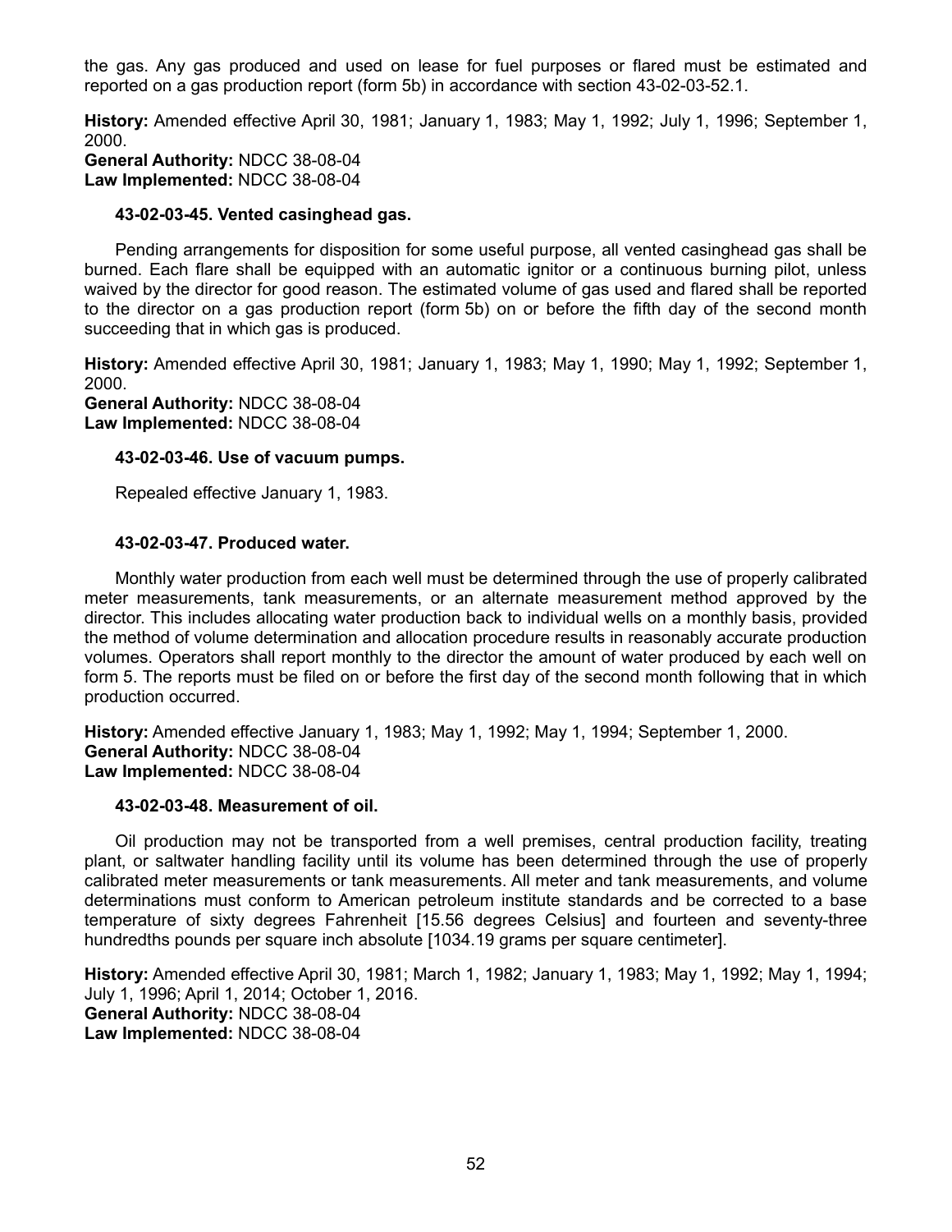the gas. Any gas produced and used on lease for fuel purposes or flared must be estimated and reported on a gas production report (form 5b) in accordance with section 43-02-03-52.1.

**History:** Amended effective April 30, 1981; January 1, 1983; May 1, 1992; July 1, 1996; September 1, 2000.
**General Authority:** NDCC 38-08-04
**Law Implemented:** NDCC 38-08-04

**43-02-03-45. Vented casinghead gas.**

Pending arrangements for disposition for some useful purpose, all vented casinghead gas shall be burned. Each flare shall be equipped with an automatic ignitor or a continuous burning pilot, unless waived by the director for good reason. The estimated volume of gas used and flared shall be reported to the director on a gas production report (form 5b) on or before the fifth day of the second month succeeding that in which gas is produced.

**History:** Amended effective April 30, 1981; January 1, 1983; May 1, 1990; May 1, 1992; September 1, 2000.
**General Authority:** NDCC 38-08-04
**Law Implemented:** NDCC 38-08-04

**43-02-03-46. Use of vacuum pumps.**

Repealed effective January 1, 1983.

**43-02-03-47. Produced water.**

Monthly water production from each well must be determined through the use of properly calibrated meter measurements, tank measurements, or an alternate measurement method approved by the director. This includes allocating water production back to individual wells on a monthly basis, provided the method of volume determination and allocation procedure results in reasonably accurate production volumes. Operators shall report monthly to the director the amount of water produced by each well on form 5. The reports must be filed on or before the first day of the second month following that in which production occurred.

**History:** Amended effective January 1, 1983; May 1, 1992; May 1, 1994; September 1, 2000.
**General Authority:** NDCC 38-08-04
**Law Implemented:** NDCC 38-08-04

**43-02-03-48. Measurement of oil.**

Oil production may not be transported from a well premises, central production facility, treating plant, or saltwater handling facility until its volume has been determined through the use of properly calibrated meter measurements or tank measurements. All meter and tank measurements, and volume determinations must conform to American petroleum institute standards and be corrected to a base temperature of sixty degrees Fahrenheit [15.56 degrees Celsius] and fourteen and seventy-three hundredths pounds per square inch absolute [1034.19 grams per square centimeter].

**History:** Amended effective April 30, 1981; March 1, 1982; January 1, 1983; May 1, 1992; May 1, 1994; July 1, 1996; April 1, 2014; October 1, 2016.
**General Authority:** NDCC 38-08-04
**Law Implemented:** NDCC 38-08-04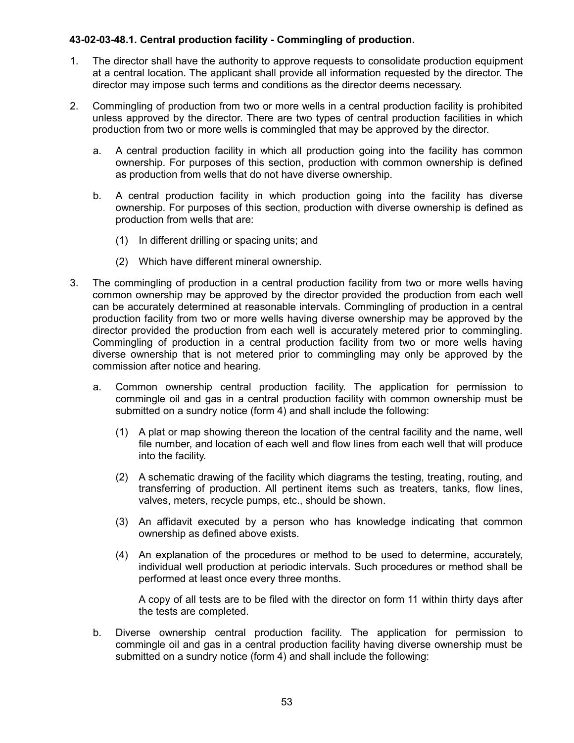**43-02-03-48.1. Central production facility - Commingling of production.**

1. The director shall have the authority to approve requests to consolidate production equipment at a central location. The applicant shall provide all information requested by the director. The director may impose such terms and conditions as the director deems necessary.

2. Commingling of production from two or more wells in a central production facility is prohibited unless approved by the director. There are two types of central production facilities in which production from two or more wells is commingled that may be approved by the director.

   a. A central production facility in which all production going into the facility has common ownership. For purposes of this section, production with common ownership is defined as production from wells that do not have diverse ownership.

   b. A central production facility in which production going into the facility has diverse ownership. For purposes of this section, production with diverse ownership is defined as production from wells that are:

      (1) In different drilling or spacing units; and

      (2) Which have different mineral ownership.

3. The commingling of production in a central production facility from two or more wells having common ownership may be approved by the director provided the production from each well can be accurately determined at reasonable intervals. Commingling of production in a central production facility from two or more wells having diverse ownership may be approved by the director provided the production from each well is accurately metered prior to commingling. Commingling of production in a central production facility from two or more wells having diverse ownership that is not metered prior to commingling may only be approved by the commission after notice and hearing.

   a. Common ownership central production facility. The application for permission to commingle oil and gas in a central production facility with common ownership must be submitted on a sundry notice (form 4) and shall include the following:

      (1) A plat or map showing thereon the location of the central facility and the name, well file number, and location of each well and flow lines from each well that will produce into the facility.

      (2) A schematic drawing of the facility which diagrams the testing, treating, routing, and transferring of production. All pertinent items such as treaters, tanks, flow lines, valves, meters, recycle pumps, etc., should be shown.

      (3) An affidavit executed by a person who has knowledge indicating that common ownership as defined above exists.

      (4) An explanation of the procedures or method to be used to determine, accurately, individual well production at periodic intervals. Such procedures or method shall be performed at least once every three months.

      A copy of all tests are to be filed with the director on form 11 within thirty days after the tests are completed.

   b. Diverse ownership central production facility. The application for permission to commingle oil and gas in a central production facility having diverse ownership must be submitted on a sundry notice (form 4) and shall include the following: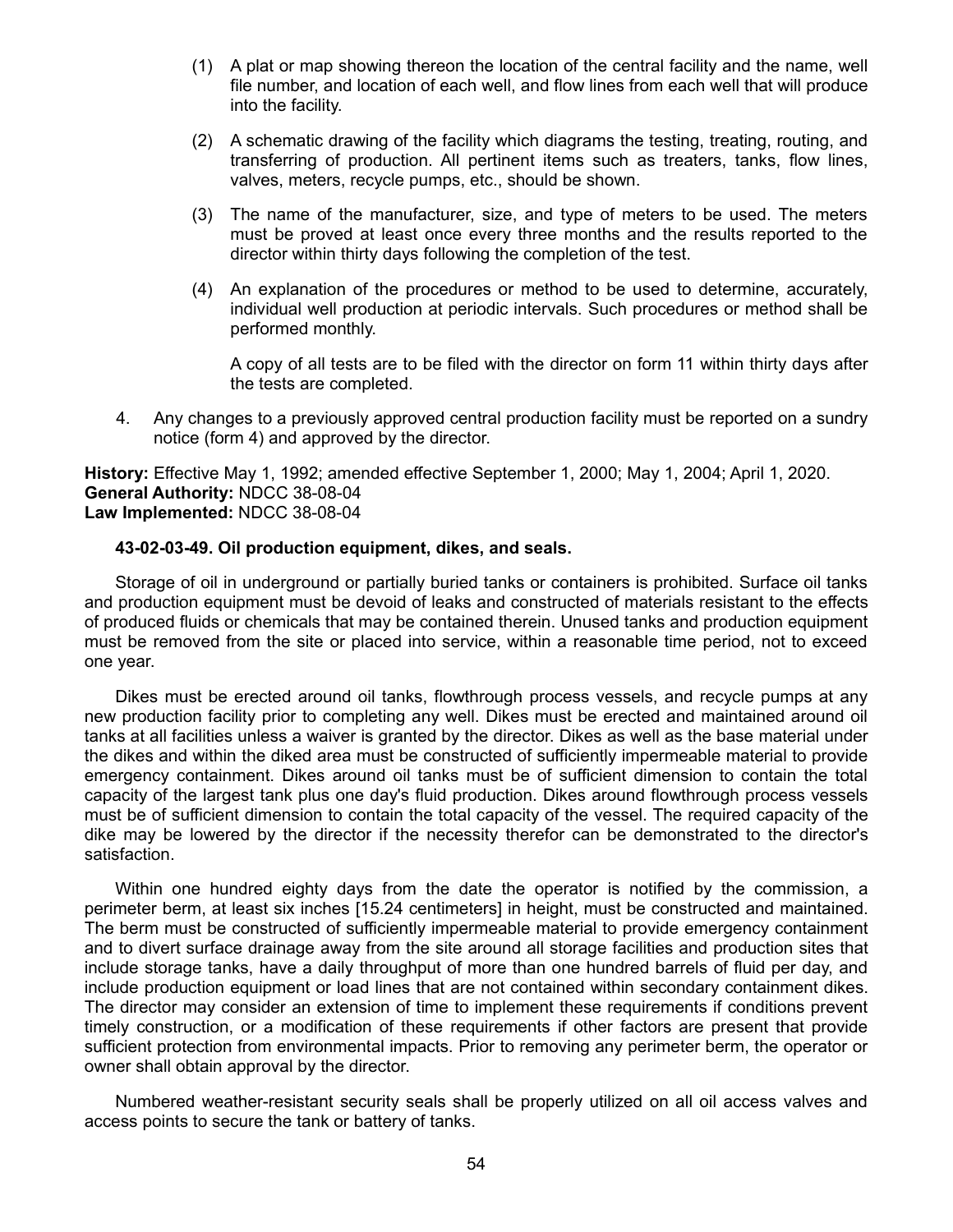(1) A plat or map showing thereon the location of the central facility and the name, well file number, and location of each well, and flow lines from each well that will produce into the facility.

(2) A schematic drawing of the facility which diagrams the testing, treating, routing, and transferring of production. All pertinent items such as treaters, tanks, flow lines, valves, meters, recycle pumps, etc., should be shown.

(3) The name of the manufacturer, size, and type of meters to be used. The meters must be proved at least once every three months and the results reported to the director within thirty days following the completion of the test.

(4) An explanation of the procedures or method to be used to determine, accurately, individual well production at periodic intervals. Such procedures or method shall be performed monthly.

A copy of all tests are to be filed with the director on form 11 within thirty days after the tests are completed.

4. Any changes to a previously approved central production facility must be reported on a sundry notice (form 4) and approved by the director.

**History:** Effective May 1, 1992; amended effective September 1, 2000; May 1, 2004; April 1, 2020.
**General Authority:** NDCC 38-08-04
**Law Implemented:** NDCC 38-08-04

**43-02-03-49. Oil production equipment, dikes, and seals.**

Storage of oil in underground or partially buried tanks or containers is prohibited. Surface oil tanks and production equipment must be devoid of leaks and constructed of materials resistant to the effects of produced fluids or chemicals that may be contained therein. Unused tanks and production equipment must be removed from the site or placed into service, within a reasonable time period, not to exceed one year.

Dikes must be erected around oil tanks, flowthrough process vessels, and recycle pumps at any new production facility prior to completing any well. Dikes must be erected and maintained around oil tanks at all facilities unless a waiver is granted by the director. Dikes as well as the base material under the dikes and within the diked area must be constructed of sufficiently impermeable material to provide emergency containment. Dikes around oil tanks must be of sufficient dimension to contain the total capacity of the largest tank plus one day's fluid production. Dikes around flowthrough process vessels must be of sufficient dimension to contain the total capacity of the vessel. The required capacity of the dike may be lowered by the director if the necessity therefor can be demonstrated to the director's satisfaction.

Within one hundred eighty days from the date the operator is notified by the commission, a perimeter berm, at least six inches [15.24 centimeters] in height, must be constructed and maintained. The berm must be constructed of sufficiently impermeable material to provide emergency containment and to divert surface drainage away from the site around all storage facilities and production sites that include storage tanks, have a daily throughput of more than one hundred barrels of fluid per day, and include production equipment or load lines that are not contained within secondary containment dikes. The director may consider an extension of time to implement these requirements if conditions prevent timely construction, or a modification of these requirements if other factors are present that provide sufficient protection from environmental impacts. Prior to removing any perimeter berm, the operator or owner shall obtain approval by the director.

Numbered weather-resistant security seals shall be properly utilized on all oil access valves and access points to secure the tank or battery of tanks.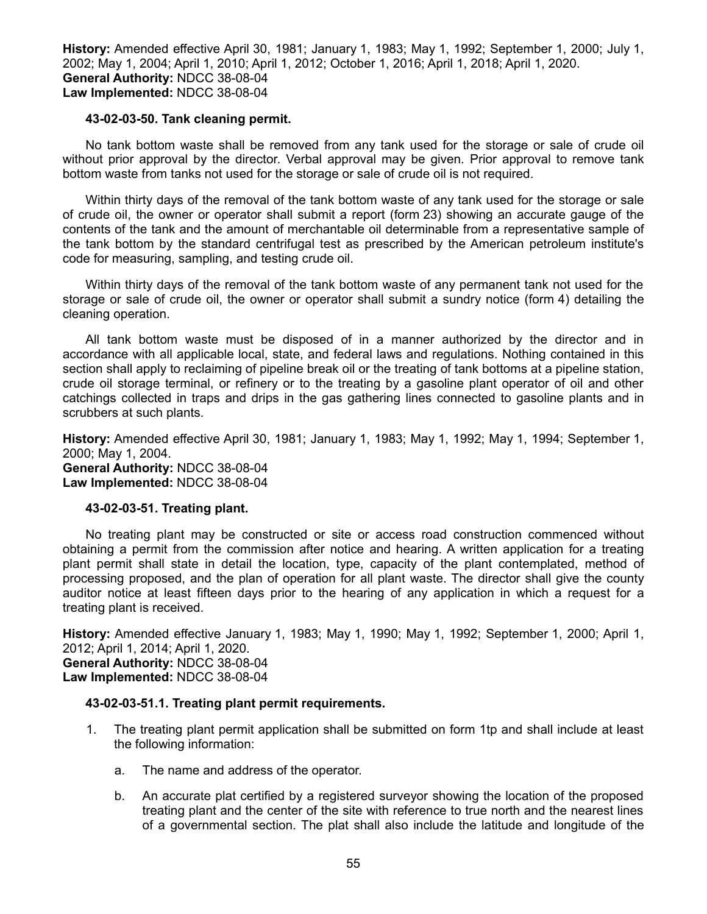**History:** Amended effective April 30, 1981; January 1, 1983; May 1, 1992; September 1, 2000; July 1, 2002; May 1, 2004; April 1, 2010; April 1, 2012; October 1, 2016; April 1, 2018; April 1, 2020.
**General Authority:** NDCC 38-08-04
**Law Implemented:** NDCC 38-08-04

**43-02-03-50. Tank cleaning permit.**

No tank bottom waste shall be removed from any tank used for the storage or sale of crude oil without prior approval by the director. Verbal approval may be given. Prior approval to remove tank bottom waste from tanks not used for the storage or sale of crude oil is not required.

Within thirty days of the removal of the tank bottom waste of any tank used for the storage or sale of crude oil, the owner or operator shall submit a report (form 23) showing an accurate gauge of the contents of the tank and the amount of merchantable oil determinable from a representative sample of the tank bottom by the standard centrifugal test as prescribed by the American petroleum institute's code for measuring, sampling, and testing crude oil.

Within thirty days of the removal of the tank bottom waste of any permanent tank not used for the storage or sale of crude oil, the owner or operator shall submit a sundry notice (form 4) detailing the cleaning operation.

All tank bottom waste must be disposed of in a manner authorized by the director and in accordance with all applicable local, state, and federal laws and regulations. Nothing contained in this section shall apply to reclaiming of pipeline break oil or the treating of tank bottoms at a pipeline station, crude oil storage terminal, or refinery or to the treating by a gasoline plant operator of oil and other catchings collected in traps and drips in the gas gathering lines connected to gasoline plants and in scrubbers at such plants.

**History:** Amended effective April 30, 1981; January 1, 1983; May 1, 1992; May 1, 1994; September 1, 2000; May 1, 2004.
**General Authority:** NDCC 38-08-04
**Law Implemented:** NDCC 38-08-04

**43-02-03-51. Treating plant.**

No treating plant may be constructed or site or access road construction commenced without obtaining a permit from the commission after notice and hearing. A written application for a treating plant permit shall state in detail the location, type, capacity of the plant contemplated, method of processing proposed, and the plan of operation for all plant waste. The director shall give the county auditor notice at least fifteen days prior to the hearing of any application in which a request for a treating plant is received.

**History:** Amended effective January 1, 1983; May 1, 1990; May 1, 1992; September 1, 2000; April 1, 2012; April 1, 2014; April 1, 2020.
**General Authority:** NDCC 38-08-04
**Law Implemented:** NDCC 38-08-04

**43-02-03-51.1. Treating plant permit requirements.**

1. The treating plant permit application shall be submitted on form 1tp and shall include at least the following information:

   a. The name and address of the operator.

   b. An accurate plat certified by a registered surveyor showing the location of the proposed treating plant and the center of the site with reference to true north and the nearest lines of a governmental section. The plat shall also include the latitude and longitude of the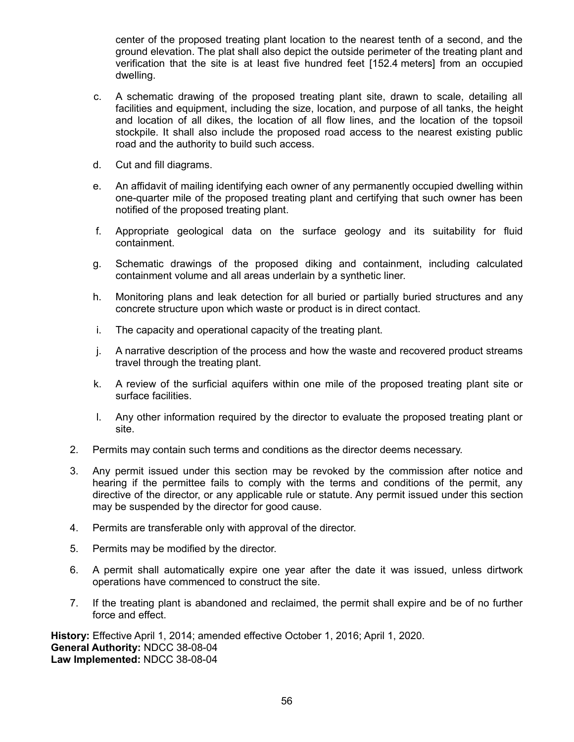center of the proposed treating plant location to the nearest tenth of a second, and the ground elevation. The plat shall also depict the outside perimeter of the treating plant and verification that the site is at least five hundred feet [152.4 meters] from an occupied dwelling.

c. A schematic drawing of the proposed treating plant site, drawn to scale, detailing all facilities and equipment, including the size, location, and purpose of all tanks, the height and location of all dikes, the location of all flow lines, and the location of the topsoil stockpile. It shall also include the proposed road access to the nearest existing public road and the authority to build such access.

d. Cut and fill diagrams.

e. An affidavit of mailing identifying each owner of any permanently occupied dwelling within one-quarter mile of the proposed treating plant and certifying that such owner has been notified of the proposed treating plant.

f. Appropriate geological data on the surface geology and its suitability for fluid containment.

g. Schematic drawings of the proposed diking and containment, including calculated containment volume and all areas underlain by a synthetic liner.

h. Monitoring plans and leak detection for all buried or partially buried structures and any concrete structure upon which waste or product is in direct contact.

i. The capacity and operational capacity of the treating plant.

j. A narrative description of the process and how the waste and recovered product streams travel through the treating plant.

k. A review of the surficial aquifers within one mile of the proposed treating plant site or surface facilities.

l. Any other information required by the director to evaluate the proposed treating plant or site.

2. Permits may contain such terms and conditions as the director deems necessary.

3. Any permit issued under this section may be revoked by the commission after notice and hearing if the permittee fails to comply with the terms and conditions of the permit, any directive of the director, or any applicable rule or statute. Any permit issued under this section may be suspended by the director for good cause.

4. Permits are transferable only with approval of the director.

5. Permits may be modified by the director.

6. A permit shall automatically expire one year after the date it was issued, unless dirtwork operations have commenced to construct the site.

7. If the treating plant is abandoned and reclaimed, the permit shall expire and be of no further force and effect.

**History:** Effective April 1, 2014; amended effective October 1, 2016; April 1, 2020.
**General Authority:** NDCC 38-08-04
**Law Implemented:** NDCC 38-08-04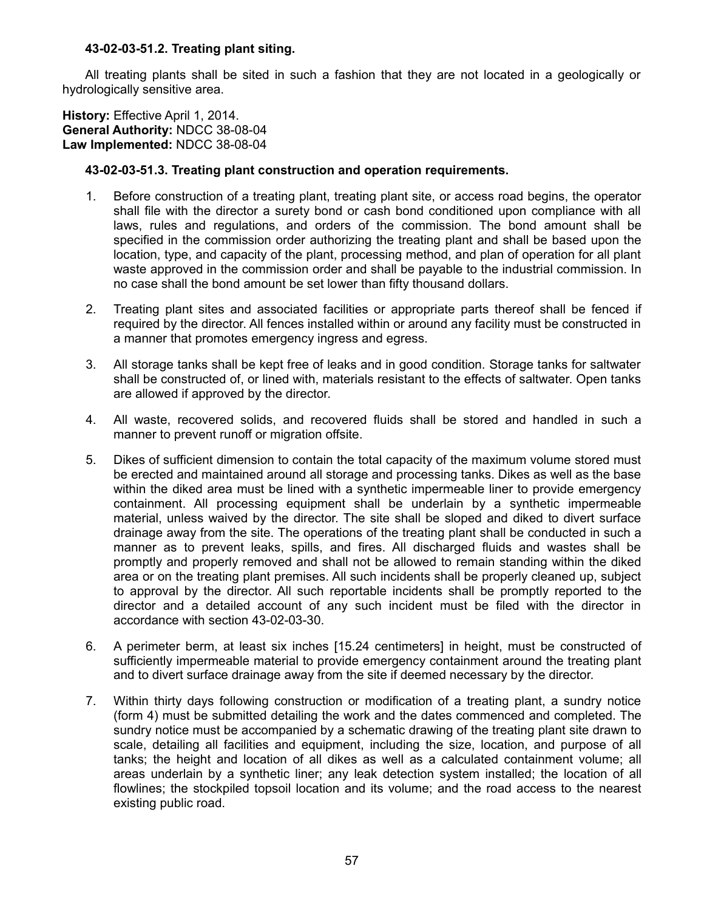**43-02-03-51.2. Treating plant siting.**

All treating plants shall be sited in such a fashion that they are not located in a geologically or hydrologically sensitive area.

**History:** Effective April 1, 2014.
**General Authority:** NDCC 38-08-04
**Law Implemented:** NDCC 38-08-04

**43-02-03-51.3. Treating plant construction and operation requirements.**

1. Before construction of a treating plant, treating plant site, or access road begins, the operator shall file with the director a surety bond or cash bond conditioned upon compliance with all laws, rules and regulations, and orders of the commission. The bond amount shall be specified in the commission order authorizing the treating plant and shall be based upon the location, type, and capacity of the plant, processing method, and plan of operation for all plant waste approved in the commission order and shall be payable to the industrial commission. In no case shall the bond amount be set lower than fifty thousand dollars.

2. Treating plant sites and associated facilities or appropriate parts thereof shall be fenced if required by the director. All fences installed within or around any facility must be constructed in a manner that promotes emergency ingress and egress.

3. All storage tanks shall be kept free of leaks and in good condition. Storage tanks for saltwater shall be constructed of, or lined with, materials resistant to the effects of saltwater. Open tanks are allowed if approved by the director.

4. All waste, recovered solids, and recovered fluids shall be stored and handled in such a manner to prevent runoff or migration offsite.

5. Dikes of sufficient dimension to contain the total capacity of the maximum volume stored must be erected and maintained around all storage and processing tanks. Dikes as well as the base within the diked area must be lined with a synthetic impermeable liner to provide emergency containment. All processing equipment shall be underlain by a synthetic impermeable material, unless waived by the director. The site shall be sloped and diked to divert surface drainage away from the site. The operations of the treating plant shall be conducted in such a manner as to prevent leaks, spills, and fires. All discharged fluids and wastes shall be promptly and properly removed and shall not be allowed to remain standing within the diked area or on the treating plant premises. All such incidents shall be properly cleaned up, subject to approval by the director. All such reportable incidents shall be promptly reported to the director and a detailed account of any such incident must be filed with the director in accordance with section 43-02-03-30.

6. A perimeter berm, at least six inches [15.24 centimeters] in height, must be constructed of sufficiently impermeable material to provide emergency containment around the treating plant and to divert surface drainage away from the site if deemed necessary by the director.

7. Within thirty days following construction or modification of a treating plant, a sundry notice (form 4) must be submitted detailing the work and the dates commenced and completed. The sundry notice must be accompanied by a schematic drawing of the treating plant site drawn to scale, detailing all facilities and equipment, including the size, location, and purpose of all tanks; the height and location of all dikes as well as a calculated containment volume; all areas underlain by a synthetic liner; any leak detection system installed; the location of all flowlines; the stockpiled topsoil location and its volume; and the road access to the nearest existing public road.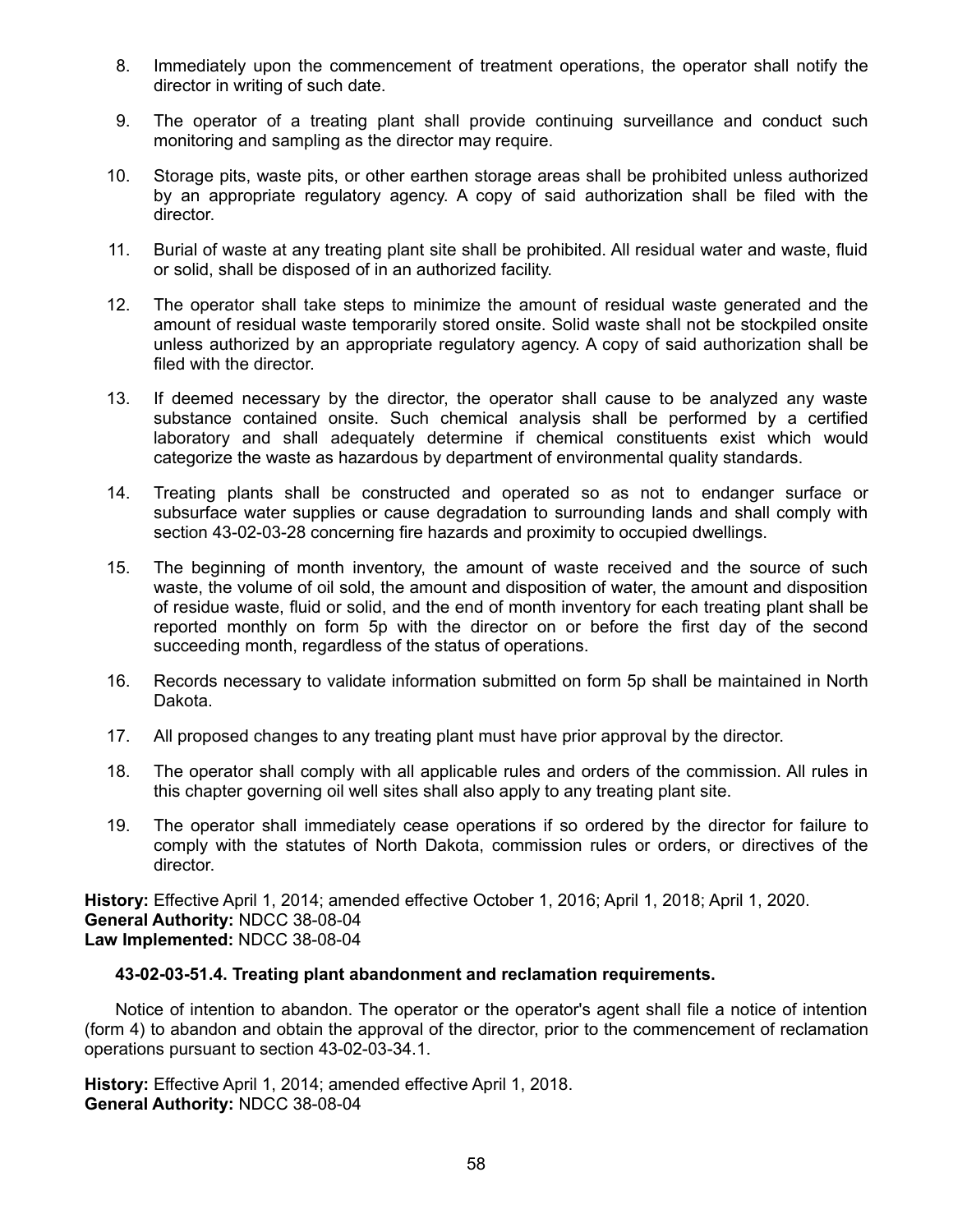8. Immediately upon the commencement of treatment operations, the operator shall notify the director in writing of such date.

9. The operator of a treating plant shall provide continuing surveillance and conduct such monitoring and sampling as the director may require.

10. Storage pits, waste pits, or other earthen storage areas shall be prohibited unless authorized by an appropriate regulatory agency. A copy of said authorization shall be filed with the director.

11. Burial of waste at any treating plant site shall be prohibited. All residual water and waste, fluid or solid, shall be disposed of in an authorized facility.

12. The operator shall take steps to minimize the amount of residual waste generated and the amount of residual waste temporarily stored onsite. Solid waste shall not be stockpiled onsite unless authorized by an appropriate regulatory agency. A copy of said authorization shall be filed with the director.

13. If deemed necessary by the director, the operator shall cause to be analyzed any waste substance contained onsite. Such chemical analysis shall be performed by a certified laboratory and shall adequately determine if chemical constituents exist which would categorize the waste as hazardous by department of environmental quality standards.

14. Treating plants shall be constructed and operated so as not to endanger surface or subsurface water supplies or cause degradation to surrounding lands and shall comply with section 43-02-03-28 concerning fire hazards and proximity to occupied dwellings.

15. The beginning of month inventory, the amount of waste received and the source of such waste, the volume of oil sold, the amount and disposition of water, the amount and disposition of residue waste, fluid or solid, and the end of month inventory for each treating plant shall be reported monthly on form 5p with the director on or before the first day of the second succeeding month, regardless of the status of operations.

16. Records necessary to validate information submitted on form 5p shall be maintained in North Dakota.

17. All proposed changes to any treating plant must have prior approval by the director.

18. The operator shall comply with all applicable rules and orders of the commission. All rules in this chapter governing oil well sites shall also apply to any treating plant site.

19. The operator shall immediately cease operations if so ordered by the director for failure to comply with the statutes of North Dakota, commission rules or orders, or directives of the director.

**History:** Effective April 1, 2014; amended effective October 1, 2016; April 1, 2018; April 1, 2020.
**General Authority:** NDCC 38-08-04
**Law Implemented:** NDCC 38-08-04

**43-02-03-51.4. Treating plant abandonment and reclamation requirements.**

Notice of intention to abandon. The operator or the operator's agent shall file a notice of intention (form 4) to abandon and obtain the approval of the director, prior to the commencement of reclamation operations pursuant to section 43-02-03-34.1.

**History:** Effective April 1, 2014; amended effective April 1, 2018.
**General Authority:** NDCC 38-08-04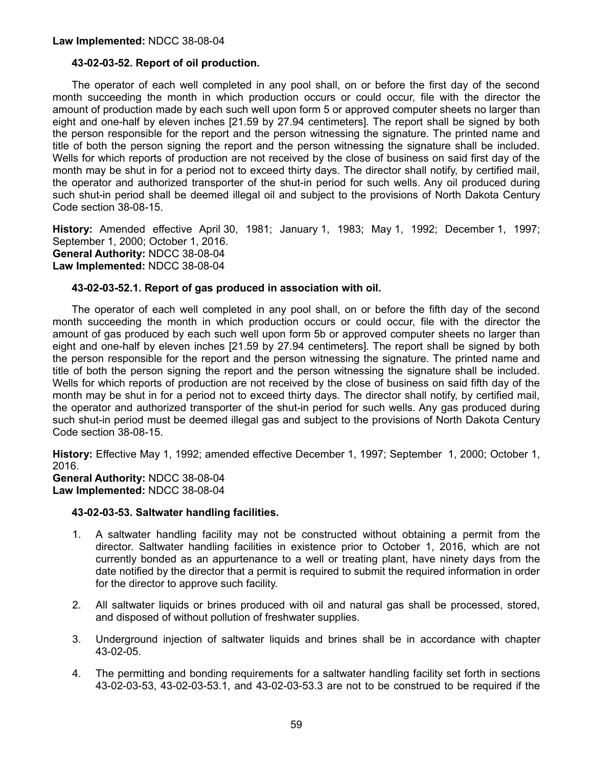**Law Implemented:** NDCC 38-08-04

**43-02-03-52. Report of oil production.**

The operator of each well completed in any pool shall, on or before the first day of the second month succeeding the month in which production occurs or could occur, file with the director the amount of production made by each such well upon form 5 or approved computer sheets no larger than eight and one-half by eleven inches [21.59 by 27.94 centimeters]. The report shall be signed by both the person responsible for the report and the person witnessing the signature. The printed name and title of both the person signing the report and the person witnessing the signature shall be included. Wells for which reports of production are not received by the close of business on said first day of the month may be shut in for a period not to exceed thirty days. The director shall notify, by certified mail, the operator and authorized transporter of the shut-in period for such wells. Any oil produced during such shut-in period shall be deemed illegal oil and subject to the provisions of North Dakota Century Code section 38-08-15.

**History:** Amended effective April 30, 1981; January 1, 1983; May 1, 1992; December 1, 1997; September 1, 2000; October 1, 2016.
**General Authority:** NDCC 38-08-04
**Law Implemented:** NDCC 38-08-04

**43-02-03-52.1. Report of gas produced in association with oil.**

The operator of each well completed in any pool shall, on or before the fifth day of the second month succeeding the month in which production occurs or could occur, file with the director the amount of gas produced by each such well upon form 5b or approved computer sheets no larger than eight and one-half by eleven inches [21.59 by 27.94 centimeters]. The report shall be signed by both the person responsible for the report and the person witnessing the signature. The printed name and title of both the person signing the report and the person witnessing the signature shall be included. Wells for which reports of production are not received by the close of business on said fifth day of the month may be shut in for a period not to exceed thirty days. The director shall notify, by certified mail, the operator and authorized transporter of the shut-in period for such wells. Any gas produced during such shut-in period must be deemed illegal gas and subject to the provisions of North Dakota Century Code section 38-08-15.

**History:** Effective May 1, 1992; amended effective December 1, 1997; September 1, 2000; October 1, 2016.
**General Authority:** NDCC 38-08-04
**Law Implemented:** NDCC 38-08-04

**43-02-03-53. Saltwater handling facilities.**

1. A saltwater handling facility may not be constructed without obtaining a permit from the director. Saltwater handling facilities in existence prior to October 1, 2016, which are not currently bonded as an appurtenance to a well or treating plant, have ninety days from the date notified by the director that a permit is required to submit the required information in order for the director to approve such facility.

2. All saltwater liquids or brines produced with oil and natural gas shall be processed, stored, and disposed of without pollution of freshwater supplies.

3. Underground injection of saltwater liquids and brines shall be in accordance with chapter 43-02-05.

4. The permitting and bonding requirements for a saltwater handling facility set forth in sections 43-02-03-53, 43-02-03-53.1, and 43-02-03-53.3 are not to be construed to be required if the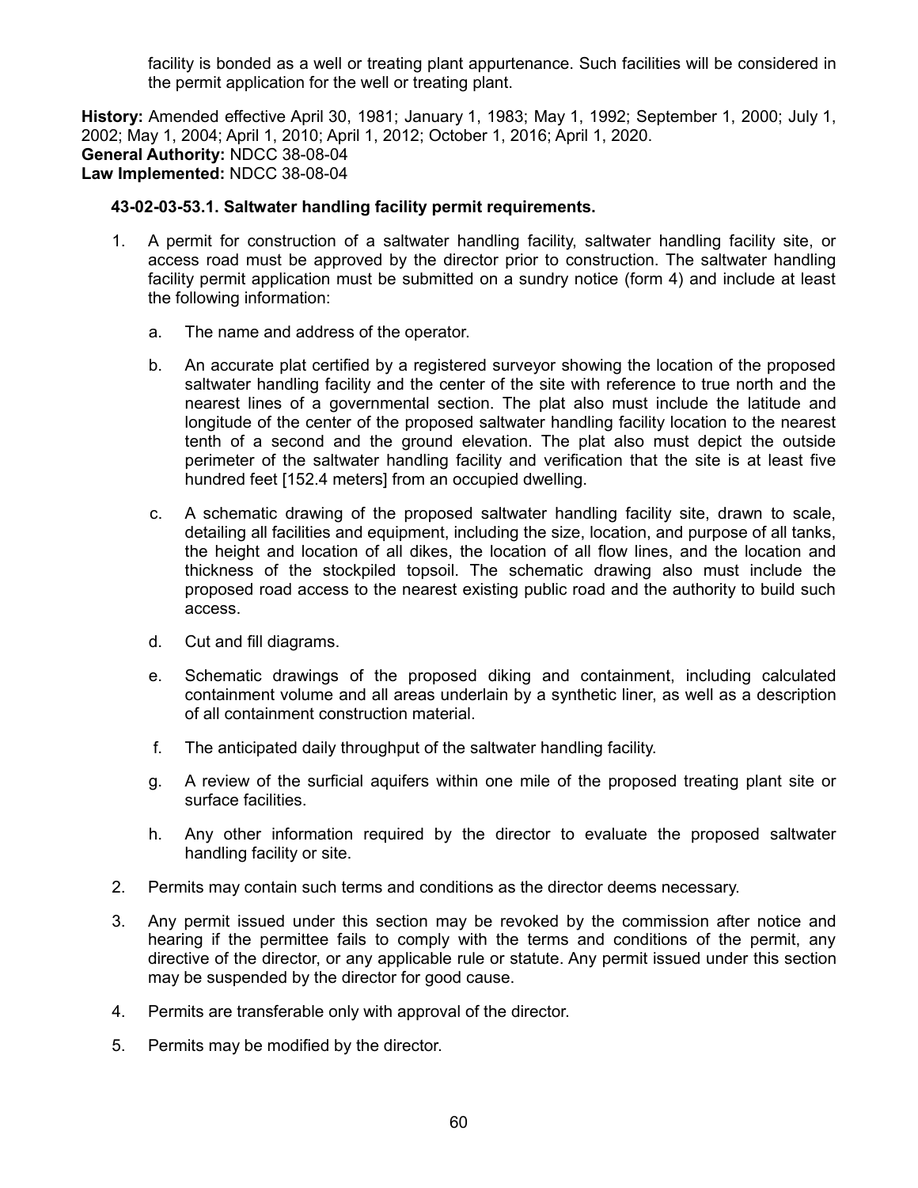facility is bonded as a well or treating plant appurtenance. Such facilities will be considered in the permit application for the well or treating plant.

**History:** Amended effective April 30, 1981; January 1, 1983; May 1, 1992; September 1, 2000; July 1, 2002; May 1, 2004; April 1, 2010; April 1, 2012; October 1, 2016; April 1, 2020.
**General Authority:** NDCC 38-08-04
**Law Implemented:** NDCC 38-08-04

**43-02-03-53.1. Saltwater handling facility permit requirements.**

1. A permit for construction of a saltwater handling facility, saltwater handling facility site, or access road must be approved by the director prior to construction. The saltwater handling facility permit application must be submitted on a sundry notice (form 4) and include at least the following information:

   a. The name and address of the operator.

   b. An accurate plat certified by a registered surveyor showing the location of the proposed saltwater handling facility and the center of the site with reference to true north and the nearest lines of a governmental section. The plat also must include the latitude and longitude of the center of the proposed saltwater handling facility location to the nearest tenth of a second and the ground elevation. The plat also must depict the outside perimeter of the saltwater handling facility and verification that the site is at least five hundred feet [152.4 meters] from an occupied dwelling.

   c. A schematic drawing of the proposed saltwater handling facility site, drawn to scale, detailing all facilities and equipment, including the size, location, and purpose of all tanks, the height and location of all dikes, the location of all flow lines, and the location and thickness of the stockpiled topsoil. The schematic drawing also must include the proposed road access to the nearest existing public road and the authority to build such access.

   d. Cut and fill diagrams.

   e. Schematic drawings of the proposed diking and containment, including calculated containment volume and all areas underlain by a synthetic liner, as well as a description of all containment construction material.

   f. The anticipated daily throughput of the saltwater handling facility.

   g. A review of the surficial aquifers within one mile of the proposed treating plant site or surface facilities.

   h. Any other information required by the director to evaluate the proposed saltwater handling facility or site.

2. Permits may contain such terms and conditions as the director deems necessary.

3. Any permit issued under this section may be revoked by the commission after notice and hearing if the permittee fails to comply with the terms and conditions of the permit, any directive of the director, or any applicable rule or statute. Any permit issued under this section may be suspended by the director for good cause.

4. Permits are transferable only with approval of the director.

5. Permits may be modified by the director.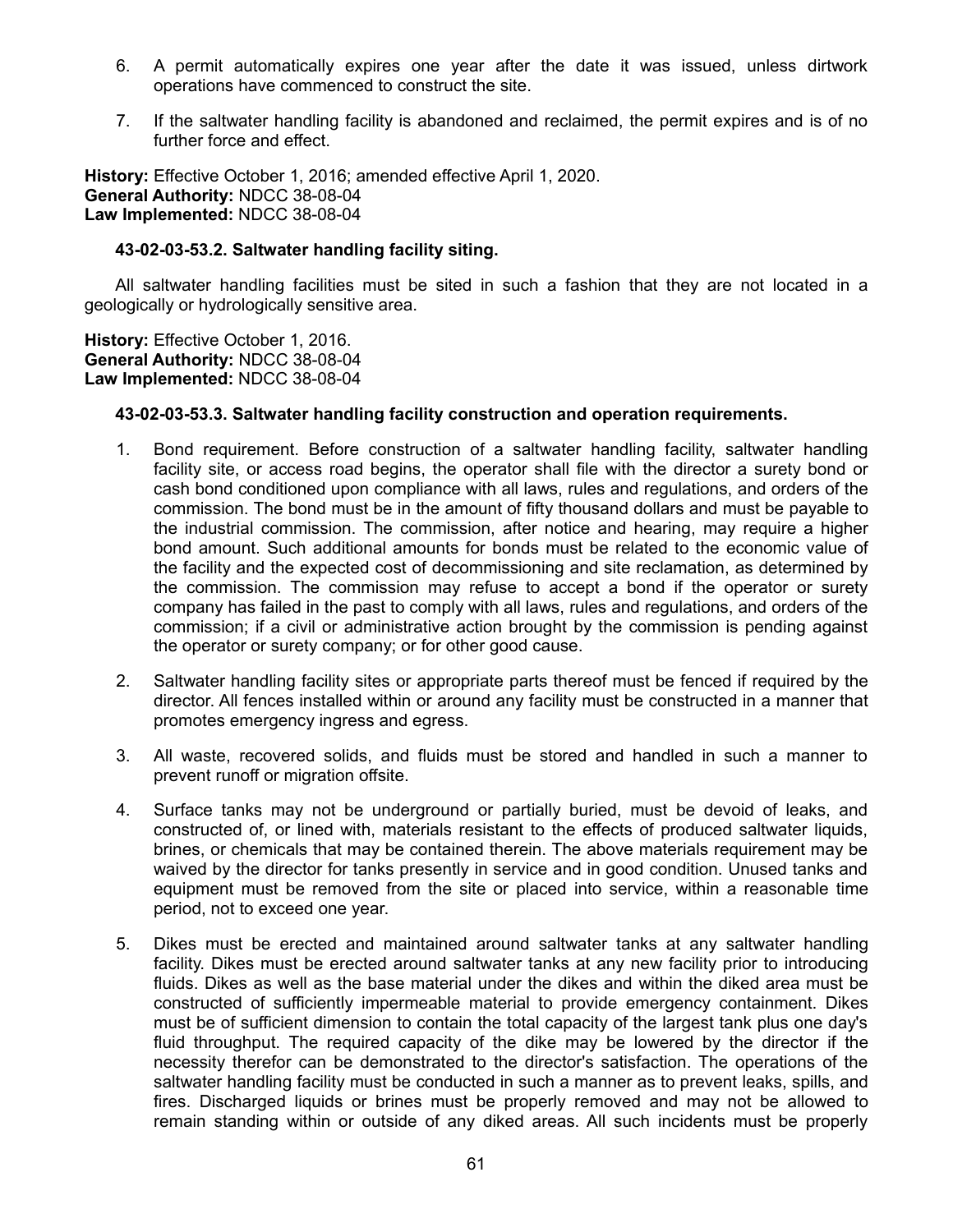6. A permit automatically expires one year after the date it was issued, unless dirtwork operations have commenced to construct the site.

7. If the saltwater handling facility is abandoned and reclaimed, the permit expires and is of no further force and effect.

**History:** Effective October 1, 2016; amended effective April 1, 2020.
**General Authority:** NDCC 38-08-04
**Law Implemented:** NDCC 38-08-04

**43-02-03-53.2. Saltwater handling facility siting.**

All saltwater handling facilities must be sited in such a fashion that they are not located in a geologically or hydrologically sensitive area.

**History:** Effective October 1, 2016.
**General Authority:** NDCC 38-08-04
**Law Implemented:** NDCC 38-08-04

**43-02-03-53.3. Saltwater handling facility construction and operation requirements.**

1. Bond requirement. Before construction of a saltwater handling facility, saltwater handling facility site, or access road begins, the operator shall file with the director a surety bond or cash bond conditioned upon compliance with all laws, rules and regulations, and orders of the commission. The bond must be in the amount of fifty thousand dollars and must be payable to the industrial commission. The commission, after notice and hearing, may require a higher bond amount. Such additional amounts for bonds must be related to the economic value of the facility and the expected cost of decommissioning and site reclamation, as determined by the commission. The commission may refuse to accept a bond if the operator or surety company has failed in the past to comply with all laws, rules and regulations, and orders of the commission; if a civil or administrative action brought by the commission is pending against the operator or surety company; or for other good cause.

2. Saltwater handling facility sites or appropriate parts thereof must be fenced if required by the director. All fences installed within or around any facility must be constructed in a manner that promotes emergency ingress and egress.

3. All waste, recovered solids, and fluids must be stored and handled in such a manner to prevent runoff or migration offsite.

4. Surface tanks may not be underground or partially buried, must be devoid of leaks, and constructed of, or lined with, materials resistant to the effects of produced saltwater liquids, brines, or chemicals that may be contained therein. The above materials requirement may be waived by the director for tanks presently in service and in good condition. Unused tanks and equipment must be removed from the site or placed into service, within a reasonable time period, not to exceed one year.

5. Dikes must be erected and maintained around saltwater tanks at any saltwater handling facility. Dikes must be erected around saltwater tanks at any new facility prior to introducing fluids. Dikes as well as the base material under the dikes and within the diked area must be constructed of sufficiently impermeable material to provide emergency containment. Dikes must be of sufficient dimension to contain the total capacity of the largest tank plus one day's fluid throughput. The required capacity of the dike may be lowered by the director if the necessity therefor can be demonstrated to the director's satisfaction. The operations of the saltwater handling facility must be conducted in such a manner as to prevent leaks, spills, and fires. Discharged liquids or brines must be properly removed and may not be allowed to remain standing within or outside of any diked areas. All such incidents must be properly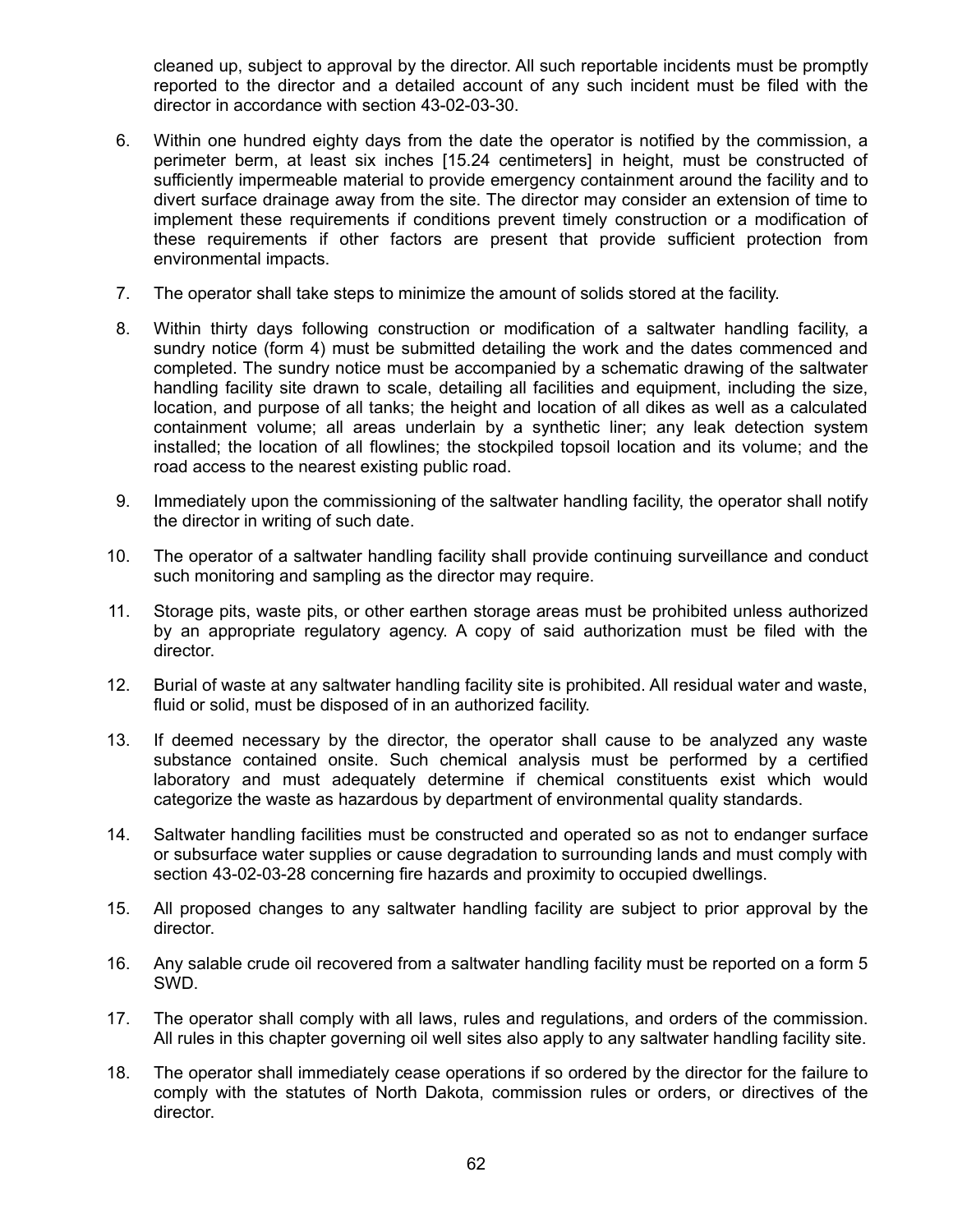cleaned up, subject to approval by the director. All such reportable incidents must be promptly reported to the director and a detailed account of any such incident must be filed with the director in accordance with section 43-02-03-30.

6. Within one hundred eighty days from the date the operator is notified by the commission, a perimeter berm, at least six inches [15.24 centimeters] in height, must be constructed of sufficiently impermeable material to provide emergency containment around the facility and to divert surface drainage away from the site. The director may consider an extension of time to implement these requirements if conditions prevent timely construction or a modification of these requirements if other factors are present that provide sufficient protection from environmental impacts.

7. The operator shall take steps to minimize the amount of solids stored at the facility.

8. Within thirty days following construction or modification of a saltwater handling facility, a sundry notice (form 4) must be submitted detailing the work and the dates commenced and completed. The sundry notice must be accompanied by a schematic drawing of the saltwater handling facility site drawn to scale, detailing all facilities and equipment, including the size, location, and purpose of all tanks; the height and location of all dikes as well as a calculated containment volume; all areas underlain by a synthetic liner; any leak detection system installed; the location of all flowlines; the stockpiled topsoil location and its volume; and the road access to the nearest existing public road.

9. Immediately upon the commissioning of the saltwater handling facility, the operator shall notify the director in writing of such date.

10. The operator of a saltwater handling facility shall provide continuing surveillance and conduct such monitoring and sampling as the director may require.

11. Storage pits, waste pits, or other earthen storage areas must be prohibited unless authorized by an appropriate regulatory agency. A copy of said authorization must be filed with the director.

12. Burial of waste at any saltwater handling facility site is prohibited. All residual water and waste, fluid or solid, must be disposed of in an authorized facility.

13. If deemed necessary by the director, the operator shall cause to be analyzed any waste substance contained onsite. Such chemical analysis must be performed by a certified laboratory and must adequately determine if chemical constituents exist which would categorize the waste as hazardous by department of environmental quality standards.

14. Saltwater handling facilities must be constructed and operated so as not to endanger surface or subsurface water supplies or cause degradation to surrounding lands and must comply with section 43-02-03-28 concerning fire hazards and proximity to occupied dwellings.

15. All proposed changes to any saltwater handling facility are subject to prior approval by the director.

16. Any salable crude oil recovered from a saltwater handling facility must be reported on a form 5 SWD.

17. The operator shall comply with all laws, rules and regulations, and orders of the commission. All rules in this chapter governing oil well sites also apply to any saltwater handling facility site.

18. The operator shall immediately cease operations if so ordered by the director for the failure to comply with the statutes of North Dakota, commission rules or orders, or directives of the director.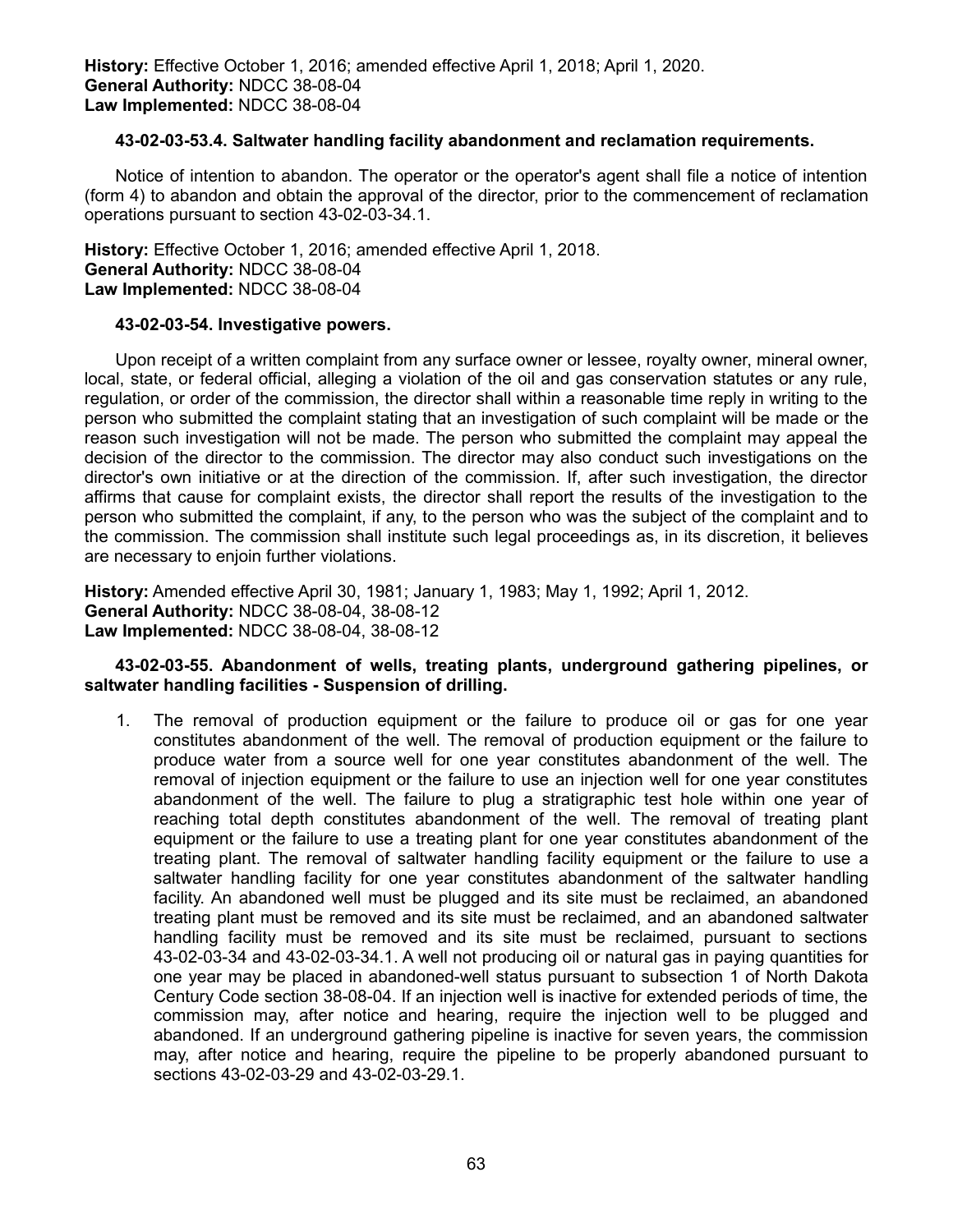**History:** Effective October 1, 2016; amended effective April 1, 2018; April 1, 2020.
**General Authority:** NDCC 38-08-04
**Law Implemented:** NDCC 38-08-04

**43-02-03-53.4. Saltwater handling facility abandonment and reclamation requirements.**

Notice of intention to abandon. The operator or the operator's agent shall file a notice of intention (form 4) to abandon and obtain the approval of the director, prior to the commencement of reclamation operations pursuant to section 43-02-03-34.1.

**History:** Effective October 1, 2016; amended effective April 1, 2018.
**General Authority:** NDCC 38-08-04
**Law Implemented:** NDCC 38-08-04

**43-02-03-54. Investigative powers.**

Upon receipt of a written complaint from any surface owner or lessee, royalty owner, mineral owner, local, state, or federal official, alleging a violation of the oil and gas conservation statutes or any rule, regulation, or order of the commission, the director shall within a reasonable time reply in writing to the person who submitted the complaint stating that an investigation of such complaint will be made or the reason such investigation will not be made. The person who submitted the complaint may appeal the decision of the director to the commission. The director may also conduct such investigations on the director's own initiative or at the direction of the commission. If, after such investigation, the director affirms that cause for complaint exists, the director shall report the results of the investigation to the person who submitted the complaint, if any, to the person who was the subject of the complaint and to the commission. The commission shall institute such legal proceedings as, in its discretion, it believes are necessary to enjoin further violations.

**History:** Amended effective April 30, 1981; January 1, 1983; May 1, 1992; April 1, 2012.
**General Authority:** NDCC 38-08-04, 38-08-12
**Law Implemented:** NDCC 38-08-04, 38-08-12

**43-02-03-55. Abandonment of wells, treating plants, underground gathering pipelines, or saltwater handling facilities - Suspension of drilling.**

1. The removal of production equipment or the failure to produce oil or gas for one year constitutes abandonment of the well. The removal of production equipment or the failure to produce water from a source well for one year constitutes abandonment of the well. The removal of injection equipment or the failure to use an injection well for one year constitutes abandonment of the well. The failure to plug a stratigraphic test hole within one year of reaching total depth constitutes abandonment of the well. The removal of treating plant equipment or the failure to use a treating plant for one year constitutes abandonment of the treating plant. The removal of saltwater handling facility equipment or the failure to use a saltwater handling facility for one year constitutes abandonment of the saltwater handling facility. An abandoned well must be plugged and its site must be reclaimed, an abandoned treating plant must be removed and its site must be reclaimed, and an abandoned saltwater handling facility must be removed and its site must be reclaimed, pursuant to sections 43-02-03-34 and 43-02-03-34.1. A well not producing oil or natural gas in paying quantities for one year may be placed in abandoned-well status pursuant to subsection 1 of North Dakota Century Code section 38-08-04. If an injection well is inactive for extended periods of time, the commission may, after notice and hearing, require the injection well to be plugged and abandoned. If an underground gathering pipeline is inactive for seven years, the commission may, after notice and hearing, require the pipeline to be properly abandoned pursuant to sections 43-02-03-29 and 43-02-03-29.1.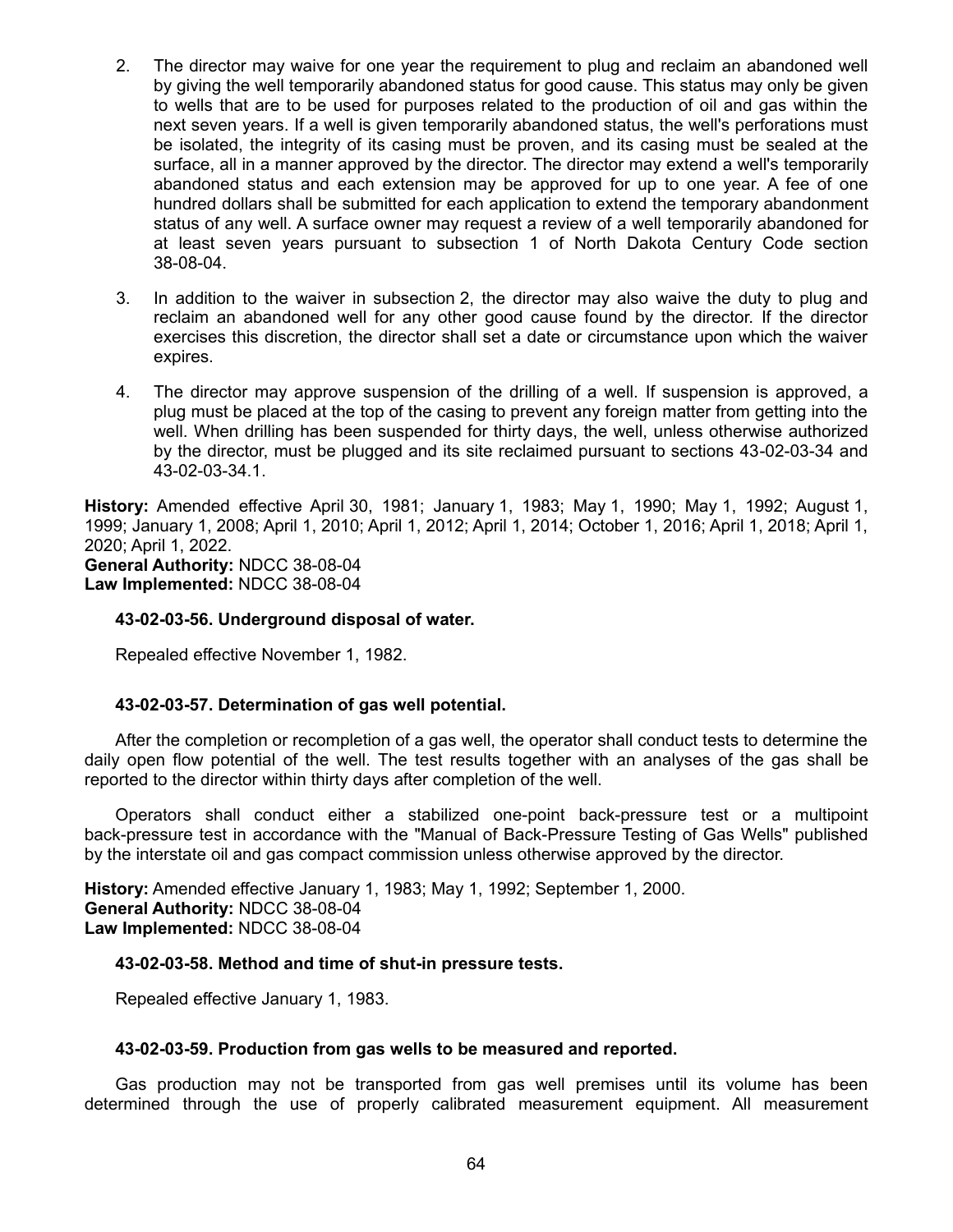2. The director may waive for one year the requirement to plug and reclaim an abandoned well by giving the well temporarily abandoned status for good cause. This status may only be given to wells that are to be used for purposes related to the production of oil and gas within the next seven years. If a well is given temporarily abandoned status, the well's perforations must be isolated, the integrity of its casing must be proven, and its casing must be sealed at the surface, all in a manner approved by the director. The director may extend a well's temporarily abandoned status and each extension may be approved for up to one year. A fee of one hundred dollars shall be submitted for each application to extend the temporary abandonment status of any well. A surface owner may request a review of a well temporarily abandoned for at least seven years pursuant to subsection 1 of North Dakota Century Code section 38-08-04.

3. In addition to the waiver in subsection 2, the director may also waive the duty to plug and reclaim an abandoned well for any other good cause found by the director. If the director exercises this discretion, the director shall set a date or circumstance upon which the waiver expires.

4. The director may approve suspension of the drilling of a well. If suspension is approved, a plug must be placed at the top of the casing to prevent any foreign matter from getting into the well. When drilling has been suspended for thirty days, the well, unless otherwise authorized by the director, must be plugged and its site reclaimed pursuant to sections 43-02-03-34 and 43-02-03-34.1.

**History:** Amended effective April 30, 1981; January 1, 1983; May 1, 1990; May 1, 1992; August 1, 1999; January 1, 2008; April 1, 2010; April 1, 2012; April 1, 2014; October 1, 2016; April 1, 2018; April 1, 2020; April 1, 2022.
**General Authority:** NDCC 38-08-04
**Law Implemented:** NDCC 38-08-04

**43-02-03-56. Underground disposal of water.**

Repealed effective November 1, 1982.

**43-02-03-57. Determination of gas well potential.**

After the completion or recompletion of a gas well, the operator shall conduct tests to determine the daily open flow potential of the well. The test results together with an analyses of the gas shall be reported to the director within thirty days after completion of the well.

Operators shall conduct either a stabilized one-point back-pressure test or a multipoint back-pressure test in accordance with the "Manual of Back-Pressure Testing of Gas Wells" published by the interstate oil and gas compact commission unless otherwise approved by the director.

**History:** Amended effective January 1, 1983; May 1, 1992; September 1, 2000.
**General Authority:** NDCC 38-08-04
**Law Implemented:** NDCC 38-08-04

**43-02-03-58. Method and time of shut-in pressure tests.**

Repealed effective January 1, 1983.

**43-02-03-59. Production from gas wells to be measured and reported.**

Gas production may not be transported from gas well premises until its volume has been determined through the use of properly calibrated measurement equipment. All measurement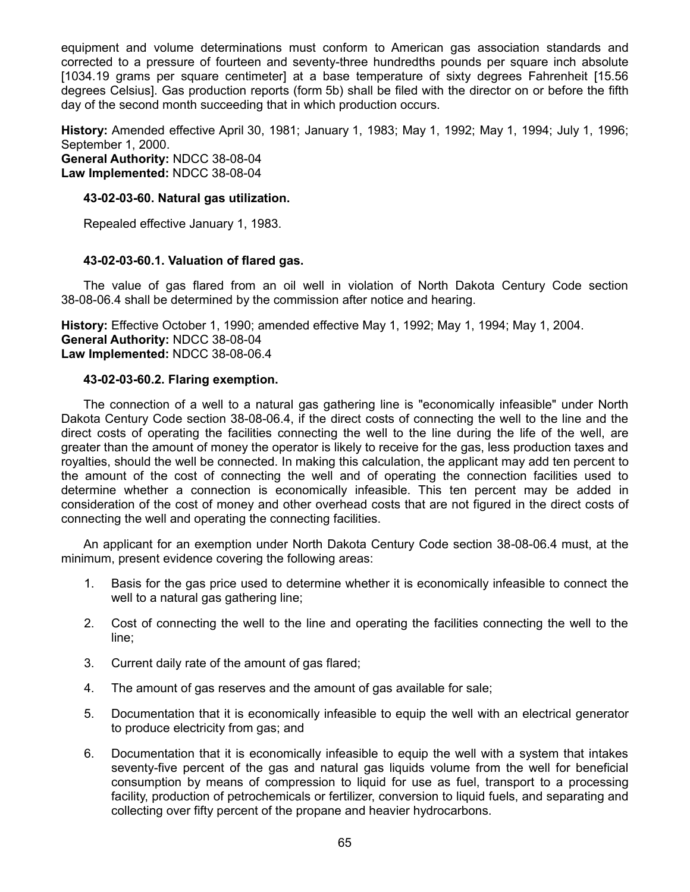equipment and volume determinations must conform to American gas association standards and corrected to a pressure of fourteen and seventy-three hundredths pounds per square inch absolute [1034.19 grams per square centimeter] at a base temperature of sixty degrees Fahrenheit [15.56 degrees Celsius]. Gas production reports (form 5b) shall be filed with the director on or before the fifth day of the second month succeeding that in which production occurs.

**History:** Amended effective April 30, 1981; January 1, 1983; May 1, 1992; May 1, 1994; July 1, 1996; September 1, 2000.
**General Authority:** NDCC 38-08-04
**Law Implemented:** NDCC 38-08-04

**43-02-03-60. Natural gas utilization.**

Repealed effective January 1, 1983.

**43-02-03-60.1. Valuation of flared gas.**

The value of gas flared from an oil well in violation of North Dakota Century Code section 38-08-06.4 shall be determined by the commission after notice and hearing.

**History:** Effective October 1, 1990; amended effective May 1, 1992; May 1, 1994; May 1, 2004.
**General Authority:** NDCC 38-08-04
**Law Implemented:** NDCC 38-08-06.4

**43-02-03-60.2. Flaring exemption.**

The connection of a well to a natural gas gathering line is "economically infeasible" under North Dakota Century Code section 38-08-06.4, if the direct costs of connecting the well to the line and the direct costs of operating the facilities connecting the well to the line during the life of the well, are greater than the amount of money the operator is likely to receive for the gas, less production taxes and royalties, should the well be connected. In making this calculation, the applicant may add ten percent to the amount of the cost of connecting the well and of operating the connection facilities used to determine whether a connection is economically infeasible. This ten percent may be added in consideration of the cost of money and other overhead costs that are not figured in the direct costs of connecting the well and operating the connecting facilities.

An applicant for an exemption under North Dakota Century Code section 38-08-06.4 must, at the minimum, present evidence covering the following areas:

1. Basis for the gas price used to determine whether it is economically infeasible to connect the well to a natural gas gathering line;
2. Cost of connecting the well to the line and operating the facilities connecting the well to the line;
3. Current daily rate of the amount of gas flared;
4. The amount of gas reserves and the amount of gas available for sale;
5. Documentation that it is economically infeasible to equip the well with an electrical generator to produce electricity from gas; and
6. Documentation that it is economically infeasible to equip the well with a system that intakes seventy-five percent of the gas and natural gas liquids volume from the well for beneficial consumption by means of compression to liquid for use as fuel, transport to a processing facility, production of petrochemicals or fertilizer, conversion to liquid fuels, and separating and collecting over fifty percent of the propane and heavier hydrocarbons.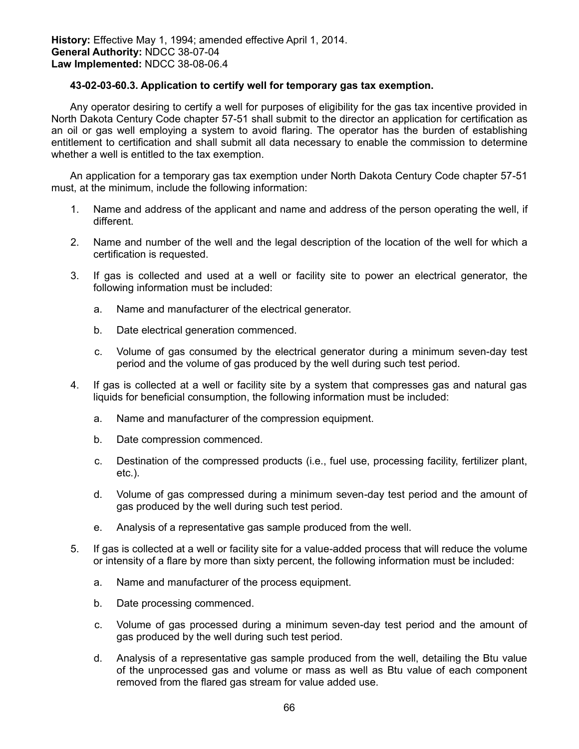**History:** Effective May 1, 1994; amended effective April 1, 2014.
**General Authority:** NDCC 38-07-04
**Law Implemented:** NDCC 38-08-06.4

**43-02-03-60.3. Application to certify well for temporary gas tax exemption.**

Any operator desiring to certify a well for purposes of eligibility for the gas tax incentive provided in North Dakota Century Code chapter 57-51 shall submit to the director an application for certification as an oil or gas well employing a system to avoid flaring. The operator has the burden of establishing entitlement to certification and shall submit all data necessary to enable the commission to determine whether a well is entitled to the tax exemption.

An application for a temporary gas tax exemption under North Dakota Century Code chapter 57-51 must, at the minimum, include the following information:

1. Name and address of the applicant and name and address of the person operating the well, if different.
2. Name and number of the well and the legal description of the location of the well for which a certification is requested.
3. If gas is collected and used at a well or facility site to power an electrical generator, the following information must be included:
   a. Name and manufacturer of the electrical generator.
   b. Date electrical generation commenced.
   c. Volume of gas consumed by the electrical generator during a minimum seven-day test period and the volume of gas produced by the well during such test period.
4. If gas is collected at a well or facility site by a system that compresses gas and natural gas liquids for beneficial consumption, the following information must be included:
   a. Name and manufacturer of the compression equipment.
   b. Date compression commenced.
   c. Destination of the compressed products (i.e., fuel use, processing facility, fertilizer plant, etc.).
   d. Volume of gas compressed during a minimum seven-day test period and the amount of gas produced by the well during such test period.
   e. Analysis of a representative gas sample produced from the well.
5. If gas is collected at a well or facility site for a value-added process that will reduce the volume or intensity of a flare by more than sixty percent, the following information must be included:
   a. Name and manufacturer of the process equipment.
   b. Date processing commenced.
   c. Volume of gas processed during a minimum seven-day test period and the amount of gas produced by the well during such test period.
   d. Analysis of a representative gas sample produced from the well, detailing the Btu value of the unprocessed gas and volume or mass as well as Btu value of each component removed from the flared gas stream for value added use.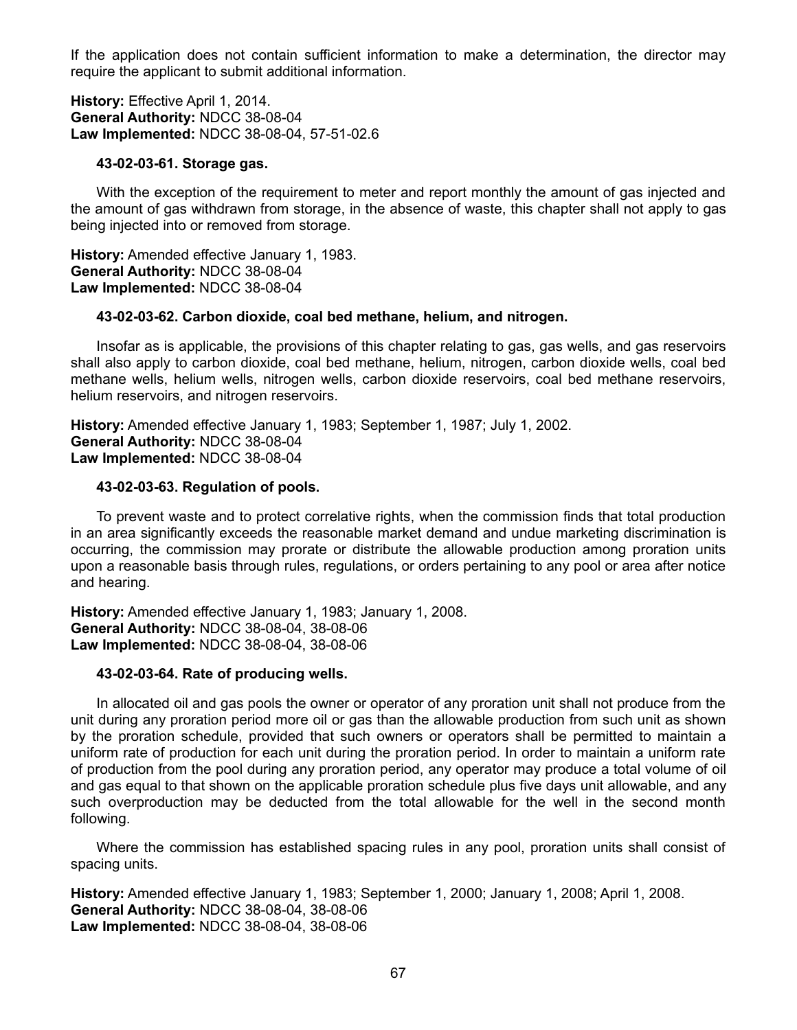If the application does not contain sufficient information to make a determination, the director may require the applicant to submit additional information.

**History:** Effective April 1, 2014.
**General Authority:** NDCC 38-08-04
**Law Implemented:** NDCC 38-08-04, 57-51-02.6

**43-02-03-61. Storage gas.**

With the exception of the requirement to meter and report monthly the amount of gas injected and the amount of gas withdrawn from storage, in the absence of waste, this chapter shall not apply to gas being injected into or removed from storage.

**History:** Amended effective January 1, 1983.
**General Authority:** NDCC 38-08-04
**Law Implemented:** NDCC 38-08-04

**43-02-03-62. Carbon dioxide, coal bed methane, helium, and nitrogen.**

Insofar as is applicable, the provisions of this chapter relating to gas, gas wells, and gas reservoirs shall also apply to carbon dioxide, coal bed methane, helium, nitrogen, carbon dioxide wells, coal bed methane wells, helium wells, nitrogen wells, carbon dioxide reservoirs, coal bed methane reservoirs, helium reservoirs, and nitrogen reservoirs.

**History:** Amended effective January 1, 1983; September 1, 1987; July 1, 2002.
**General Authority:** NDCC 38-08-04
**Law Implemented:** NDCC 38-08-04

**43-02-03-63. Regulation of pools.**

To prevent waste and to protect correlative rights, when the commission finds that total production in an area significantly exceeds the reasonable market demand and undue marketing discrimination is occurring, the commission may prorate or distribute the allowable production among proration units upon a reasonable basis through rules, regulations, or orders pertaining to any pool or area after notice and hearing.

**History:** Amended effective January 1, 1983; January 1, 2008.
**General Authority:** NDCC 38-08-04, 38-08-06
**Law Implemented:** NDCC 38-08-04, 38-08-06

**43-02-03-64. Rate of producing wells.**

In allocated oil and gas pools the owner or operator of any proration unit shall not produce from the unit during any proration period more oil or gas than the allowable production from such unit as shown by the proration schedule, provided that such owners or operators shall be permitted to maintain a uniform rate of production for each unit during the proration period. In order to maintain a uniform rate of production from the pool during any proration period, any operator may produce a total volume of oil and gas equal to that shown on the applicable proration schedule plus five days unit allowable, and any such overproduction may be deducted from the total allowable for the well in the second month following.

Where the commission has established spacing rules in any pool, proration units shall consist of spacing units.

**History:** Amended effective January 1, 1983; September 1, 2000; January 1, 2008; April 1, 2008.
**General Authority:** NDCC 38-08-04, 38-08-06
**Law Implemented:** NDCC 38-08-04, 38-08-06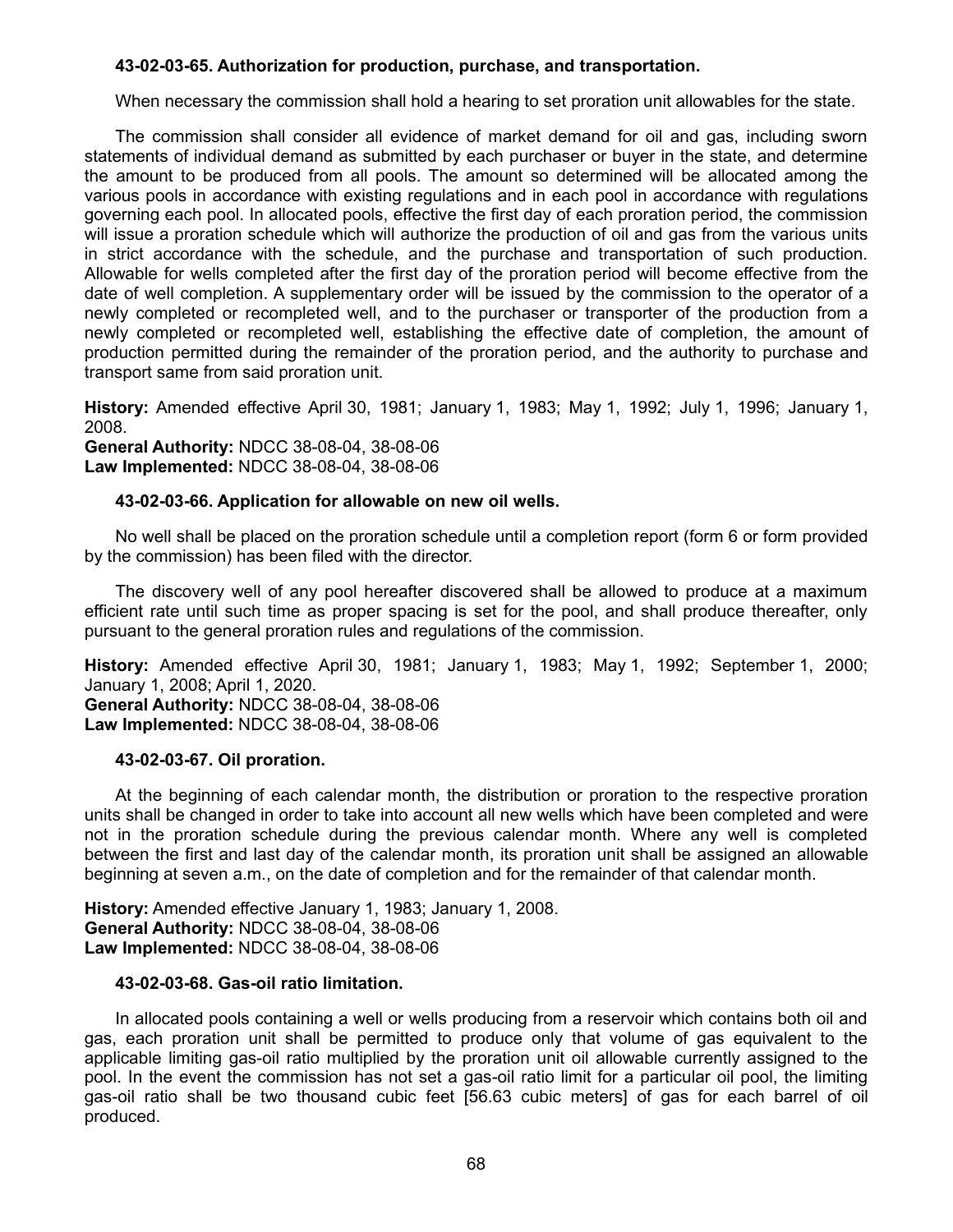**43-02-03-65. Authorization for production, purchase, and transportation.**

When necessary the commission shall hold a hearing to set proration unit allowables for the state.

The commission shall consider all evidence of market demand for oil and gas, including sworn statements of individual demand as submitted by each purchaser or buyer in the state, and determine the amount to be produced from all pools. The amount so determined will be allocated among the various pools in accordance with existing regulations and in each pool in accordance with regulations governing each pool. In allocated pools, effective the first day of each proration period, the commission will issue a proration schedule which will authorize the production of oil and gas from the various units in strict accordance with the schedule, and the purchase and transportation of such production. Allowable for wells completed after the first day of the proration period will become effective from the date of well completion. A supplementary order will be issued by the commission to the operator of a newly completed or recompleted well, and to the purchaser or transporter of the production from a newly completed or recompleted well, establishing the effective date of completion, the amount of production permitted during the remainder of the proration period, and the authority to purchase and transport same from said proration unit.

**History:** Amended effective April 30, 1981; January 1, 1983; May 1, 1992; July 1, 1996; January 1, 2008.
**General Authority:** NDCC 38-08-04, 38-08-06
**Law Implemented:** NDCC 38-08-04, 38-08-06

**43-02-03-66. Application for allowable on new oil wells.**

No well shall be placed on the proration schedule until a completion report (form 6 or form provided by the commission) has been filed with the director.

The discovery well of any pool hereafter discovered shall be allowed to produce at a maximum efficient rate until such time as proper spacing is set for the pool, and shall produce thereafter, only pursuant to the general proration rules and regulations of the commission.

**History:** Amended effective April 30, 1981; January 1, 1983; May 1, 1992; September 1, 2000; January 1, 2008; April 1, 2020.
**General Authority:** NDCC 38-08-04, 38-08-06
**Law Implemented:** NDCC 38-08-04, 38-08-06

**43-02-03-67. Oil proration.**

At the beginning of each calendar month, the distribution or proration to the respective proration units shall be changed in order to take into account all new wells which have been completed and were not in the proration schedule during the previous calendar month. Where any well is completed between the first and last day of the calendar month, its proration unit shall be assigned an allowable beginning at seven a.m., on the date of completion and for the remainder of that calendar month.

**History:** Amended effective January 1, 1983; January 1, 2008.
**General Authority:** NDCC 38-08-04, 38-08-06
**Law Implemented:** NDCC 38-08-04, 38-08-06

**43-02-03-68. Gas-oil ratio limitation.**

In allocated pools containing a well or wells producing from a reservoir which contains both oil and gas, each proration unit shall be permitted to produce only that volume of gas equivalent to the applicable limiting gas-oil ratio multiplied by the proration unit oil allowable currently assigned to the pool. In the event the commission has not set a gas-oil ratio limit for a particular oil pool, the limiting gas-oil ratio shall be two thousand cubic feet [56.63 cubic meters] of gas for each barrel of oil produced.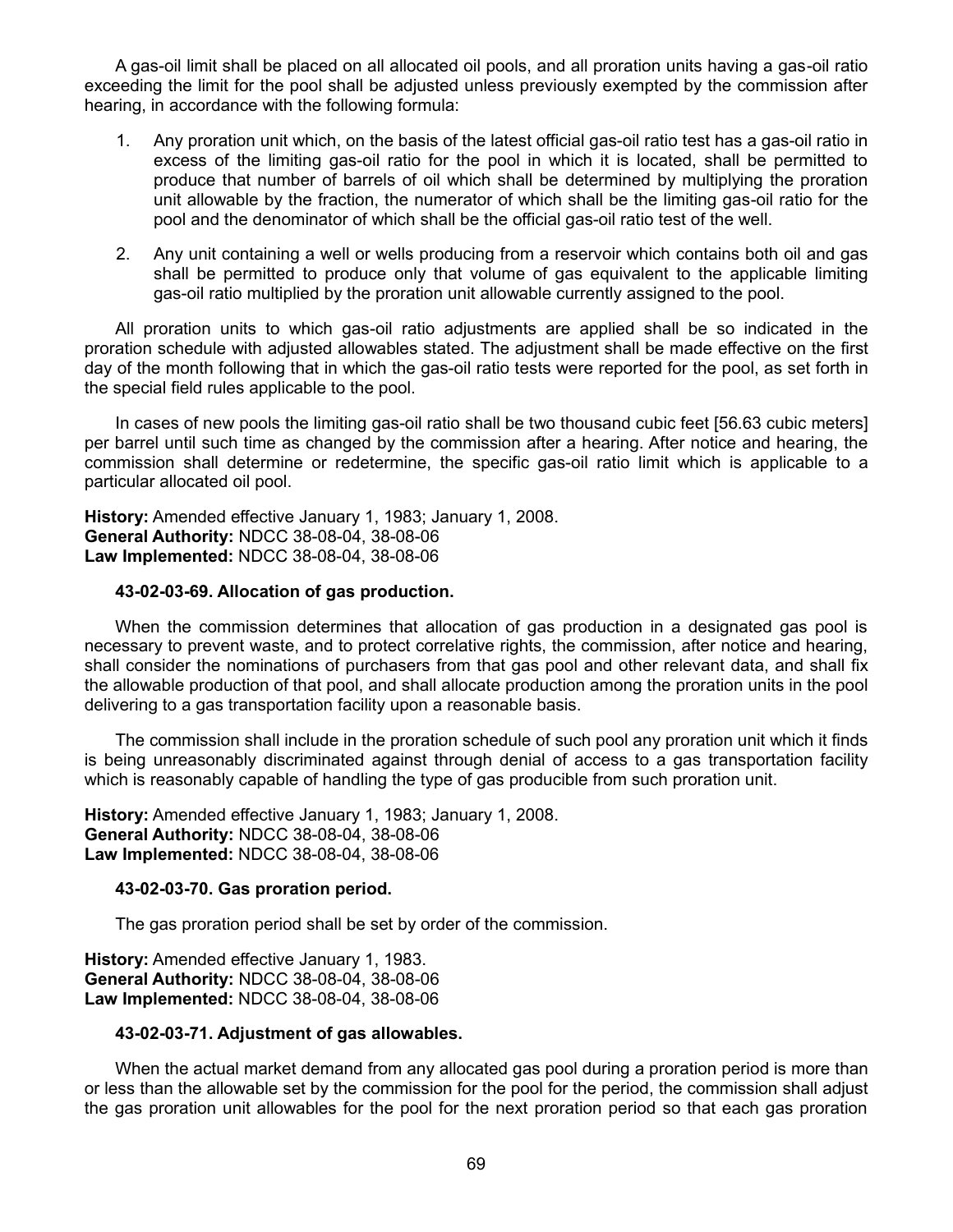A gas-oil limit shall be placed on all allocated oil pools, and all proration units having a gas-oil ratio exceeding the limit for the pool shall be adjusted unless previously exempted by the commission after hearing, in accordance with the following formula:

1. Any proration unit which, on the basis of the latest official gas-oil ratio test has a gas-oil ratio in excess of the limiting gas-oil ratio for the pool in which it is located, shall be permitted to produce that number of barrels of oil which shall be determined by multiplying the proration unit allowable by the fraction, the numerator of which shall be the limiting gas-oil ratio for the pool and the denominator of which shall be the official gas-oil ratio test of the well.

2. Any unit containing a well or wells producing from a reservoir which contains both oil and gas shall be permitted to produce only that volume of gas equivalent to the applicable limiting gas-oil ratio multiplied by the proration unit allowable currently assigned to the pool.

All proration units to which gas-oil ratio adjustments are applied shall be so indicated in the proration schedule with adjusted allowables stated. The adjustment shall be made effective on the first day of the month following that in which the gas-oil ratio tests were reported for the pool, as set forth in the special field rules applicable to the pool.

In cases of new pools the limiting gas-oil ratio shall be two thousand cubic feet [56.63 cubic meters] per barrel until such time as changed by the commission after a hearing. After notice and hearing, the commission shall determine or redetermine, the specific gas-oil ratio limit which is applicable to a particular allocated oil pool.

**History:** Amended effective January 1, 1983; January 1, 2008.
**General Authority:** NDCC 38-08-04, 38-08-06
**Law Implemented:** NDCC 38-08-04, 38-08-06

### 43-02-03-69. Allocation of gas production.

When the commission determines that allocation of gas production in a designated gas pool is necessary to prevent waste, and to protect correlative rights, the commission, after notice and hearing, shall consider the nominations of purchasers from that gas pool and other relevant data, and shall fix the allowable production of that pool, and shall allocate production among the proration units in the pool delivering to a gas transportation facility upon a reasonable basis.

The commission shall include in the proration schedule of such pool any proration unit which it finds is being unreasonably discriminated against through denial of access to a gas transportation facility which is reasonably capable of handling the type of gas producible from such proration unit.

**History:** Amended effective January 1, 1983; January 1, 2008.
**General Authority:** NDCC 38-08-04, 38-08-06
**Law Implemented:** NDCC 38-08-04, 38-08-06

### 43-02-03-70. Gas proration period.

The gas proration period shall be set by order of the commission.

**History:** Amended effective January 1, 1983.
**General Authority:** NDCC 38-08-04, 38-08-06
**Law Implemented:** NDCC 38-08-04, 38-08-06

### 43-02-03-71. Adjustment of gas allowables.

When the actual market demand from any allocated gas pool during a proration period is more than or less than the allowable set by the commission for the pool for the period, the commission shall adjust the gas proration unit allowables for the pool for the next proration period so that each gas proration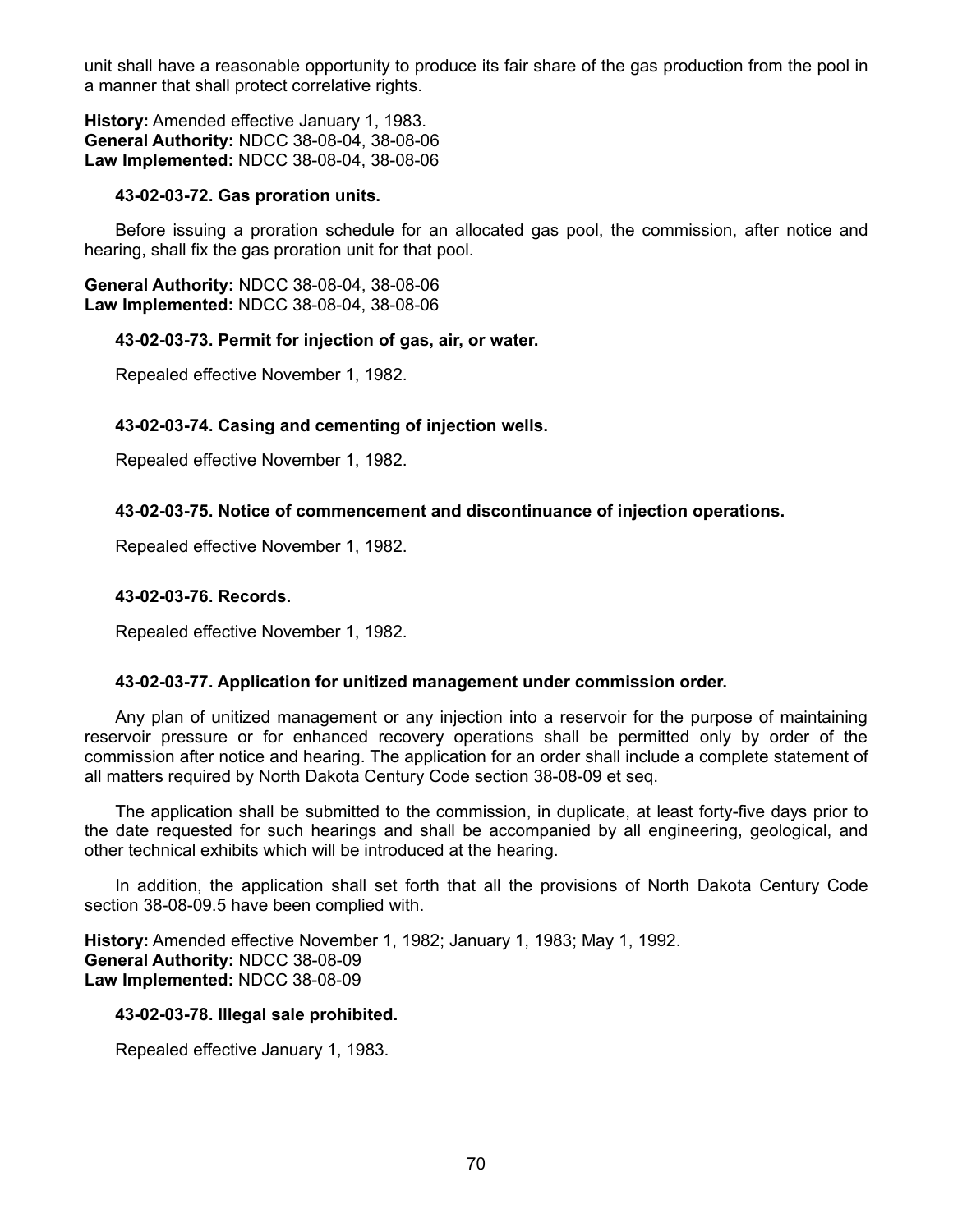unit shall have a reasonable opportunity to produce its fair share of the gas production from the pool in a manner that shall protect correlative rights.

**History:** Amended effective January 1, 1983.
**General Authority:** NDCC 38-08-04, 38-08-06
**Law Implemented:** NDCC 38-08-04, 38-08-06

**43-02-03-72. Gas proration units.**

Before issuing a proration schedule for an allocated gas pool, the commission, after notice and hearing, shall fix the gas proration unit for that pool.

**General Authority:** NDCC 38-08-04, 38-08-06
**Law Implemented:** NDCC 38-08-04, 38-08-06

**43-02-03-73. Permit for injection of gas, air, or water.**

Repealed effective November 1, 1982.

**43-02-03-74. Casing and cementing of injection wells.**

Repealed effective November 1, 1982.

**43-02-03-75. Notice of commencement and discontinuance of injection operations.**

Repealed effective November 1, 1982.

**43-02-03-76. Records.**

Repealed effective November 1, 1982.

**43-02-03-77. Application for unitized management under commission order.**

Any plan of unitized management or any injection into a reservoir for the purpose of maintaining reservoir pressure or for enhanced recovery operations shall be permitted only by order of the commission after notice and hearing. The application for an order shall include a complete statement of all matters required by North Dakota Century Code section 38-08-09 et seq.

The application shall be submitted to the commission, in duplicate, at least forty-five days prior to the date requested for such hearings and shall be accompanied by all engineering, geological, and other technical exhibits which will be introduced at the hearing.

In addition, the application shall set forth that all the provisions of North Dakota Century Code section 38-08-09.5 have been complied with.

**History:** Amended effective November 1, 1982; January 1, 1983; May 1, 1992.
**General Authority:** NDCC 38-08-09
**Law Implemented:** NDCC 38-08-09

**43-02-03-78. Illegal sale prohibited.**

Repealed effective January 1, 1983.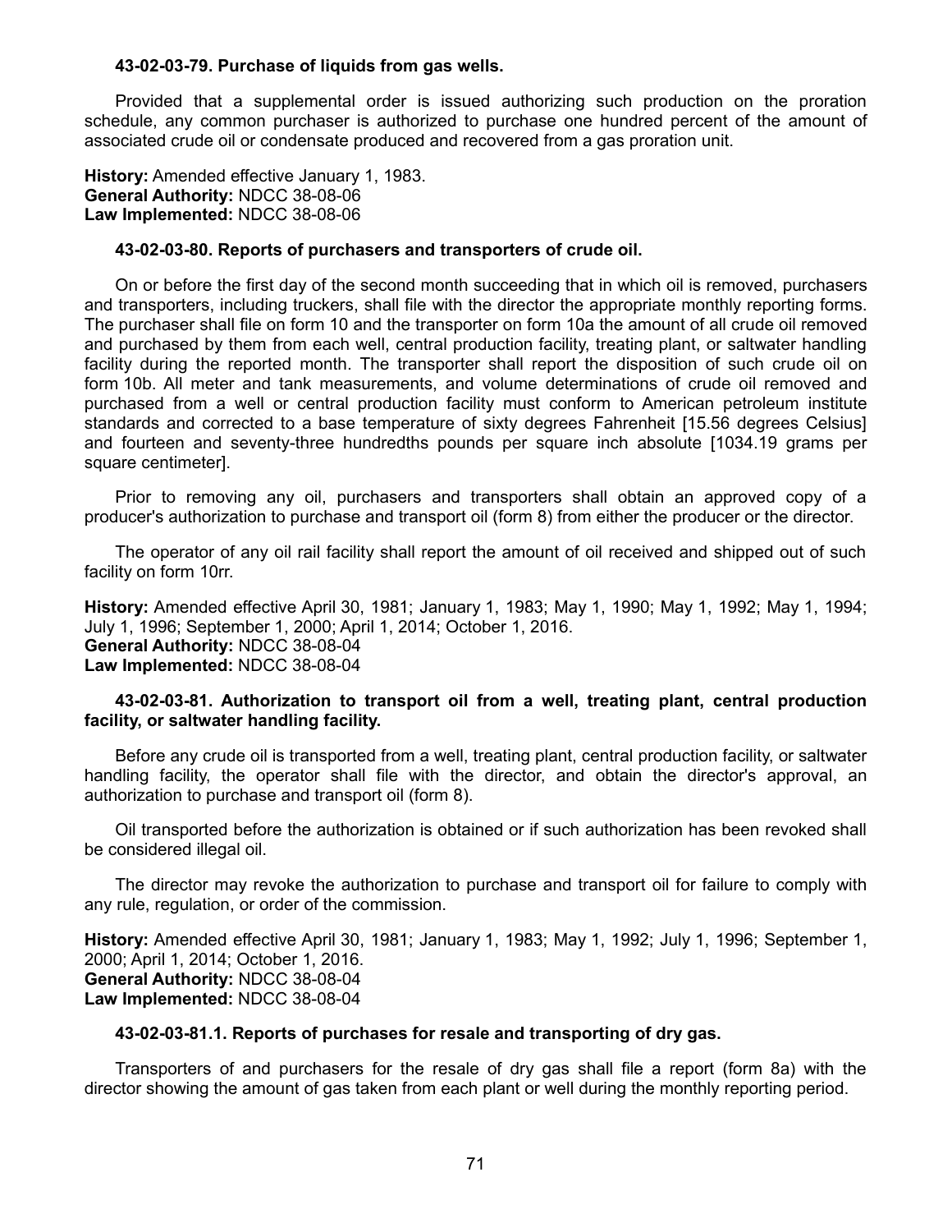**43-02-03-79. Purchase of liquids from gas wells.**

Provided that a supplemental order is issued authorizing such production on the proration schedule, any common purchaser is authorized to purchase one hundred percent of the amount of associated crude oil or condensate produced and recovered from a gas proration unit.

**History:** Amended effective January 1, 1983.
**General Authority:** NDCC 38-08-06
**Law Implemented:** NDCC 38-08-06

**43-02-03-80. Reports of purchasers and transporters of crude oil.**

On or before the first day of the second month succeeding that in which oil is removed, purchasers and transporters, including truckers, shall file with the director the appropriate monthly reporting forms. The purchaser shall file on form 10 and the transporter on form 10a the amount of all crude oil removed and purchased by them from each well, central production facility, treating plant, or saltwater handling facility during the reported month. The transporter shall report the disposition of such crude oil on form 10b. All meter and tank measurements, and volume determinations of crude oil removed and purchased from a well or central production facility must conform to American petroleum institute standards and corrected to a base temperature of sixty degrees Fahrenheit [15.56 degrees Celsius] and fourteen and seventy-three hundredths pounds per square inch absolute [1034.19 grams per square centimeter].

Prior to removing any oil, purchasers and transporters shall obtain an approved copy of a producer's authorization to purchase and transport oil (form 8) from either the producer or the director.

The operator of any oil rail facility shall report the amount of oil received and shipped out of such facility on form 10rr.

**History:** Amended effective April 30, 1981; January 1, 1983; May 1, 1990; May 1, 1992; May 1, 1994; July 1, 1996; September 1, 2000; April 1, 2014; October 1, 2016.
**General Authority:** NDCC 38-08-04
**Law Implemented:** NDCC 38-08-04

**43-02-03-81. Authorization to transport oil from a well, treating plant, central production facility, or saltwater handling facility.**

Before any crude oil is transported from a well, treating plant, central production facility, or saltwater handling facility, the operator shall file with the director, and obtain the director's approval, an authorization to purchase and transport oil (form 8).

Oil transported before the authorization is obtained or if such authorization has been revoked shall be considered illegal oil.

The director may revoke the authorization to purchase and transport oil for failure to comply with any rule, regulation, or order of the commission.

**History:** Amended effective April 30, 1981; January 1, 1983; May 1, 1992; July 1, 1996; September 1, 2000; April 1, 2014; October 1, 2016.
**General Authority:** NDCC 38-08-04
**Law Implemented:** NDCC 38-08-04

**43-02-03-81.1. Reports of purchases for resale and transporting of dry gas.**

Transporters of and purchasers for the resale of dry gas shall file a report (form 8a) with the director showing the amount of gas taken from each plant or well during the monthly reporting period.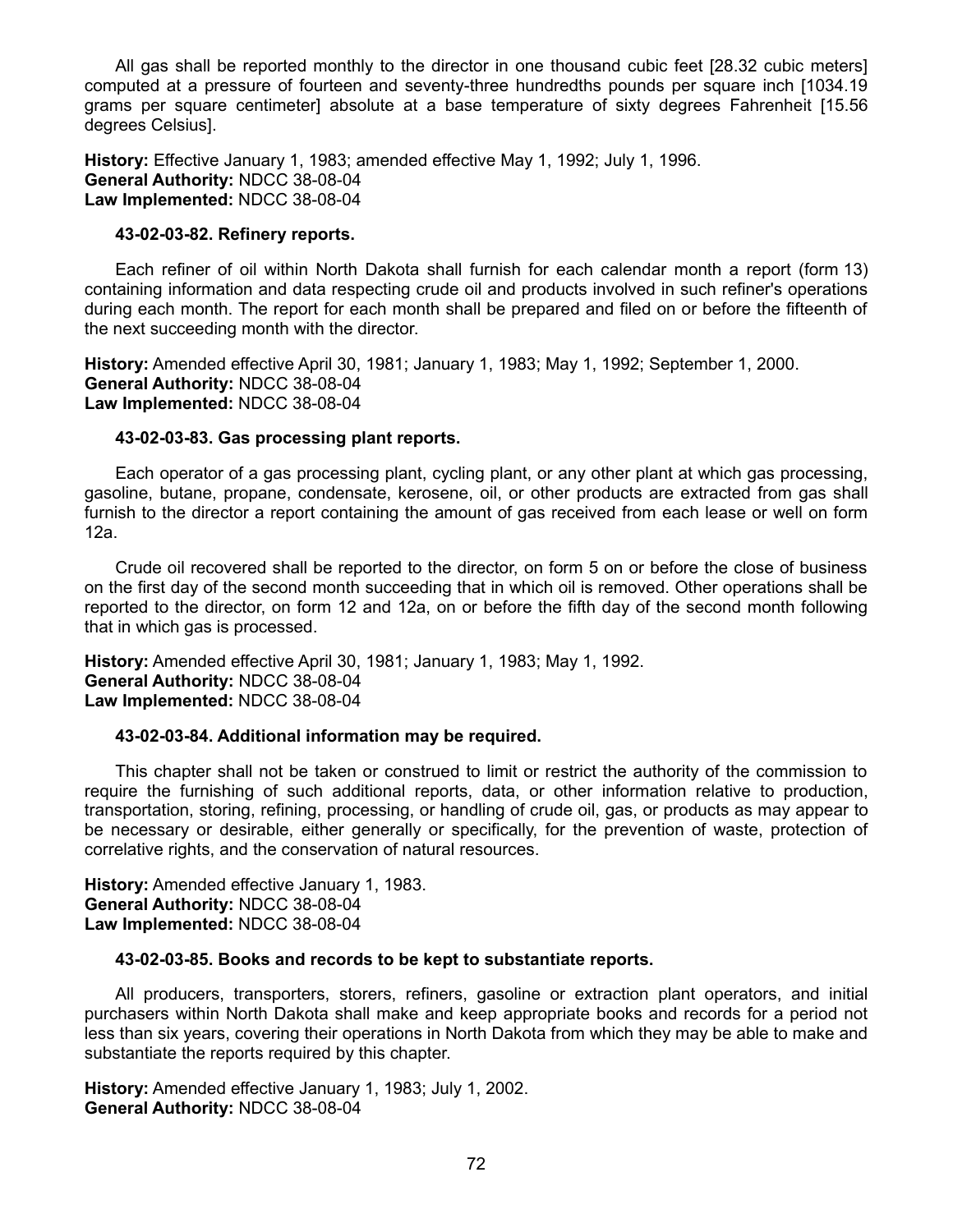All gas shall be reported monthly to the director in one thousand cubic feet [28.32 cubic meters] computed at a pressure of fourteen and seventy-three hundredths pounds per square inch [1034.19 grams per square centimeter] absolute at a base temperature of sixty degrees Fahrenheit [15.56 degrees Celsius].

**History:** Effective January 1, 1983; amended effective May 1, 1992; July 1, 1996.
**General Authority:** NDCC 38-08-04
**Law Implemented:** NDCC 38-08-04

**43-02-03-82. Refinery reports.**

Each refiner of oil within North Dakota shall furnish for each calendar month a report (form 13) containing information and data respecting crude oil and products involved in such refiner's operations during each month. The report for each month shall be prepared and filed on or before the fifteenth of the next succeeding month with the director.

**History:** Amended effective April 30, 1981; January 1, 1983; May 1, 1992; September 1, 2000.
**General Authority:** NDCC 38-08-04
**Law Implemented:** NDCC 38-08-04

**43-02-03-83. Gas processing plant reports.**

Each operator of a gas processing plant, cycling plant, or any other plant at which gas processing, gasoline, butane, propane, condensate, kerosene, oil, or other products are extracted from gas shall furnish to the director a report containing the amount of gas received from each lease or well on form 12a.

Crude oil recovered shall be reported to the director, on form 5 on or before the close of business on the first day of the second month succeeding that in which oil is removed. Other operations shall be reported to the director, on form 12 and 12a, on or before the fifth day of the second month following that in which gas is processed.

**History:** Amended effective April 30, 1981; January 1, 1983; May 1, 1992.
**General Authority:** NDCC 38-08-04
**Law Implemented:** NDCC 38-08-04

**43-02-03-84. Additional information may be required.**

This chapter shall not be taken or construed to limit or restrict the authority of the commission to require the furnishing of such additional reports, data, or other information relative to production, transportation, storing, refining, processing, or handling of crude oil, gas, or products as may appear to be necessary or desirable, either generally or specifically, for the prevention of waste, protection of correlative rights, and the conservation of natural resources.

**History:** Amended effective January 1, 1983.
**General Authority:** NDCC 38-08-04
**Law Implemented:** NDCC 38-08-04

**43-02-03-85. Books and records to be kept to substantiate reports.**

All producers, transporters, storers, refiners, gasoline or extraction plant operators, and initial purchasers within North Dakota shall make and keep appropriate books and records for a period not less than six years, covering their operations in North Dakota from which they may be able to make and substantiate the reports required by this chapter.

**History:** Amended effective January 1, 1983; July 1, 2002.
**General Authority:** NDCC 38-08-04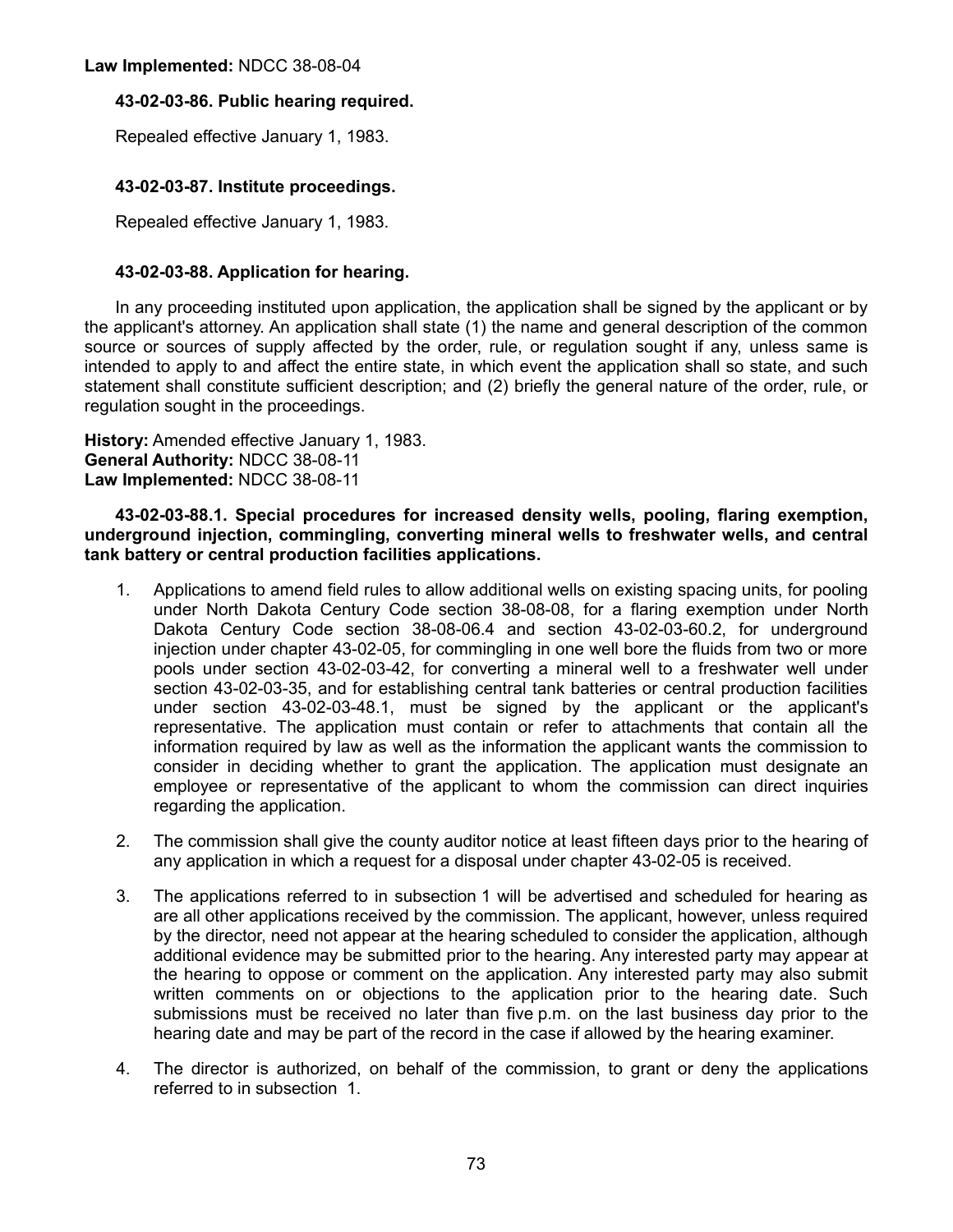**Law Implemented:** NDCC 38-08-04

**43-02-03-86. Public hearing required.**

Repealed effective January 1, 1983.

**43-02-03-87. Institute proceedings.**

Repealed effective January 1, 1983.

**43-02-03-88. Application for hearing.**

In any proceeding instituted upon application, the application shall be signed by the applicant or by the applicant's attorney. An application shall state (1) the name and general description of the common source or sources of supply affected by the order, rule, or regulation sought if any, unless same is intended to apply to and affect the entire state, in which event the application shall so state, and such statement shall constitute sufficient description; and (2) briefly the general nature of the order, rule, or regulation sought in the proceedings.

**History:** Amended effective January 1, 1983.
**General Authority:** NDCC 38-08-11
**Law Implemented:** NDCC 38-08-11

**43-02-03-88.1. Special procedures for increased density wells, pooling, flaring exemption, underground injection, commingling, converting mineral wells to freshwater wells, and central tank battery or central production facilities applications.**

1. Applications to amend field rules to allow additional wells on existing spacing units, for pooling under North Dakota Century Code section 38-08-08, for a flaring exemption under North Dakota Century Code section 38-08-06.4 and section 43-02-03-60.2, for underground injection under chapter 43-02-05, for commingling in one well bore the fluids from two or more pools under section 43-02-03-42, for converting a mineral well to a freshwater well under section 43-02-03-35, and for establishing central tank batteries or central production facilities under section 43-02-03-48.1, must be signed by the applicant or the applicant's representative. The application must contain or refer to attachments that contain all the information required by law as well as the information the applicant wants the commission to consider in deciding whether to grant the application. The application must designate an employee or representative of the applicant to whom the commission can direct inquiries regarding the application.

2. The commission shall give the county auditor notice at least fifteen days prior to the hearing of any application in which a request for a disposal under chapter 43-02-05 is received.

3. The applications referred to in subsection 1 will be advertised and scheduled for hearing as are all other applications received by the commission. The applicant, however, unless required by the director, need not appear at the hearing scheduled to consider the application, although additional evidence may be submitted prior to the hearing. Any interested party may appear at the hearing to oppose or comment on the application. Any interested party may also submit written comments on or objections to the application prior to the hearing date. Such submissions must be received no later than five p.m. on the last business day prior to the hearing date and may be part of the record in the case if allowed by the hearing examiner.

4. The director is authorized, on behalf of the commission, to grant or deny the applications referred to in subsection 1.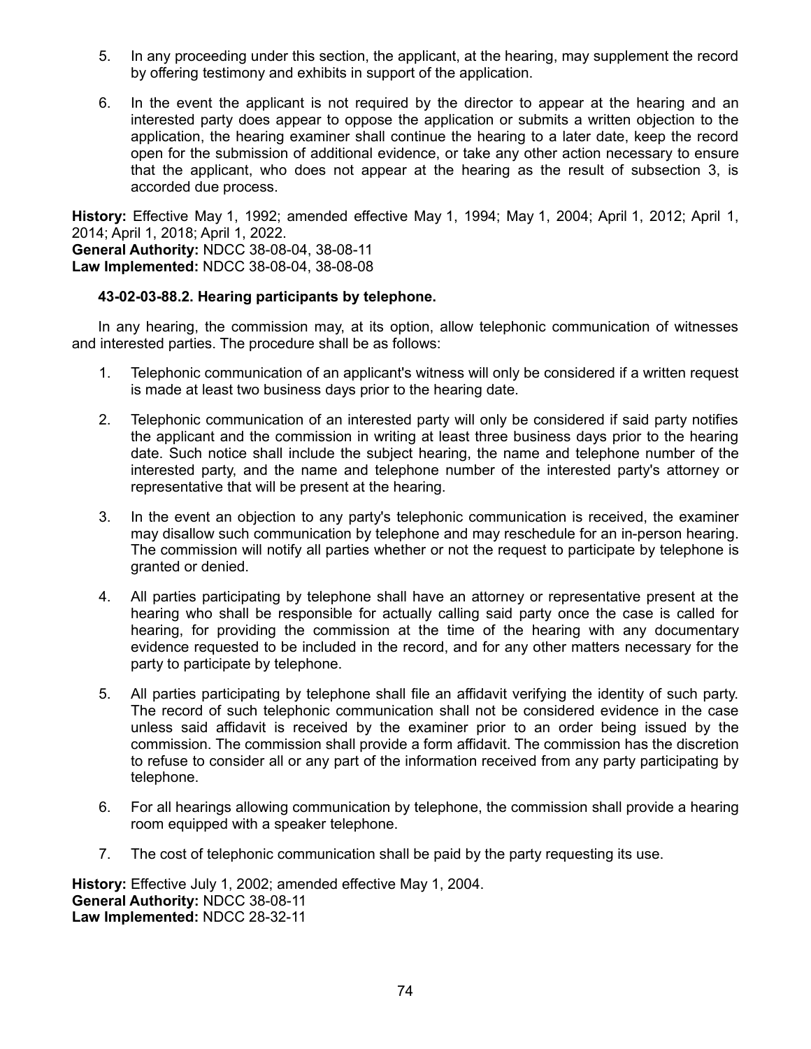5. In any proceeding under this section, the applicant, at the hearing, may supplement the record by offering testimony and exhibits in support of the application.

6. In the event the applicant is not required by the director to appear at the hearing and an interested party does appear to oppose the application or submits a written objection to the application, the hearing examiner shall continue the hearing to a later date, keep the record open for the submission of additional evidence, or take any other action necessary to ensure that the applicant, who does not appear at the hearing as the result of subsection 3, is accorded due process.

**History:** Effective May 1, 1992; amended effective May 1, 1994; May 1, 2004; April 1, 2012; April 1, 2014; April 1, 2018; April 1, 2022.
**General Authority:** NDCC 38-08-04, 38-08-11
**Law Implemented:** NDCC 38-08-04, 38-08-08

**43-02-03-88.2. Hearing participants by telephone.**

In any hearing, the commission may, at its option, allow telephonic communication of witnesses and interested parties. The procedure shall be as follows:

1. Telephonic communication of an applicant's witness will only be considered if a written request is made at least two business days prior to the hearing date.

2. Telephonic communication of an interested party will only be considered if said party notifies the applicant and the commission in writing at least three business days prior to the hearing date. Such notice shall include the subject hearing, the name and telephone number of the interested party, and the name and telephone number of the interested party's attorney or representative that will be present at the hearing.

3. In the event an objection to any party's telephonic communication is received, the examiner may disallow such communication by telephone and may reschedule for an in-person hearing. The commission will notify all parties whether or not the request to participate by telephone is granted or denied.

4. All parties participating by telephone shall have an attorney or representative present at the hearing who shall be responsible for actually calling said party once the case is called for hearing, for providing the commission at the time of the hearing with any documentary evidence requested to be included in the record, and for any other matters necessary for the party to participate by telephone.

5. All parties participating by telephone shall file an affidavit verifying the identity of such party. The record of such telephonic communication shall not be considered evidence in the case unless said affidavit is received by the examiner prior to an order being issued by the commission. The commission shall provide a form affidavit. The commission has the discretion to refuse to consider all or any part of the information received from any party participating by telephone.

6. For all hearings allowing communication by telephone, the commission shall provide a hearing room equipped with a speaker telephone.

7. The cost of telephonic communication shall be paid by the party requesting its use.

**History:** Effective July 1, 2002; amended effective May 1, 2004.
**General Authority:** NDCC 38-08-11
**Law Implemented:** NDCC 28-32-11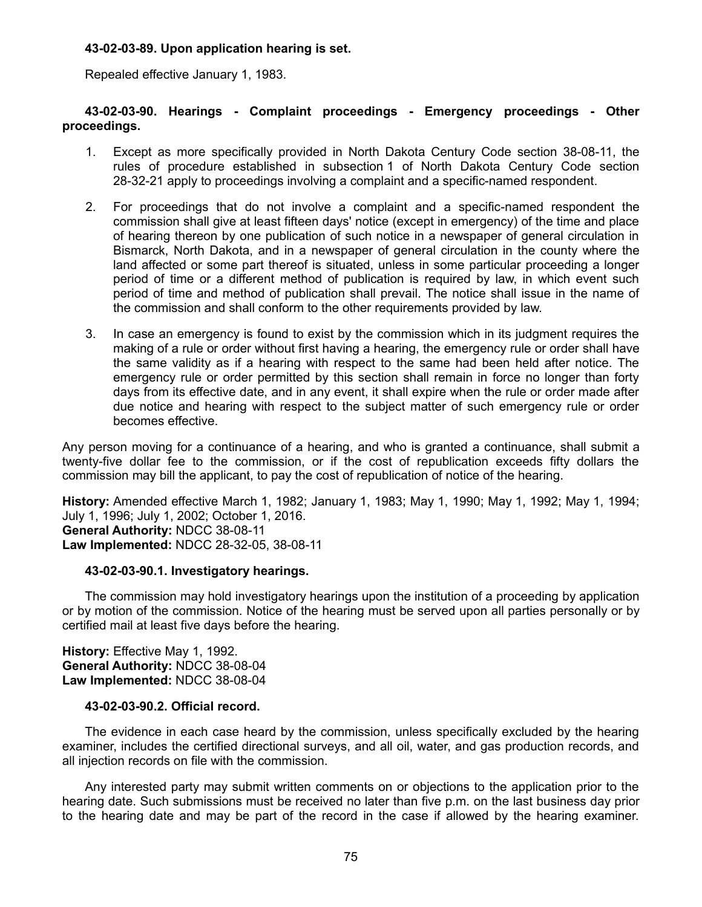**43-02-03-89. Upon application hearing is set.**

Repealed effective January 1, 1983.

**43-02-03-90. Hearings - Complaint proceedings - Emergency proceedings - Other proceedings.**

1. Except as more specifically provided in North Dakota Century Code section 38-08-11, the rules of procedure established in subsection 1 of North Dakota Century Code section 28-32-21 apply to proceedings involving a complaint and a specific-named respondent.

2. For proceedings that do not involve a complaint and a specific-named respondent the commission shall give at least fifteen days' notice (except in emergency) of the time and place of hearing thereon by one publication of such notice in a newspaper of general circulation in Bismarck, North Dakota, and in a newspaper of general circulation in the county where the land affected or some part thereof is situated, unless in some particular proceeding a longer period of time or a different method of publication is required by law, in which event such period of time and method of publication shall prevail. The notice shall issue in the name of the commission and shall conform to the other requirements provided by law.

3. In case an emergency is found to exist by the commission which in its judgment requires the making of a rule or order without first having a hearing, the emergency rule or order shall have the same validity as if a hearing with respect to the same had been held after notice. The emergency rule or order permitted by this section shall remain in force no longer than forty days from its effective date, and in any event, it shall expire when the rule or order made after due notice and hearing with respect to the subject matter of such emergency rule or order becomes effective.

Any person moving for a continuance of a hearing, and who is granted a continuance, shall submit a twenty-five dollar fee to the commission, or if the cost of republication exceeds fifty dollars the commission may bill the applicant, to pay the cost of republication of notice of the hearing.

**History:** Amended effective March 1, 1982; January 1, 1983; May 1, 1990; May 1, 1992; May 1, 1994; July 1, 1996; July 1, 2002; October 1, 2016.
**General Authority:** NDCC 38-08-11
**Law Implemented:** NDCC 28-32-05, 38-08-11

**43-02-03-90.1. Investigatory hearings.**

The commission may hold investigatory hearings upon the institution of a proceeding by application or by motion of the commission. Notice of the hearing must be served upon all parties personally or by certified mail at least five days before the hearing.

**History:** Effective May 1, 1992.
**General Authority:** NDCC 38-08-04
**Law Implemented:** NDCC 38-08-04

**43-02-03-90.2. Official record.**

The evidence in each case heard by the commission, unless specifically excluded by the hearing examiner, includes the certified directional surveys, and all oil, water, and gas production records, and all injection records on file with the commission.

Any interested party may submit written comments on or objections to the application prior to the hearing date. Such submissions must be received no later than five p.m. on the last business day prior to the hearing date and may be part of the record in the case if allowed by the hearing examiner.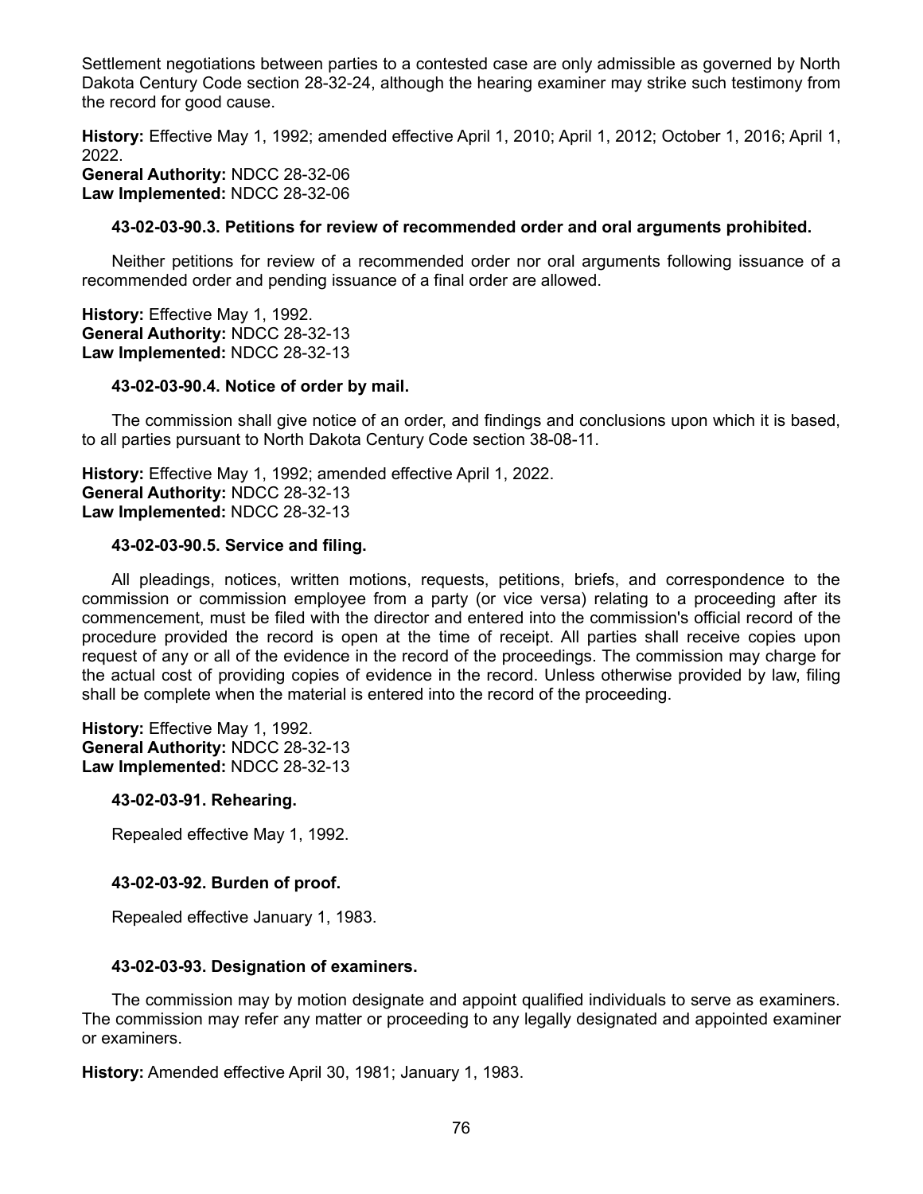Settlement negotiations between parties to a contested case are only admissible as governed by North Dakota Century Code section 28-32-24, although the hearing examiner may strike such testimony from the record for good cause.

**History:** Effective May 1, 1992; amended effective April 1, 2010; April 1, 2012; October 1, 2016; April 1, 2022.
**General Authority:** NDCC 28-32-06
**Law Implemented:** NDCC 28-32-06

**43-02-03-90.3. Petitions for review of recommended order and oral arguments prohibited.**

Neither petitions for review of a recommended order nor oral arguments following issuance of a recommended order and pending issuance of a final order are allowed.

**History:** Effective May 1, 1992.
**General Authority:** NDCC 28-32-13
**Law Implemented:** NDCC 28-32-13

**43-02-03-90.4. Notice of order by mail.**

The commission shall give notice of an order, and findings and conclusions upon which it is based, to all parties pursuant to North Dakota Century Code section 38-08-11.

**History:** Effective May 1, 1992; amended effective April 1, 2022.
**General Authority:** NDCC 28-32-13
**Law Implemented:** NDCC 28-32-13

**43-02-03-90.5. Service and filing.**

All pleadings, notices, written motions, requests, petitions, briefs, and correspondence to the commission or commission employee from a party (or vice versa) relating to a proceeding after its commencement, must be filed with the director and entered into the commission's official record of the procedure provided the record is open at the time of receipt. All parties shall receive copies upon request of any or all of the evidence in the record of the proceedings. The commission may charge for the actual cost of providing copies of evidence in the record. Unless otherwise provided by law, filing shall be complete when the material is entered into the record of the proceeding.

**History:** Effective May 1, 1992.
**General Authority:** NDCC 28-32-13
**Law Implemented:** NDCC 28-32-13

**43-02-03-91. Rehearing.**

Repealed effective May 1, 1992.

**43-02-03-92. Burden of proof.**

Repealed effective January 1, 1983.

**43-02-03-93. Designation of examiners.**

The commission may by motion designate and appoint qualified individuals to serve as examiners. The commission may refer any matter or proceeding to any legally designated and appointed examiner or examiners.

**History:** Amended effective April 30, 1981; January 1, 1983.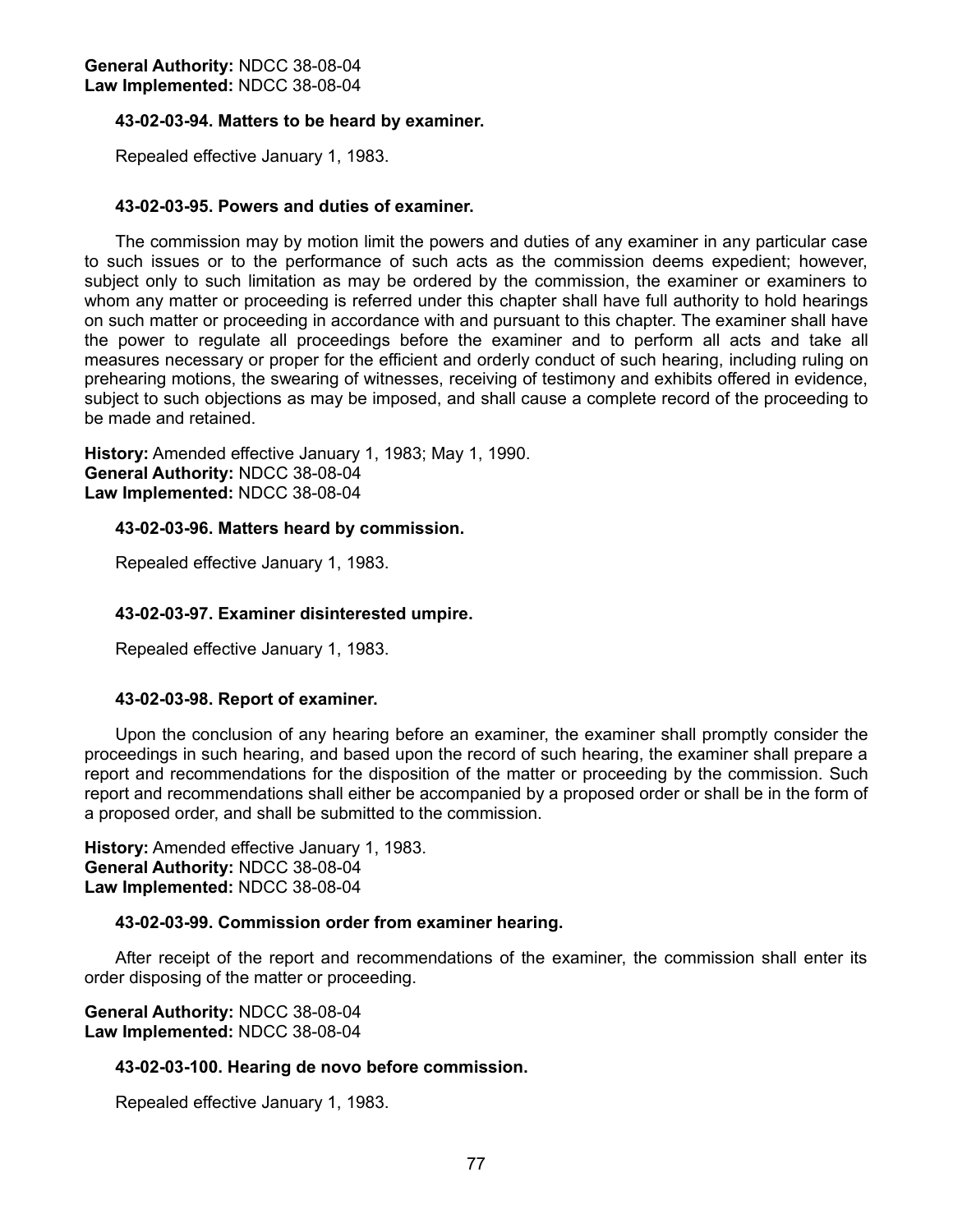**General Authority:** NDCC 38-08-04
**Law Implemented:** NDCC 38-08-04

#### 43-02-03-94. Matters to be heard by examiner.

Repealed effective January 1, 1983.

#### 43-02-03-95. Powers and duties of examiner.

The commission may by motion limit the powers and duties of any examiner in any particular case to such issues or to the performance of such acts as the commission deems expedient; however, subject only to such limitation as may be ordered by the commission, the examiner or examiners to whom any matter or proceeding is referred under this chapter shall have full authority to hold hearings on such matter or proceeding in accordance with and pursuant to this chapter. The examiner shall have the power to regulate all proceedings before the examiner and to perform all acts and take all measures necessary or proper for the efficient and orderly conduct of such hearing, including ruling on prehearing motions, the swearing of witnesses, receiving of testimony and exhibits offered in evidence, subject to such objections as may be imposed, and shall cause a complete record of the proceeding to be made and retained.

**History:** Amended effective January 1, 1983; May 1, 1990.
**General Authority:** NDCC 38-08-04
**Law Implemented:** NDCC 38-08-04

#### 43-02-03-96. Matters heard by commission.

Repealed effective January 1, 1983.

#### 43-02-03-97. Examiner disinterested umpire.

Repealed effective January 1, 1983.

#### 43-02-03-98. Report of examiner.

Upon the conclusion of any hearing before an examiner, the examiner shall promptly consider the proceedings in such hearing, and based upon the record of such hearing, the examiner shall prepare a report and recommendations for the disposition of the matter or proceeding by the commission. Such report and recommendations shall either be accompanied by a proposed order or shall be in the form of a proposed order, and shall be submitted to the commission.

**History:** Amended effective January 1, 1983.
**General Authority:** NDCC 38-08-04
**Law Implemented:** NDCC 38-08-04

#### 43-02-03-99. Commission order from examiner hearing.

After receipt of the report and recommendations of the examiner, the commission shall enter its order disposing of the matter or proceeding.

**General Authority:** NDCC 38-08-04
**Law Implemented:** NDCC 38-08-04

#### 43-02-03-100. Hearing de novo before commission.

Repealed effective January 1, 1983.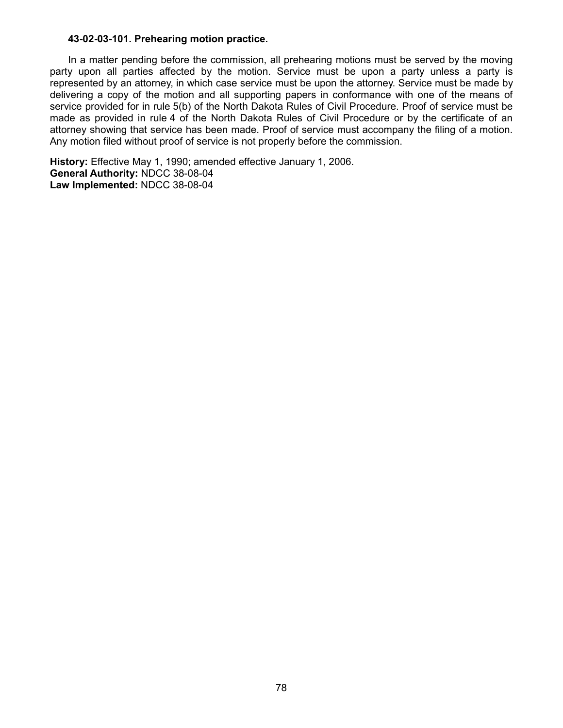**43-02-03-101. Prehearing motion practice.**

In a matter pending before the commission, all prehearing motions must be served by the moving party upon all parties affected by the motion. Service must be upon a party unless a party is represented by an attorney, in which case service must be upon the attorney. Service must be made by delivering a copy of the motion and all supporting papers in conformance with one of the means of service provided for in rule 5(b) of the North Dakota Rules of Civil Procedure. Proof of service must be made as provided in rule 4 of the North Dakota Rules of Civil Procedure or by the certificate of an attorney showing that service has been made. Proof of service must accompany the filing of a motion. Any motion filed without proof of service is not properly before the commission.

**History:** Effective May 1, 1990; amended effective January 1, 2006.
**General Authority:** NDCC 38-08-04
**Law Implemented:** NDCC 38-08-04